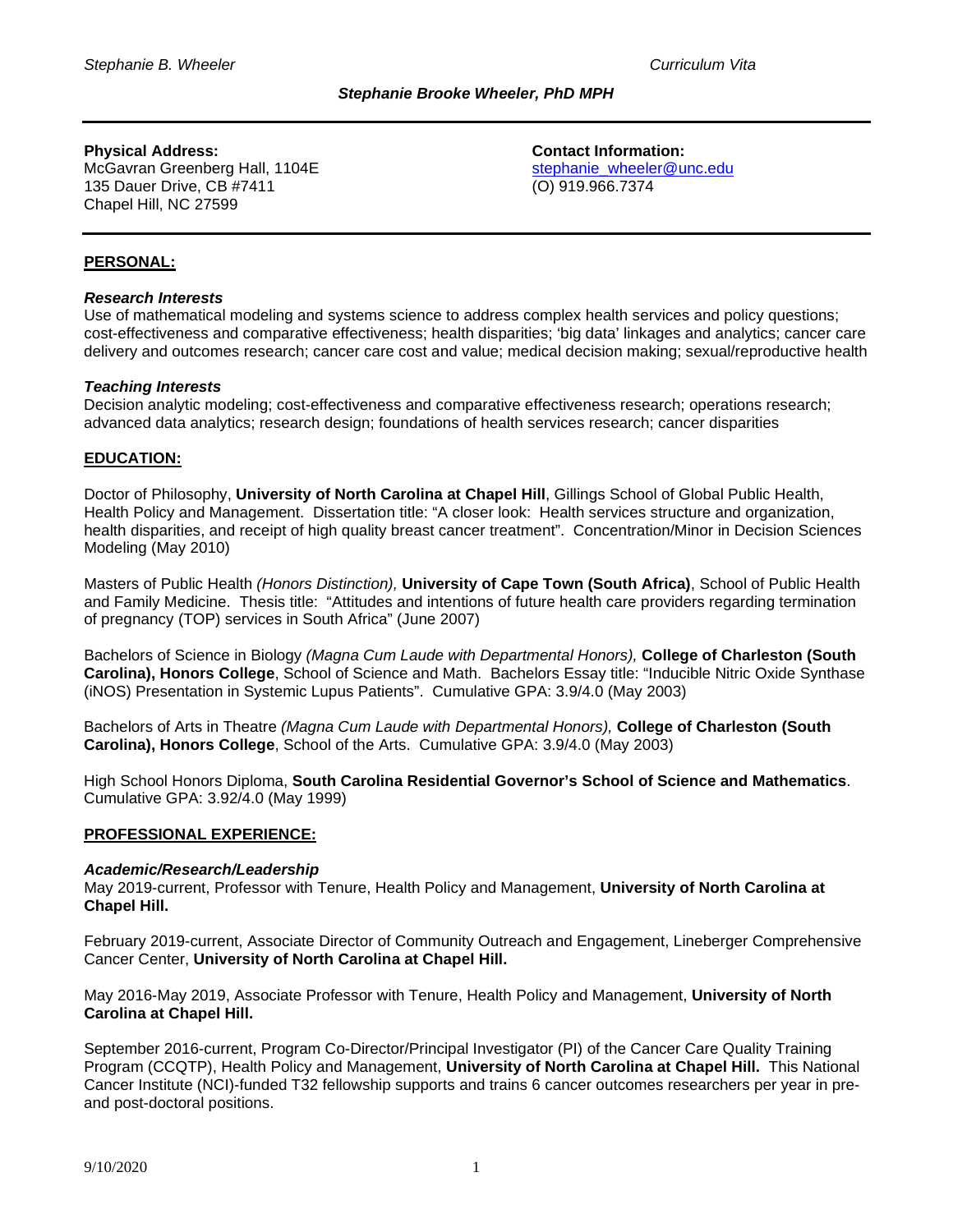# Stephanie Brooke Wheeler, PhD MPH

**Physical Address:**
McGavran Greenberg Hall, 1104E
135 Dauer Drive, CB #7411
Chapel Hill, NC 27599

**Contact Information:**
stephanie_wheeler@unc.edu
(O) 919.966.7374

## PERSONAL:

### *Research Interests*

Use of mathematical modeling and systems science to address complex health services and policy questions; cost-effectiveness and comparative effectiveness; health disparities; 'big data' linkages and analytics; cancer care delivery and outcomes research; cancer care cost and value; medical decision making; sexual/reproductive health

### *Teaching Interests*

Decision analytic modeling; cost-effectiveness and comparative effectiveness research; operations research; advanced data analytics; research design; foundations of health services research; cancer disparities

## EDUCATION:

Doctor of Philosophy, **University of North Carolina at Chapel Hill**, Gillings School of Global Public Health, Health Policy and Management. Dissertation title: "A closer look: Health services structure and organization, health disparities, and receipt of high quality breast cancer treatment". Concentration/Minor in Decision Sciences Modeling (May 2010)

Masters of Public Health *(Honors Distinction),* **University of Cape Town (South Africa)**, School of Public Health and Family Medicine. Thesis title: "Attitudes and intentions of future health care providers regarding termination of pregnancy (TOP) services in South Africa" (June 2007)

Bachelors of Science in Biology *(Magna Cum Laude with Departmental Honors),* **College of Charleston (South Carolina), Honors College**, School of Science and Math. Bachelors Essay title: "Inducible Nitric Oxide Synthase (iNOS) Presentation in Systemic Lupus Patients". Cumulative GPA: 3.9/4.0 (May 2003)

Bachelors of Arts in Theatre *(Magna Cum Laude with Departmental Honors),* **College of Charleston (South Carolina), Honors College**, School of the Arts. Cumulative GPA: 3.9/4.0 (May 2003)

High School Honors Diploma, **South Carolina Residential Governor's School of Science and Mathematics**. Cumulative GPA: 3.92/4.0 (May 1999)

## PROFESSIONAL EXPERIENCE:

### *Academic/Research/Leadership*

May 2019-current, Professor with Tenure, Health Policy and Management, **University of North Carolina at Chapel Hill.**

February 2019-current, Associate Director of Community Outreach and Engagement, Lineberger Comprehensive Cancer Center, **University of North Carolina at Chapel Hill.**

May 2016-May 2019, Associate Professor with Tenure, Health Policy and Management, **University of North Carolina at Chapel Hill.**

September 2016-current, Program Co-Director/Principal Investigator (PI) of the Cancer Care Quality Training Program (CCQTP), Health Policy and Management, **University of North Carolina at Chapel Hill.** This National Cancer Institute (NCI)-funded T32 fellowship supports and trains 6 cancer outcomes researchers per year in pre- and post-doctoral positions.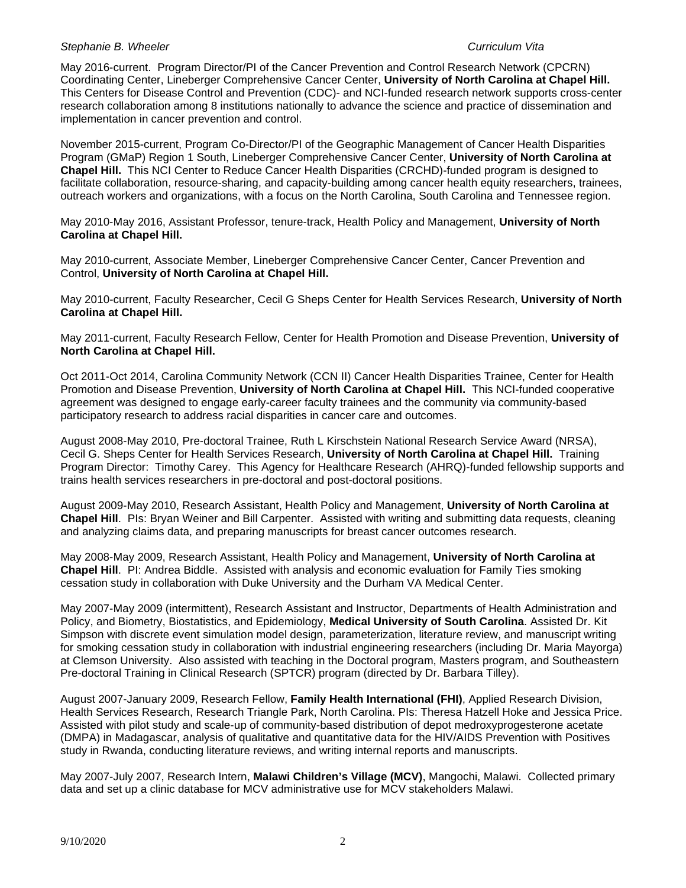May 2016-current. Program Director/PI of the Cancer Prevention and Control Research Network (CPCRN) Coordinating Center, Lineberger Comprehensive Cancer Center, **University of North Carolina at Chapel Hill.** This Centers for Disease Control and Prevention (CDC)- and NCI-funded research network supports cross-center research collaboration among 8 institutions nationally to advance the science and practice of dissemination and implementation in cancer prevention and control.

November 2015-current, Program Co-Director/PI of the Geographic Management of Cancer Health Disparities Program (GMaP) Region 1 South, Lineberger Comprehensive Cancer Center, **University of North Carolina at Chapel Hill.** This NCI Center to Reduce Cancer Health Disparities (CRCHD)-funded program is designed to facilitate collaboration, resource-sharing, and capacity-building among cancer health equity researchers, trainees, outreach workers and organizations, with a focus on the North Carolina, South Carolina and Tennessee region.

May 2010-May 2016, Assistant Professor, tenure-track, Health Policy and Management, **University of North Carolina at Chapel Hill.**

May 2010-current, Associate Member, Lineberger Comprehensive Cancer Center, Cancer Prevention and Control, **University of North Carolina at Chapel Hill.**

May 2010-current, Faculty Researcher, Cecil G Sheps Center for Health Services Research, **University of North Carolina at Chapel Hill.**

May 2011-current, Faculty Research Fellow, Center for Health Promotion and Disease Prevention, **University of North Carolina at Chapel Hill.**

Oct 2011-Oct 2014, Carolina Community Network (CCN II) Cancer Health Disparities Trainee, Center for Health Promotion and Disease Prevention, **University of North Carolina at Chapel Hill.** This NCI-funded cooperative agreement was designed to engage early-career faculty trainees and the community via community-based participatory research to address racial disparities in cancer care and outcomes.

August 2008-May 2010, Pre-doctoral Trainee, Ruth L Kirschstein National Research Service Award (NRSA), Cecil G. Sheps Center for Health Services Research, **University of North Carolina at Chapel Hill.** Training Program Director: Timothy Carey. This Agency for Healthcare Research (AHRQ)-funded fellowship supports and trains health services researchers in pre-doctoral and post-doctoral positions.

August 2009-May 2010, Research Assistant, Health Policy and Management, **University of North Carolina at Chapel Hill**. PIs: Bryan Weiner and Bill Carpenter. Assisted with writing and submitting data requests, cleaning and analyzing claims data, and preparing manuscripts for breast cancer outcomes research.

May 2008-May 2009, Research Assistant, Health Policy and Management, **University of North Carolina at Chapel Hill**. PI: Andrea Biddle. Assisted with analysis and economic evaluation for Family Ties smoking cessation study in collaboration with Duke University and the Durham VA Medical Center.

May 2007-May 2009 (intermittent), Research Assistant and Instructor, Departments of Health Administration and Policy, and Biometry, Biostatistics, and Epidemiology, **Medical University of South Carolina**. Assisted Dr. Kit Simpson with discrete event simulation model design, parameterization, literature review, and manuscript writing for smoking cessation study in collaboration with industrial engineering researchers (including Dr. Maria Mayorga) at Clemson University. Also assisted with teaching in the Doctoral program, Masters program, and Southeastern Pre-doctoral Training in Clinical Research (SPTCR) program (directed by Dr. Barbara Tilley).

August 2007-January 2009, Research Fellow, **Family Health International (FHI)**, Applied Research Division, Health Services Research, Research Triangle Park, North Carolina. PIs: Theresa Hatzell Hoke and Jessica Price. Assisted with pilot study and scale-up of community-based distribution of depot medroxyprogesterone acetate (DMPA) in Madagascar, analysis of qualitative and quantitative data for the HIV/AIDS Prevention with Positives study in Rwanda, conducting literature reviews, and writing internal reports and manuscripts.

May 2007-July 2007, Research Intern, **Malawi Children's Village (MCV)**, Mangochi, Malawi. Collected primary data and set up a clinic database for MCV administrative use for MCV stakeholders Malawi.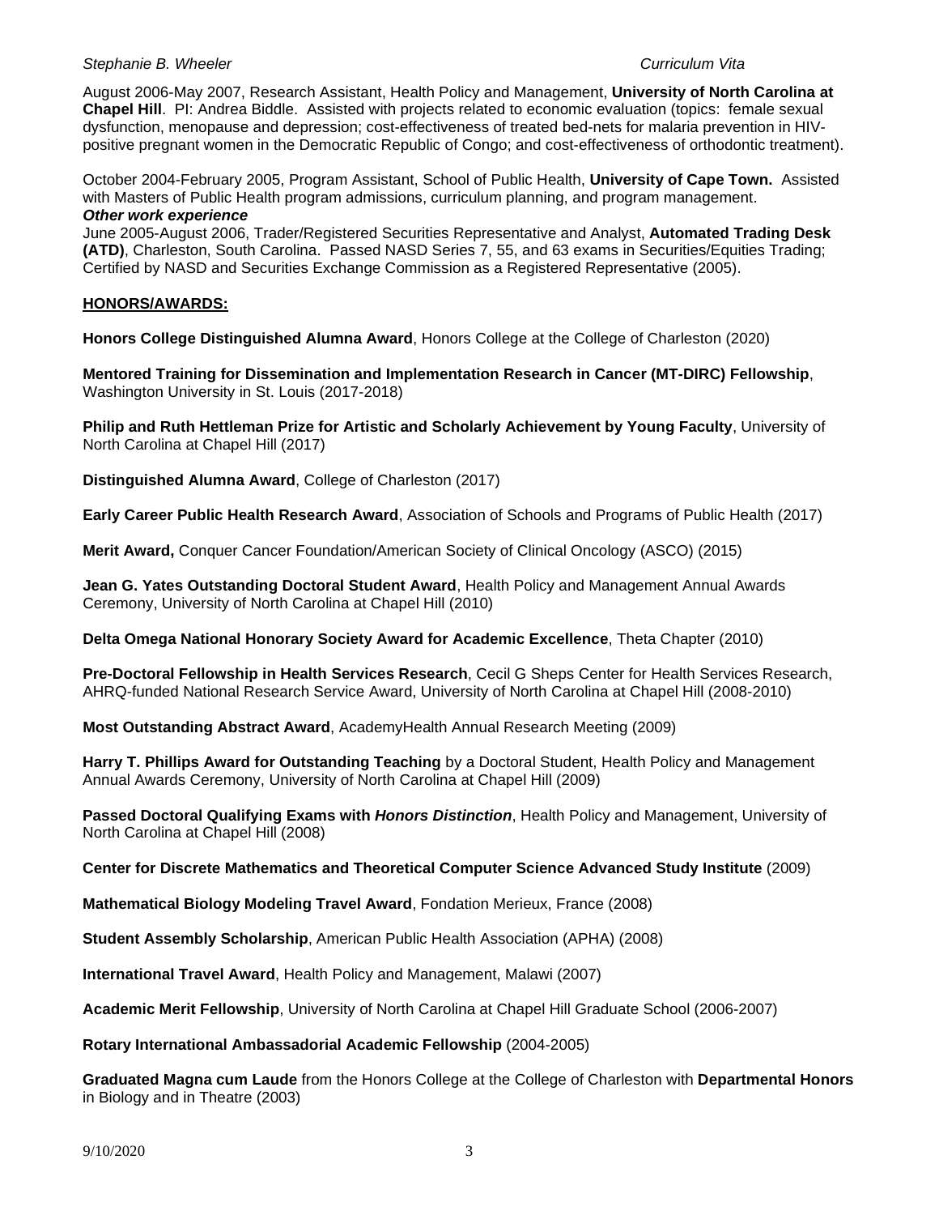August 2006-May 2007, Research Assistant, Health Policy and Management, **University of North Carolina at Chapel Hill**. PI: Andrea Biddle. Assisted with projects related to economic evaluation (topics: female sexual dysfunction, menopause and depression; cost-effectiveness of treated bed-nets for malaria prevention in HIV-positive pregnant women in the Democratic Republic of Congo; and cost-effectiveness of orthodontic treatment).

October 2004-February 2005, Program Assistant, School of Public Health, **University of Cape Town.** Assisted with Masters of Public Health program admissions, curriculum planning, and program management.

***Other work experience***

June 2005-August 2006, Trader/Registered Securities Representative and Analyst, **Automated Trading Desk (ATD)**, Charleston, South Carolina. Passed NASD Series 7, 55, and 63 exams in Securities/Equities Trading; Certified by NASD and Securities Exchange Commission as a Registered Representative (2005).

## HONORS/AWARDS:

**Honors College Distinguished Alumna Award**, Honors College at the College of Charleston (2020)

**Mentored Training for Dissemination and Implementation Research in Cancer (MT-DIRC) Fellowship**, Washington University in St. Louis (2017-2018)

**Philip and Ruth Hettleman Prize for Artistic and Scholarly Achievement by Young Faculty**, University of North Carolina at Chapel Hill (2017)

**Distinguished Alumna Award**, College of Charleston (2017)

**Early Career Public Health Research Award**, Association of Schools and Programs of Public Health (2017)

**Merit Award,** Conquer Cancer Foundation/American Society of Clinical Oncology (ASCO) (2015)

**Jean G. Yates Outstanding Doctoral Student Award**, Health Policy and Management Annual Awards Ceremony, University of North Carolina at Chapel Hill (2010)

**Delta Omega National Honorary Society Award for Academic Excellence**, Theta Chapter (2010)

**Pre-Doctoral Fellowship in Health Services Research**, Cecil G Sheps Center for Health Services Research, AHRQ-funded National Research Service Award, University of North Carolina at Chapel Hill (2008-2010)

**Most Outstanding Abstract Award**, AcademyHealth Annual Research Meeting (2009)

**Harry T. Phillips Award for Outstanding Teaching** by a Doctoral Student, Health Policy and Management Annual Awards Ceremony, University of North Carolina at Chapel Hill (2009)

**Passed Doctoral Qualifying Exams with *Honors Distinction***, Health Policy and Management, University of North Carolina at Chapel Hill (2008)

**Center for Discrete Mathematics and Theoretical Computer Science Advanced Study Institute** (2009)

**Mathematical Biology Modeling Travel Award**, Fondation Merieux, France (2008)

**Student Assembly Scholarship**, American Public Health Association (APHA) (2008)

**International Travel Award**, Health Policy and Management, Malawi (2007)

**Academic Merit Fellowship**, University of North Carolina at Chapel Hill Graduate School (2006-2007)

**Rotary International Ambassadorial Academic Fellowship** (2004-2005)

**Graduated Magna cum Laude** from the Honors College at the College of Charleston with **Departmental Honors** in Biology and in Theatre (2003)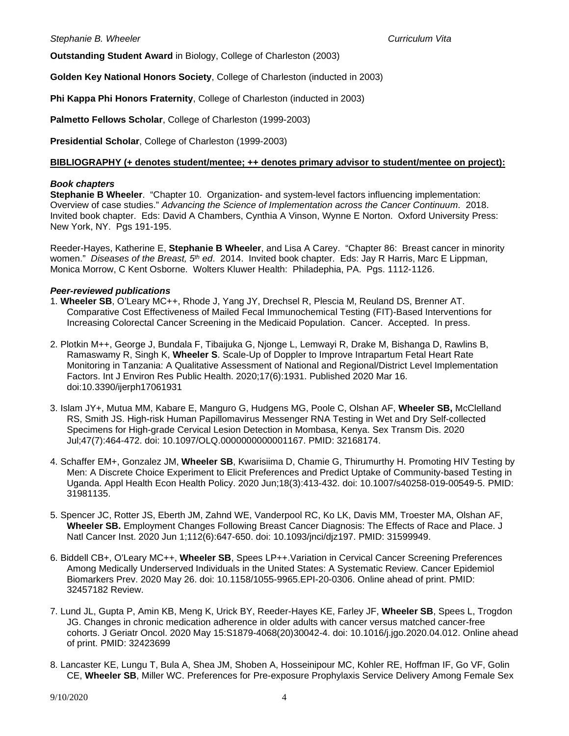**Outstanding Student Award** in Biology, College of Charleston (2003)

**Golden Key National Honors Society**, College of Charleston (inducted in 2003)

**Phi Kappa Phi Honors Fraternity**, College of Charleston (inducted in 2003)

**Palmetto Fellows Scholar**, College of Charleston (1999-2003)

**Presidential Scholar**, College of Charleston (1999-2003)

## BIBLIOGRAPHY (+ denotes student/mentee; ++ denotes primary advisor to student/mentee on project):

### *Book chapters*

**Stephanie B Wheeler**. "Chapter 10. Organization- and system-level factors influencing implementation: Overview of case studies." *Advancing the Science of Implementation across the Cancer Continuum*. 2018. Invited book chapter. Eds: David A Chambers, Cynthia A Vinson, Wynne E Norton. Oxford University Press: New York, NY. Pgs 191-195.

Reeder-Hayes, Katherine E, **Stephanie B Wheeler**, and Lisa A Carey. "Chapter 86: Breast cancer in minority women." *Diseases of the Breast, 5th ed*. 2014. Invited book chapter. Eds: Jay R Harris, Marc E Lippman, Monica Morrow, C Kent Osborne. Wolters Kluwer Health: Philadephia, PA. Pgs. 1112-1126.

### *Peer-reviewed publications*

1. **Wheeler SB**, O'Leary MC++, Rhode J, Yang JY, Drechsel R, Plescia M, Reuland DS, Brenner AT. Comparative Cost Effectiveness of Mailed Fecal Immunochemical Testing (FIT)-Based Interventions for Increasing Colorectal Cancer Screening in the Medicaid Population. Cancer. Accepted. In press.

2. Plotkin M++, George J, Bundala F, Tibaijuka G, Njonge L, Lemwayi R, Drake M, Bishanga D, Rawlins B, Ramaswamy R, Singh K, **Wheeler S**. Scale-Up of Doppler to Improve Intrapartum Fetal Heart Rate Monitoring in Tanzania: A Qualitative Assessment of National and Regional/District Level Implementation Factors. Int J Environ Res Public Health. 2020;17(6):1931. Published 2020 Mar 16. doi:10.3390/ijerph17061931

3. Islam JY+, Mutua MM, Kabare E, Manguro G, Hudgens MG, Poole C, Olshan AF, **Wheeler SB,** McClelland RS, Smith JS. High-risk Human Papillomavirus Messenger RNA Testing in Wet and Dry Self-collected Specimens for High-grade Cervical Lesion Detection in Mombasa, Kenya. Sex Transm Dis. 2020 Jul;47(7):464-472. doi: 10.1097/OLQ.0000000000001167. PMID: 32168174.

4. Schaffer EM+, Gonzalez JM, **Wheeler SB**, Kwarisiima D, Chamie G, Thirumurthy H. Promoting HIV Testing by Men: A Discrete Choice Experiment to Elicit Preferences and Predict Uptake of Community-based Testing in Uganda. Appl Health Econ Health Policy. 2020 Jun;18(3):413-432. doi: 10.1007/s40258-019-00549-5. PMID: 31981135.

5. Spencer JC, Rotter JS, Eberth JM, Zahnd WE, Vanderpool RC, Ko LK, Davis MM, Troester MA, Olshan AF, **Wheeler SB.** Employment Changes Following Breast Cancer Diagnosis: The Effects of Race and Place. J Natl Cancer Inst. 2020 Jun 1;112(6):647-650. doi: 10.1093/jnci/djz197. PMID: 31599949.

6. Biddell CB+, O'Leary MC++, **Wheeler SB**, Spees LP++.Variation in Cervical Cancer Screening Preferences Among Medically Underserved Individuals in the United States: A Systematic Review. Cancer Epidemiol Biomarkers Prev. 2020 May 26. doi: 10.1158/1055-9965.EPI-20-0306. Online ahead of print. PMID: 32457182 Review.

7. Lund JL, Gupta P, Amin KB, Meng K, Urick BY, Reeder-Hayes KE, Farley JF, **Wheeler SB**, Spees L, Trogdon JG. Changes in chronic medication adherence in older adults with cancer versus matched cancer-free cohorts. J Geriatr Oncol. 2020 May 15:S1879-4068(20)30042-4. doi: 10.1016/j.jgo.2020.04.012. Online ahead of print. PMID: 32423699

8. Lancaster KE, Lungu T, Bula A, Shea JM, Shoben A, Hosseinipour MC, Kohler RE, Hoffman IF, Go VF, Golin CE, **Wheeler SB**, Miller WC. Preferences for Pre-exposure Prophylaxis Service Delivery Among Female Sex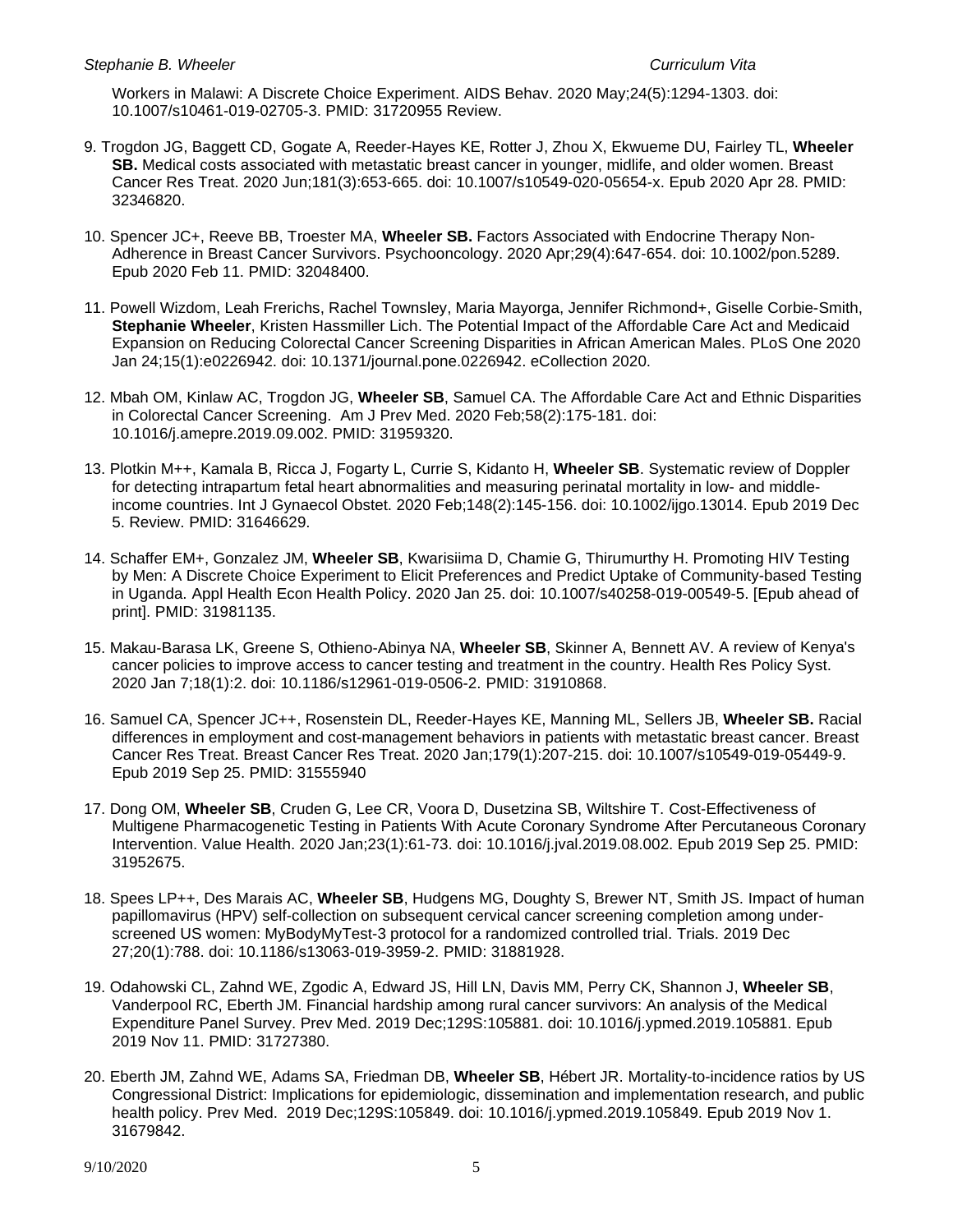Workers in Malawi: A Discrete Choice Experiment. AIDS Behav. 2020 May;24(5):1294-1303. doi: 10.1007/s10461-019-02705-3. PMID: 31720955 Review.

9. Trogdon JG, Baggett CD, Gogate A, Reeder-Hayes KE, Rotter J, Zhou X, Ekwueme DU, Fairley TL, **Wheeler SB.** Medical costs associated with metastatic breast cancer in younger, midlife, and older women. Breast Cancer Res Treat. 2020 Jun;181(3):653-665. doi: 10.1007/s10549-020-05654-x. Epub 2020 Apr 28. PMID: 32346820.

10. Spencer JC+, Reeve BB, Troester MA, **Wheeler SB.** Factors Associated with Endocrine Therapy Non-Adherence in Breast Cancer Survivors. Psychooncology. 2020 Apr;29(4):647-654. doi: 10.1002/pon.5289. Epub 2020 Feb 11. PMID: 32048400.

11. Powell Wizdom, Leah Frerichs, Rachel Townsley, Maria Mayorga, Jennifer Richmond+, Giselle Corbie-Smith, **Stephanie Wheeler**, Kristen Hassmiller Lich. The Potential Impact of the Affordable Care Act and Medicaid Expansion on Reducing Colorectal Cancer Screening Disparities in African American Males. PLoS One 2020 Jan 24;15(1):e0226942. doi: 10.1371/journal.pone.0226942. eCollection 2020.

12. Mbah OM, Kinlaw AC, Trogdon JG, **Wheeler SB**, Samuel CA. The Affordable Care Act and Ethnic Disparities in Colorectal Cancer Screening. Am J Prev Med. 2020 Feb;58(2):175-181. doi: 10.1016/j.amepre.2019.09.002. PMID: 31959320.

13. Plotkin M++, Kamala B, Ricca J, Fogarty L, Currie S, Kidanto H, **Wheeler SB**. Systematic review of Doppler for detecting intrapartum fetal heart abnormalities and measuring perinatal mortality in low- and middle-income countries. Int J Gynaecol Obstet. 2020 Feb;148(2):145-156. doi: 10.1002/ijgo.13014. Epub 2019 Dec 5. Review. PMID: 31646629.

14. Schaffer EM+, Gonzalez JM, **Wheeler SB**, Kwarisiima D, Chamie G, Thirumurthy H. Promoting HIV Testing by Men: A Discrete Choice Experiment to Elicit Preferences and Predict Uptake of Community-based Testing in Uganda. Appl Health Econ Health Policy. 2020 Jan 25. doi: 10.1007/s40258-019-00549-5. [Epub ahead of print]. PMID: 31981135.

15. Makau-Barasa LK, Greene S, Othieno-Abinya NA, **Wheeler SB**, Skinner A, Bennett AV. A review of Kenya's cancer policies to improve access to cancer testing and treatment in the country. Health Res Policy Syst. 2020 Jan 7;18(1):2. doi: 10.1186/s12961-019-0506-2. PMID: 31910868.

16. Samuel CA, Spencer JC++, Rosenstein DL, Reeder-Hayes KE, Manning ML, Sellers JB, **Wheeler SB.** Racial differences in employment and cost-management behaviors in patients with metastatic breast cancer. Breast Cancer Res Treat. Breast Cancer Res Treat. 2020 Jan;179(1):207-215. doi: 10.1007/s10549-019-05449-9. Epub 2019 Sep 25. PMID: 31555940

17. Dong OM, **Wheeler SB**, Cruden G, Lee CR, Voora D, Dusetzina SB, Wiltshire T. Cost-Effectiveness of Multigene Pharmacogenetic Testing in Patients With Acute Coronary Syndrome After Percutaneous Coronary Intervention. Value Health. 2020 Jan;23(1):61-73. doi: 10.1016/j.jval.2019.08.002. Epub 2019 Sep 25. PMID: 31952675.

18. Spees LP++, Des Marais AC, **Wheeler SB**, Hudgens MG, Doughty S, Brewer NT, Smith JS. Impact of human papillomavirus (HPV) self-collection on subsequent cervical cancer screening completion among under-screened US women: MyBodyMyTest-3 protocol for a randomized controlled trial. Trials. 2019 Dec 27;20(1):788. doi: 10.1186/s13063-019-3959-2. PMID: 31881928.

19. Odahowski CL, Zahnd WE, Zgodic A, Edward JS, Hill LN, Davis MM, Perry CK, Shannon J, **Wheeler SB**, Vanderpool RC, Eberth JM. Financial hardship among rural cancer survivors: An analysis of the Medical Expenditure Panel Survey. Prev Med. 2019 Dec;129S:105881. doi: 10.1016/j.ypmed.2019.105881. Epub 2019 Nov 11. PMID: 31727380.

20. Eberth JM, Zahnd WE, Adams SA, Friedman DB, **Wheeler SB**, Hébert JR. Mortality-to-incidence ratios by US Congressional District: Implications for epidemiologic, dissemination and implementation research, and public health policy. Prev Med. 2019 Dec;129S:105849. doi: 10.1016/j.ypmed.2019.105849. Epub 2019 Nov 1. 31679842.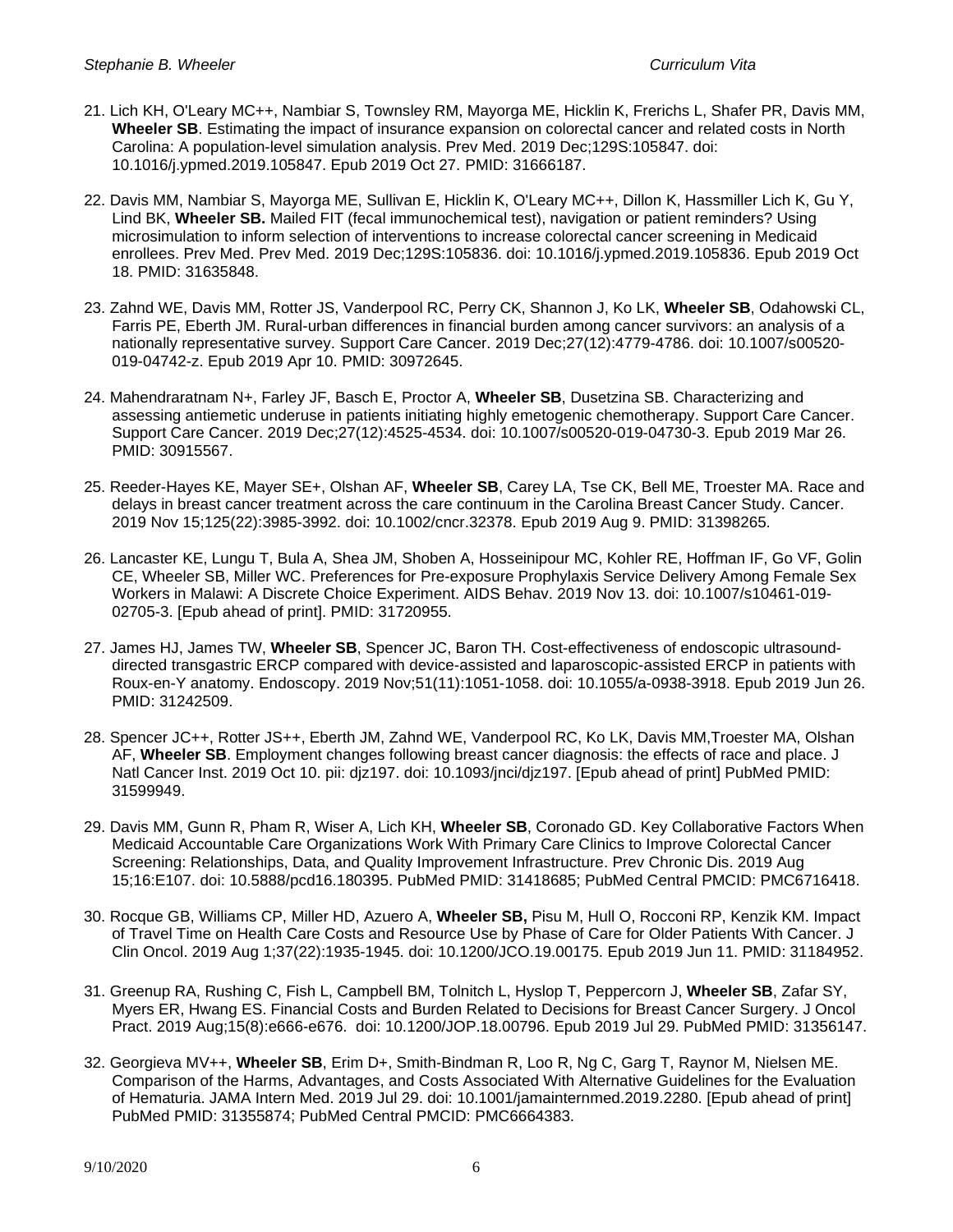21. Lich KH, O'Leary MC++, Nambiar S, Townsley RM, Mayorga ME, Hicklin K, Frerichs L, Shafer PR, Davis MM, **Wheeler SB**. Estimating the impact of insurance expansion on colorectal cancer and related costs in North Carolina: A population-level simulation analysis. Prev Med. 2019 Dec;129S:105847. doi: 10.1016/j.ypmed.2019.105847. Epub 2019 Oct 27. PMID: 31666187.

22. Davis MM, Nambiar S, Mayorga ME, Sullivan E, Hicklin K, O'Leary MC++, Dillon K, Hassmiller Lich K, Gu Y, Lind BK, **Wheeler SB.** Mailed FIT (fecal immunochemical test), navigation or patient reminders? Using microsimulation to inform selection of interventions to increase colorectal cancer screening in Medicaid enrollees. Prev Med. Prev Med. 2019 Dec;129S:105836. doi: 10.1016/j.ypmed.2019.105836. Epub 2019 Oct 18. PMID: 31635848.

23. Zahnd WE, Davis MM, Rotter JS, Vanderpool RC, Perry CK, Shannon J, Ko LK, **Wheeler SB**, Odahowski CL, Farris PE, Eberth JM. Rural-urban differences in financial burden among cancer survivors: an analysis of a nationally representative survey. Support Care Cancer. 2019 Dec;27(12):4779-4786. doi: 10.1007/s00520-019-04742-z. Epub 2019 Apr 10. PMID: 30972645.

24. Mahendraratnam N+, Farley JF, Basch E, Proctor A, **Wheeler SB**, Dusetzina SB. Characterizing and assessing antiemetic underuse in patients initiating highly emetogenic chemotherapy. Support Care Cancer. Support Care Cancer. 2019 Dec;27(12):4525-4534. doi: 10.1007/s00520-019-04730-3. Epub 2019 Mar 26. PMID: 30915567.

25. Reeder-Hayes KE, Mayer SE+, Olshan AF, **Wheeler SB**, Carey LA, Tse CK, Bell ME, Troester MA. Race and delays in breast cancer treatment across the care continuum in the Carolina Breast Cancer Study. Cancer. 2019 Nov 15;125(22):3985-3992. doi: 10.1002/cncr.32378. Epub 2019 Aug 9. PMID: 31398265.

26. Lancaster KE, Lungu T, Bula A, Shea JM, Shoben A, Hosseinipour MC, Kohler RE, Hoffman IF, Go VF, Golin CE, Wheeler SB, Miller WC. Preferences for Pre-exposure Prophylaxis Service Delivery Among Female Sex Workers in Malawi: A Discrete Choice Experiment. AIDS Behav. 2019 Nov 13. doi: 10.1007/s10461-019-02705-3. [Epub ahead of print]. PMID: 31720955.

27. James HJ, James TW, **Wheeler SB**, Spencer JC, Baron TH. Cost-effectiveness of endoscopic ultrasound-directed transgastric ERCP compared with device-assisted and laparoscopic-assisted ERCP in patients with Roux-en-Y anatomy. Endoscopy. 2019 Nov;51(11):1051-1058. doi: 10.1055/a-0938-3918. Epub 2019 Jun 26. PMID: 31242509.

28. Spencer JC++, Rotter JS++, Eberth JM, Zahnd WE, Vanderpool RC, Ko LK, Davis MM,Troester MA, Olshan AF, **Wheeler SB**. Employment changes following breast cancer diagnosis: the effects of race and place. J Natl Cancer Inst. 2019 Oct 10. pii: djz197. doi: 10.1093/jnci/djz197. [Epub ahead of print] PubMed PMID: 31599949.

29. Davis MM, Gunn R, Pham R, Wiser A, Lich KH, **Wheeler SB**, Coronado GD. Key Collaborative Factors When Medicaid Accountable Care Organizations Work With Primary Care Clinics to Improve Colorectal Cancer Screening: Relationships, Data, and Quality Improvement Infrastructure. Prev Chronic Dis. 2019 Aug 15;16:E107. doi: 10.5888/pcd16.180395. PubMed PMID: 31418685; PubMed Central PMCID: PMC6716418.

30. Rocque GB, Williams CP, Miller HD, Azuero A, **Wheeler SB,** Pisu M, Hull O, Rocconi RP, Kenzik KM. Impact of Travel Time on Health Care Costs and Resource Use by Phase of Care for Older Patients With Cancer. J Clin Oncol. 2019 Aug 1;37(22):1935-1945. doi: 10.1200/JCO.19.00175. Epub 2019 Jun 11. PMID: 31184952.

31. Greenup RA, Rushing C, Fish L, Campbell BM, Tolnitch L, Hyslop T, Peppercorn J, **Wheeler SB**, Zafar SY, Myers ER, Hwang ES. Financial Costs and Burden Related to Decisions for Breast Cancer Surgery. J Oncol Pract. 2019 Aug;15(8):e666-e676. doi: 10.1200/JOP.18.00796. Epub 2019 Jul 29. PubMed PMID: 31356147.

32. Georgieva MV++, **Wheeler SB**, Erim D+, Smith-Bindman R, Loo R, Ng C, Garg T, Raynor M, Nielsen ME. Comparison of the Harms, Advantages, and Costs Associated With Alternative Guidelines for the Evaluation of Hematuria. JAMA Intern Med. 2019 Jul 29. doi: 10.1001/jamainternmed.2019.2280. [Epub ahead of print] PubMed PMID: 31355874; PubMed Central PMCID: PMC6664383.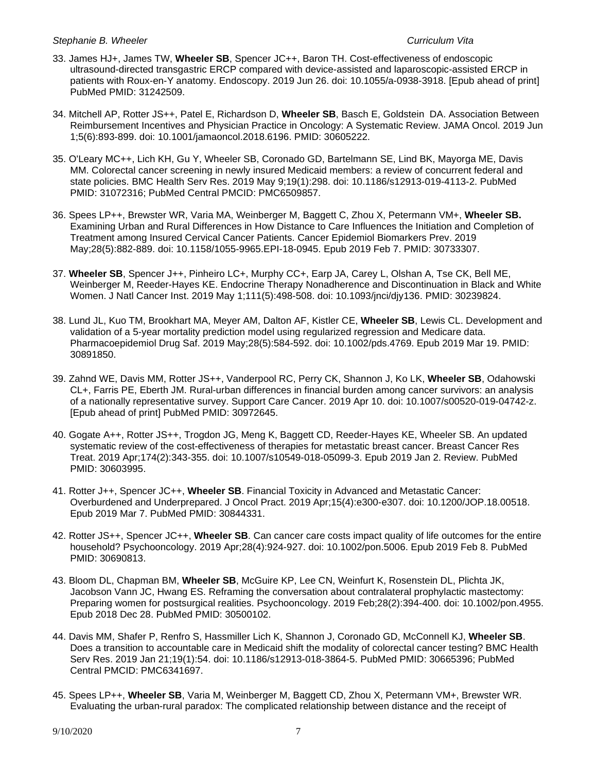33. James HJ+, James TW, **Wheeler SB**, Spencer JC++, Baron TH. Cost-effectiveness of endoscopic ultrasound-directed transgastric ERCP compared with device-assisted and laparoscopic-assisted ERCP in patients with Roux-en-Y anatomy. Endoscopy. 2019 Jun 26. doi: 10.1055/a-0938-3918. [Epub ahead of print] PubMed PMID: 31242509.

34. Mitchell AP, Rotter JS++, Patel E, Richardson D, **Wheeler SB**, Basch E, Goldstein DA. Association Between Reimbursement Incentives and Physician Practice in Oncology: A Systematic Review. JAMA Oncol. 2019 Jun 1;5(6):893-899. doi: 10.1001/jamaoncol.2018.6196. PMID: 30605222.

35. O'Leary MC++, Lich KH, Gu Y, Wheeler SB, Coronado GD, Bartelmann SE, Lind BK, Mayorga ME, Davis MM. Colorectal cancer screening in newly insured Medicaid members: a review of concurrent federal and state policies. BMC Health Serv Res. 2019 May 9;19(1):298. doi: 10.1186/s12913-019-4113-2. PubMed PMID: 31072316; PubMed Central PMCID: PMC6509857.

36. Spees LP++, Brewster WR, Varia MA, Weinberger M, Baggett C, Zhou X, Petermann VM+, **Wheeler SB.** Examining Urban and Rural Differences in How Distance to Care Influences the Initiation and Completion of Treatment among Insured Cervical Cancer Patients. Cancer Epidemiol Biomarkers Prev. 2019 May;28(5):882-889. doi: 10.1158/1055-9965.EPI-18-0945. Epub 2019 Feb 7. PMID: 30733307.

37. **Wheeler SB**, Spencer J++, Pinheiro LC+, Murphy CC+, Earp JA, Carey L, Olshan A, Tse CK, Bell ME, Weinberger M, Reeder-Hayes KE. Endocrine Therapy Nonadherence and Discontinuation in Black and White Women. J Natl Cancer Inst. 2019 May 1;111(5):498-508. doi: 10.1093/jnci/djy136. PMID: 30239824.

38. Lund JL, Kuo TM, Brookhart MA, Meyer AM, Dalton AF, Kistler CE, **Wheeler SB**, Lewis CL. Development and validation of a 5-year mortality prediction model using regularized regression and Medicare data. Pharmacoepidemiol Drug Saf. 2019 May;28(5):584-592. doi: 10.1002/pds.4769. Epub 2019 Mar 19. PMID: 30891850.

39. Zahnd WE, Davis MM, Rotter JS++, Vanderpool RC, Perry CK, Shannon J, Ko LK, **Wheeler SB**, Odahowski CL+, Farris PE, Eberth JM. Rural-urban differences in financial burden among cancer survivors: an analysis of a nationally representative survey. Support Care Cancer. 2019 Apr 10. doi: 10.1007/s00520-019-04742-z. [Epub ahead of print] PubMed PMID: 30972645.

40. Gogate A++, Rotter JS++, Trogdon JG, Meng K, Baggett CD, Reeder-Hayes KE, Wheeler SB. An updated systematic review of the cost-effectiveness of therapies for metastatic breast cancer. Breast Cancer Res Treat. 2019 Apr;174(2):343-355. doi: 10.1007/s10549-018-05099-3. Epub 2019 Jan 2. Review. PubMed PMID: 30603995.

41. Rotter J++, Spencer JC++, **Wheeler SB**. Financial Toxicity in Advanced and Metastatic Cancer: Overburdened and Underprepared. J Oncol Pract. 2019 Apr;15(4):e300-e307. doi: 10.1200/JOP.18.00518. Epub 2019 Mar 7. PubMed PMID: 30844331.

42. Rotter JS++, Spencer JC++, **Wheeler SB**. Can cancer care costs impact quality of life outcomes for the entire household? Psychooncology. 2019 Apr;28(4):924-927. doi: 10.1002/pon.5006. Epub 2019 Feb 8. PubMed PMID: 30690813.

43. Bloom DL, Chapman BM, **Wheeler SB**, McGuire KP, Lee CN, Weinfurt K, Rosenstein DL, Plichta JK, Jacobson Vann JC, Hwang ES. Reframing the conversation about contralateral prophylactic mastectomy: Preparing women for postsurgical realities. Psychooncology. 2019 Feb;28(2):394-400. doi: 10.1002/pon.4955. Epub 2018 Dec 28. PubMed PMID: 30500102.

44. Davis MM, Shafer P, Renfro S, Hassmiller Lich K, Shannon J, Coronado GD, McConnell KJ, **Wheeler SB**. Does a transition to accountable care in Medicaid shift the modality of colorectal cancer testing? BMC Health Serv Res. 2019 Jan 21;19(1):54. doi: 10.1186/s12913-018-3864-5. PubMed PMID: 30665396; PubMed Central PMCID: PMC6341697.

45. Spees LP++, **Wheeler SB**, Varia M, Weinberger M, Baggett CD, Zhou X, Petermann VM+, Brewster WR. Evaluating the urban-rural paradox: The complicated relationship between distance and the receipt of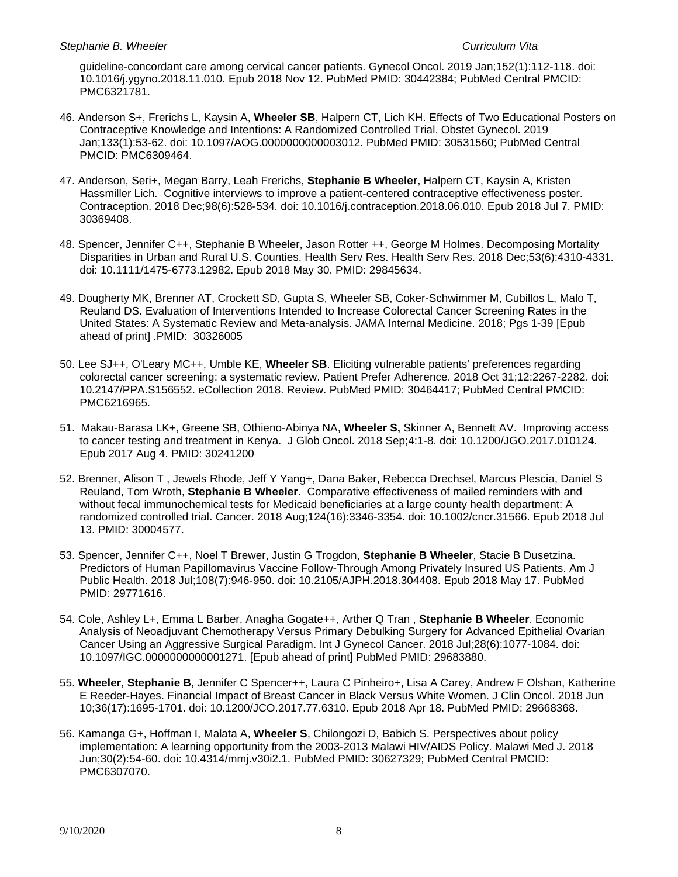guideline-concordant care among cervical cancer patients. Gynecol Oncol. 2019 Jan;152(1):112-118. doi: 10.1016/j.ygyno.2018.11.010. Epub 2018 Nov 12. PubMed PMID: 30442384; PubMed Central PMCID: PMC6321781.

46. Anderson S+, Frerichs L, Kaysin A, **Wheeler SB**, Halpern CT, Lich KH. Effects of Two Educational Posters on Contraceptive Knowledge and Intentions: A Randomized Controlled Trial. Obstet Gynecol. 2019 Jan;133(1):53-62. doi: 10.1097/AOG.0000000000003012. PubMed PMID: 30531560; PubMed Central PMCID: PMC6309464.

47. Anderson, Seri+, Megan Barry, Leah Frerichs, **Stephanie B Wheeler**, Halpern CT, Kaysin A, Kristen Hassmiller Lich. Cognitive interviews to improve a patient-centered contraceptive effectiveness poster. Contraception. 2018 Dec;98(6):528-534. doi: 10.1016/j.contraception.2018.06.010. Epub 2018 Jul 7. PMID: 30369408.

48. Spencer, Jennifer C++, Stephanie B Wheeler, Jason Rotter ++, George M Holmes. Decomposing Mortality Disparities in Urban and Rural U.S. Counties. Health Serv Res. Health Serv Res. 2018 Dec;53(6):4310-4331. doi: 10.1111/1475-6773.12982. Epub 2018 May 30. PMID: 29845634.

49. Dougherty MK, Brenner AT, Crockett SD, Gupta S, Wheeler SB, Coker-Schwimmer M, Cubillos L, Malo T, Reuland DS. Evaluation of Interventions Intended to Increase Colorectal Cancer Screening Rates in the United States: A Systematic Review and Meta-analysis. JAMA Internal Medicine. 2018; Pgs 1-39 [Epub ahead of print] .PMID: 30326005

50. Lee SJ++, O'Leary MC++, Umble KE, **Wheeler SB**. Eliciting vulnerable patients' preferences regarding colorectal cancer screening: a systematic review. Patient Prefer Adherence. 2018 Oct 31;12:2267-2282. doi: 10.2147/PPA.S156552. eCollection 2018. Review. PubMed PMID: 30464417; PubMed Central PMCID: PMC6216965.

51. Makau-Barasa LK+, Greene SB, Othieno-Abinya NA, **Wheeler S,** Skinner A, Bennett AV. Improving access to cancer testing and treatment in Kenya. J Glob Oncol. 2018 Sep;4:1-8. doi: 10.1200/JGO.2017.010124. Epub 2017 Aug 4. PMID: 30241200

52. Brenner, Alison T , Jewels Rhode, Jeff Y Yang+, Dana Baker, Rebecca Drechsel, Marcus Plescia, Daniel S Reuland, Tom Wroth, **Stephanie B Wheeler**. Comparative effectiveness of mailed reminders with and without fecal immunochemical tests for Medicaid beneficiaries at a large county health department: A randomized controlled trial. Cancer. 2018 Aug;124(16):3346-3354. doi: 10.1002/cncr.31566. Epub 2018 Jul 13. PMID: 30004577.

53. Spencer, Jennifer C++, Noel T Brewer, Justin G Trogdon, **Stephanie B Wheeler**, Stacie B Dusetzina. Predictors of Human Papillomavirus Vaccine Follow-Through Among Privately Insured US Patients. Am J Public Health. 2018 Jul;108(7):946-950. doi: 10.2105/AJPH.2018.304408. Epub 2018 May 17. PubMed PMID: 29771616.

54. Cole, Ashley L+, Emma L Barber, Anagha Gogate++, Arther Q Tran , **Stephanie B Wheeler**. Economic Analysis of Neoadjuvant Chemotherapy Versus Primary Debulking Surgery for Advanced Epithelial Ovarian Cancer Using an Aggressive Surgical Paradigm. Int J Gynecol Cancer. 2018 Jul;28(6):1077-1084. doi: 10.1097/IGC.0000000000001271. [Epub ahead of print] PubMed PMID: 29683880.

55. **Wheeler**, **Stephanie B,** Jennifer C Spencer++, Laura C Pinheiro+, Lisa A Carey, Andrew F Olshan, Katherine E Reeder-Hayes. Financial Impact of Breast Cancer in Black Versus White Women. J Clin Oncol. 2018 Jun 10;36(17):1695-1701. doi: 10.1200/JCO.2017.77.6310. Epub 2018 Apr 18. PubMed PMID: 29668368.

56. Kamanga G+, Hoffman I, Malata A, **Wheeler S**, Chilongozi D, Babich S. Perspectives about policy implementation: A learning opportunity from the 2003-2013 Malawi HIV/AIDS Policy. Malawi Med J. 2018 Jun;30(2):54-60. doi: 10.4314/mmj.v30i2.1. PubMed PMID: 30627329; PubMed Central PMCID: PMC6307070.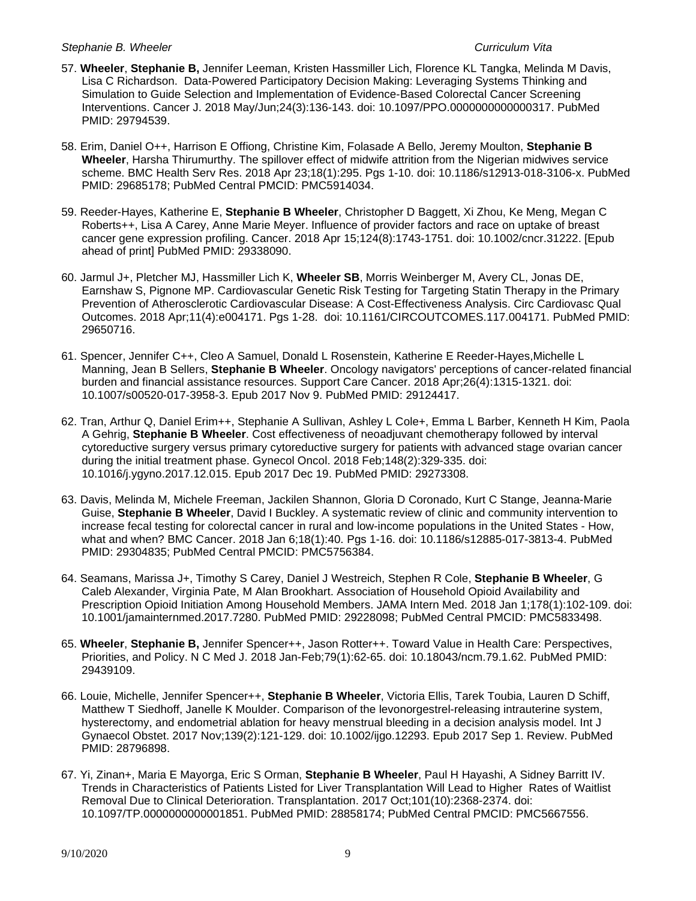57. **Wheeler**, **Stephanie B,** Jennifer Leeman, Kristen Hassmiller Lich, Florence KL Tangka, Melinda M Davis, Lisa C Richardson. Data-Powered Participatory Decision Making: Leveraging Systems Thinking and Simulation to Guide Selection and Implementation of Evidence-Based Colorectal Cancer Screening Interventions. Cancer J. 2018 May/Jun;24(3):136-143. doi: 10.1097/PPO.0000000000000317. PubMed PMID: 29794539.

58. Erim, Daniel O++, Harrison E Offiong, Christine Kim, Folasade A Bello, Jeremy Moulton, **Stephanie B Wheeler**, Harsha Thirumurthy. The spillover effect of midwife attrition from the Nigerian midwives service scheme. BMC Health Serv Res. 2018 Apr 23;18(1):295. Pgs 1-10. doi: 10.1186/s12913-018-3106-x. PubMed PMID: 29685178; PubMed Central PMCID: PMC5914034.

59. Reeder-Hayes, Katherine E, **Stephanie B Wheeler**, Christopher D Baggett, Xi Zhou, Ke Meng, Megan C Roberts++, Lisa A Carey, Anne Marie Meyer. Influence of provider factors and race on uptake of breast cancer gene expression profiling. Cancer. 2018 Apr 15;124(8):1743-1751. doi: 10.1002/cncr.31222. [Epub ahead of print] PubMed PMID: 29338090.

60. Jarmul J+, Pletcher MJ, Hassmiller Lich K, **Wheeler SB**, Morris Weinberger M, Avery CL, Jonas DE, Earnshaw S, Pignone MP. Cardiovascular Genetic Risk Testing for Targeting Statin Therapy in the Primary Prevention of Atherosclerotic Cardiovascular Disease: A Cost-Effectiveness Analysis. Circ Cardiovasc Qual Outcomes. 2018 Apr;11(4):e004171. Pgs 1-28. doi: 10.1161/CIRCOUTCOMES.117.004171. PubMed PMID: 29650716.

61. Spencer, Jennifer C++, Cleo A Samuel, Donald L Rosenstein, Katherine E Reeder-Hayes,Michelle L Manning, Jean B Sellers, **Stephanie B Wheeler**. Oncology navigators' perceptions of cancer-related financial burden and financial assistance resources. Support Care Cancer. 2018 Apr;26(4):1315-1321. doi: 10.1007/s00520-017-3958-3. Epub 2017 Nov 9. PubMed PMID: 29124417.

62. Tran, Arthur Q, Daniel Erim++, Stephanie A Sullivan, Ashley L Cole+, Emma L Barber, Kenneth H Kim, Paola A Gehrig, **Stephanie B Wheeler**. Cost effectiveness of neoadjuvant chemotherapy followed by interval cytoreductive surgery versus primary cytoreductive surgery for patients with advanced stage ovarian cancer during the initial treatment phase. Gynecol Oncol. 2018 Feb;148(2):329-335. doi: 10.1016/j.ygyno.2017.12.015. Epub 2017 Dec 19. PubMed PMID: 29273308.

63. Davis, Melinda M, Michele Freeman, Jackilen Shannon, Gloria D Coronado, Kurt C Stange, Jeanna-Marie Guise, **Stephanie B Wheeler**, David I Buckley. A systematic review of clinic and community intervention to increase fecal testing for colorectal cancer in rural and low-income populations in the United States - How, what and when? BMC Cancer. 2018 Jan 6;18(1):40. Pgs 1-16. doi: 10.1186/s12885-017-3813-4. PubMed PMID: 29304835; PubMed Central PMCID: PMC5756384.

64. Seamans, Marissa J+, Timothy S Carey, Daniel J Westreich, Stephen R Cole, **Stephanie B Wheeler**, G Caleb Alexander, Virginia Pate, M Alan Brookhart. Association of Household Opioid Availability and Prescription Opioid Initiation Among Household Members. JAMA Intern Med. 2018 Jan 1;178(1):102-109. doi: 10.1001/jamainternmed.2017.7280. PubMed PMID: 29228098; PubMed Central PMCID: PMC5833498.

65. **Wheeler**, **Stephanie B,** Jennifer Spencer++, Jason Rotter++. Toward Value in Health Care: Perspectives, Priorities, and Policy. N C Med J. 2018 Jan-Feb;79(1):62-65. doi: 10.18043/ncm.79.1.62. PubMed PMID: 29439109.

66. Louie, Michelle, Jennifer Spencer++, **Stephanie B Wheeler**, Victoria Ellis, Tarek Toubia, Lauren D Schiff, Matthew T Siedhoff, Janelle K Moulder. Comparison of the levonorgestrel-releasing intrauterine system, hysterectomy, and endometrial ablation for heavy menstrual bleeding in a decision analysis model. Int J Gynaecol Obstet. 2017 Nov;139(2):121-129. doi: 10.1002/ijgo.12293. Epub 2017 Sep 1. Review. PubMed PMID: 28796898.

67. Yi, Zinan+, Maria E Mayorga, Eric S Orman, **Stephanie B Wheeler**, Paul H Hayashi, A Sidney Barritt IV. Trends in Characteristics of Patients Listed for Liver Transplantation Will Lead to Higher Rates of Waitlist Removal Due to Clinical Deterioration. Transplantation. 2017 Oct;101(10):2368-2374. doi: 10.1097/TP.0000000000001851. PubMed PMID: 28858174; PubMed Central PMCID: PMC5667556.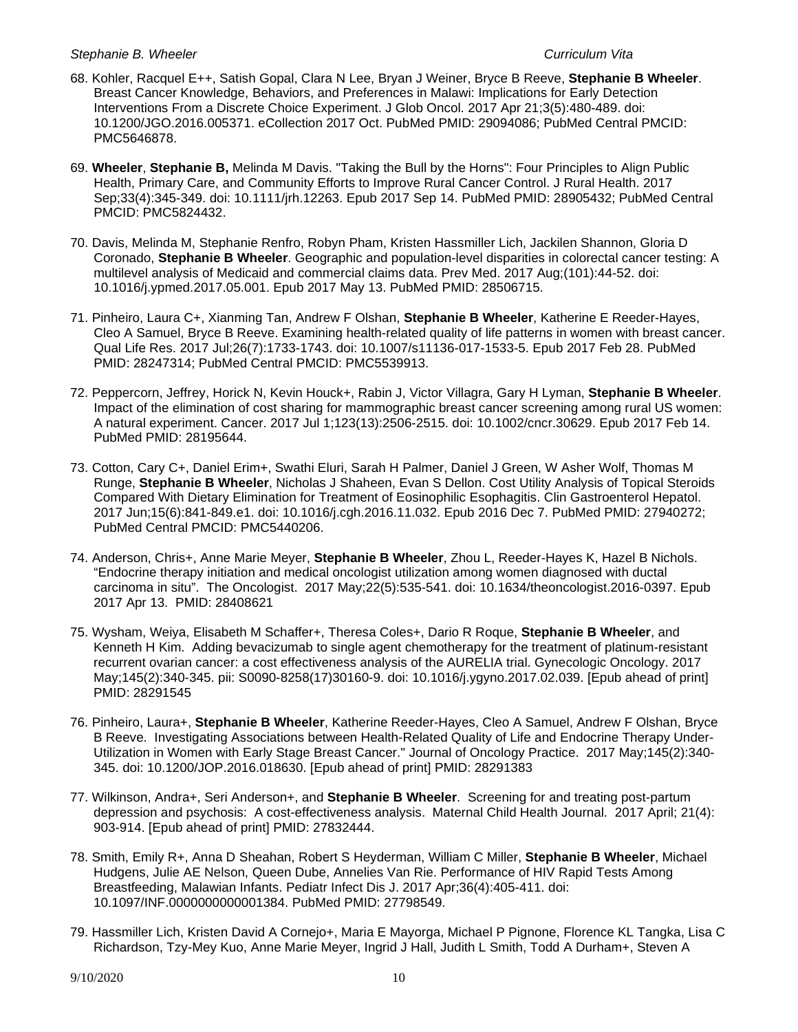68. Kohler, Racquel E++, Satish Gopal, Clara N Lee, Bryan J Weiner, Bryce B Reeve, **Stephanie B Wheeler**. Breast Cancer Knowledge, Behaviors, and Preferences in Malawi: Implications for Early Detection Interventions From a Discrete Choice Experiment. J Glob Oncol. 2017 Apr 21;3(5):480-489. doi: 10.1200/JGO.2016.005371. eCollection 2017 Oct. PubMed PMID: 29094086; PubMed Central PMCID: PMC5646878.

69. **Wheeler**, **Stephanie B,** Melinda M Davis. "Taking the Bull by the Horns": Four Principles to Align Public Health, Primary Care, and Community Efforts to Improve Rural Cancer Control. J Rural Health. 2017 Sep;33(4):345-349. doi: 10.1111/jrh.12263. Epub 2017 Sep 14. PubMed PMID: 28905432; PubMed Central PMCID: PMC5824432.

70. Davis, Melinda M, Stephanie Renfro, Robyn Pham, Kristen Hassmiller Lich, Jackilen Shannon, Gloria D Coronado, **Stephanie B Wheeler**. Geographic and population-level disparities in colorectal cancer testing: A multilevel analysis of Medicaid and commercial claims data. Prev Med. 2017 Aug;(101):44-52. doi: 10.1016/j.ypmed.2017.05.001. Epub 2017 May 13. PubMed PMID: 28506715.

71. Pinheiro, Laura C+, Xianming Tan, Andrew F Olshan, **Stephanie B Wheeler**, Katherine E Reeder-Hayes, Cleo A Samuel, Bryce B Reeve. Examining health-related quality of life patterns in women with breast cancer. Qual Life Res. 2017 Jul;26(7):1733-1743. doi: 10.1007/s11136-017-1533-5. Epub 2017 Feb 28. PubMed PMID: 28247314; PubMed Central PMCID: PMC5539913.

72. Peppercorn, Jeffrey, Horick N, Kevin Houck+, Rabin J, Victor Villagra, Gary H Lyman, **Stephanie B Wheeler**. Impact of the elimination of cost sharing for mammographic breast cancer screening among rural US women: A natural experiment. Cancer. 2017 Jul 1;123(13):2506-2515. doi: 10.1002/cncr.30629. Epub 2017 Feb 14. PubMed PMID: 28195644.

73. Cotton, Cary C+, Daniel Erim+, Swathi Eluri, Sarah H Palmer, Daniel J Green, W Asher Wolf, Thomas M Runge, **Stephanie B Wheeler**, Nicholas J Shaheen, Evan S Dellon. Cost Utility Analysis of Topical Steroids Compared With Dietary Elimination for Treatment of Eosinophilic Esophagitis. Clin Gastroenterol Hepatol. 2017 Jun;15(6):841-849.e1. doi: 10.1016/j.cgh.2016.11.032. Epub 2016 Dec 7. PubMed PMID: 27940272; PubMed Central PMCID: PMC5440206.

74. Anderson, Chris+, Anne Marie Meyer, **Stephanie B Wheeler**, Zhou L, Reeder-Hayes K, Hazel B Nichols. "Endocrine therapy initiation and medical oncologist utilization among women diagnosed with ductal carcinoma in situ". The Oncologist. 2017 May;22(5):535-541. doi: 10.1634/theoncologist.2016-0397. Epub 2017 Apr 13. PMID: 28408621

75. Wysham, Weiya, Elisabeth M Schaffer+, Theresa Coles+, Dario R Roque, **Stephanie B Wheeler**, and Kenneth H Kim. Adding bevacizumab to single agent chemotherapy for the treatment of platinum-resistant recurrent ovarian cancer: a cost effectiveness analysis of the AURELIA trial. Gynecologic Oncology. 2017 May;145(2):340-345. pii: S0090-8258(17)30160-9. doi: 10.1016/j.ygyno.2017.02.039. [Epub ahead of print] PMID: 28291545

76. Pinheiro, Laura+, **Stephanie B Wheeler**, Katherine Reeder-Hayes, Cleo A Samuel, Andrew F Olshan, Bryce B Reeve. Investigating Associations between Health-Related Quality of Life and Endocrine Therapy Under-Utilization in Women with Early Stage Breast Cancer." Journal of Oncology Practice. 2017 May;145(2):340-345. doi: 10.1200/JOP.2016.018630. [Epub ahead of print] PMID: 28291383

77. Wilkinson, Andra+, Seri Anderson+, and **Stephanie B Wheeler**. Screening for and treating post-partum depression and psychosis: A cost-effectiveness analysis. Maternal Child Health Journal. 2017 April; 21(4): 903-914. [Epub ahead of print] PMID: 27832444.

78. Smith, Emily R+, Anna D Sheahan, Robert S Heyderman, William C Miller, **Stephanie B Wheeler**, Michael Hudgens, Julie AE Nelson, Queen Dube, Annelies Van Rie. Performance of HIV Rapid Tests Among Breastfeeding, Malawian Infants. Pediatr Infect Dis J. 2017 Apr;36(4):405-411. doi: 10.1097/INF.0000000000001384. PubMed PMID: 27798549.

79. Hassmiller Lich, Kristen David A Cornejo+, Maria E Mayorga, Michael P Pignone, Florence KL Tangka, Lisa C Richardson, Tzy-Mey Kuo, Anne Marie Meyer, Ingrid J Hall, Judith L Smith, Todd A Durham+, Steven A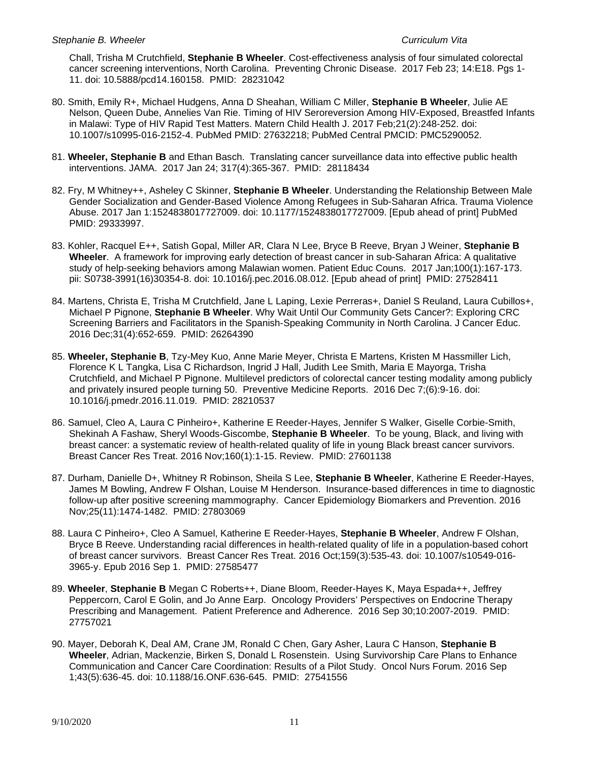Chall, Trisha M Crutchfield, **Stephanie B Wheeler**. Cost-effectiveness analysis of four simulated colorectal cancer screening interventions, North Carolina. Preventing Chronic Disease. 2017 Feb 23; 14:E18. Pgs 1-11. doi: 10.5888/pcd14.160158. PMID: 28231042

80. Smith, Emily R+, Michael Hudgens, Anna D Sheahan, William C Miller, **Stephanie B Wheeler**, Julie AE Nelson, Queen Dube, Annelies Van Rie. Timing of HIV Seroreversion Among HIV-Exposed, Breastfed Infants in Malawi: Type of HIV Rapid Test Matters. Matern Child Health J. 2017 Feb;21(2):248-252. doi: 10.1007/s10995-016-2152-4. PubMed PMID: 27632218; PubMed Central PMCID: PMC5290052.

81. **Wheeler, Stephanie B** and Ethan Basch. Translating cancer surveillance data into effective public health interventions. JAMA. 2017 Jan 24; 317(4):365-367. PMID: 28118434

82. Fry, M Whitney++, Asheley C Skinner, **Stephanie B Wheeler**. Understanding the Relationship Between Male Gender Socialization and Gender-Based Violence Among Refugees in Sub-Saharan Africa. Trauma Violence Abuse. 2017 Jan 1:1524838017727009. doi: 10.1177/1524838017727009. [Epub ahead of print] PubMed PMID: 29333997.

83. Kohler, Racquel E++, Satish Gopal, Miller AR, Clara N Lee, Bryce B Reeve, Bryan J Weiner, **Stephanie B Wheeler**. A framework for improving early detection of breast cancer in sub-Saharan Africa: A qualitative study of help-seeking behaviors among Malawian women. Patient Educ Couns. 2017 Jan;100(1):167-173. pii: S0738-3991(16)30354-8. doi: 10.1016/j.pec.2016.08.012. [Epub ahead of print] PMID: 27528411

84. Martens, Christa E, Trisha M Crutchfield, Jane L Laping, Lexie Perreras+, Daniel S Reuland, Laura Cubillos+, Michael P Pignone, **Stephanie B Wheeler**. Why Wait Until Our Community Gets Cancer?: Exploring CRC Screening Barriers and Facilitators in the Spanish-Speaking Community in North Carolina. J Cancer Educ. 2016 Dec;31(4):652-659. PMID: 26264390

85. **Wheeler, Stephanie B**, Tzy-Mey Kuo, Anne Marie Meyer, Christa E Martens, Kristen M Hassmiller Lich, Florence K L Tangka, Lisa C Richardson, Ingrid J Hall, Judith Lee Smith, Maria E Mayorga, Trisha Crutchfield, and Michael P Pignone. Multilevel predictors of colorectal cancer testing modality among publicly and privately insured people turning 50. Preventive Medicine Reports. 2016 Dec 7;(6):9-16. doi: 10.1016/j.pmedr.2016.11.019. PMID: 28210537

86. Samuel, Cleo A, Laura C Pinheiro+, Katherine E Reeder-Hayes, Jennifer S Walker, Giselle Corbie-Smith, Shekinah A Fashaw, Sheryl Woods-Giscombe, **Stephanie B Wheeler**. To be young, Black, and living with breast cancer: a systematic review of health-related quality of life in young Black breast cancer survivors. Breast Cancer Res Treat. 2016 Nov;160(1):1-15. Review. PMID: 27601138

87. Durham, Danielle D+, Whitney R Robinson, Sheila S Lee, **Stephanie B Wheeler**, Katherine E Reeder-Hayes, James M Bowling, Andrew F Olshan, Louise M Henderson. Insurance-based differences in time to diagnostic follow-up after positive screening mammography. Cancer Epidemiology Biomarkers and Prevention. 2016 Nov;25(11):1474-1482. PMID: 27803069

88. Laura C Pinheiro+, Cleo A Samuel, Katherine E Reeder-Hayes, **Stephanie B Wheeler**, Andrew F Olshan, Bryce B Reeve. Understanding racial differences in health-related quality of life in a population-based cohort of breast cancer survivors. Breast Cancer Res Treat. 2016 Oct;159(3):535-43. doi: 10.1007/s10549-016-3965-y. Epub 2016 Sep 1. PMID: 27585477

89. **Wheeler**, **Stephanie B** Megan C Roberts++, Diane Bloom, Reeder-Hayes K, Maya Espada++, Jeffrey Peppercorn, Carol E Golin, and Jo Anne Earp. Oncology Providers' Perspectives on Endocrine Therapy Prescribing and Management. Patient Preference and Adherence. 2016 Sep 30;10:2007-2019. PMID: 27757021

90. Mayer, Deborah K, Deal AM, Crane JM, Ronald C Chen, Gary Asher, Laura C Hanson, **Stephanie B Wheeler**, Adrian, Mackenzie, Birken S, Donald L Rosenstein. Using Survivorship Care Plans to Enhance Communication and Cancer Care Coordination: Results of a Pilot Study. Oncol Nurs Forum. 2016 Sep 1;43(5):636-45. doi: 10.1188/16.ONF.636-645. PMID: 27541556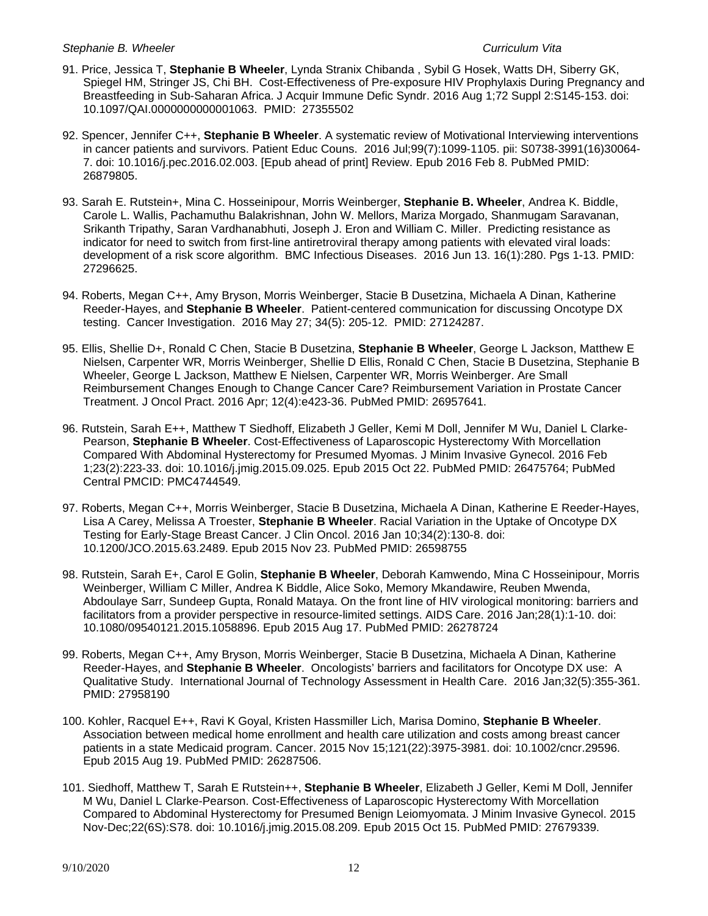91. Price, Jessica T, **Stephanie B Wheeler**, Lynda Stranix Chibanda , Sybil G Hosek, Watts DH, Siberry GK, Spiegel HM, Stringer JS, Chi BH. Cost-Effectiveness of Pre-exposure HIV Prophylaxis During Pregnancy and Breastfeeding in Sub-Saharan Africa. J Acquir Immune Defic Syndr. 2016 Aug 1;72 Suppl 2:S145-153. doi: 10.1097/QAI.0000000000001063. PMID: 27355502

92. Spencer, Jennifer C++, **Stephanie B Wheeler**. A systematic review of Motivational Interviewing interventions in cancer patients and survivors. Patient Educ Couns. 2016 Jul;99(7):1099-1105. pii: S0738-3991(16)30064-7. doi: 10.1016/j.pec.2016.02.003. [Epub ahead of print] Review. Epub 2016 Feb 8. PubMed PMID: 26879805.

93. Sarah E. Rutstein+, Mina C. Hosseinipour, Morris Weinberger, **Stephanie B. Wheeler**, Andrea K. Biddle, Carole L. Wallis, Pachamuthu Balakrishnan, John W. Mellors, Mariza Morgado, Shanmugam Saravanan, Srikanth Tripathy, Saran Vardhanabhuti, Joseph J. Eron and William C. Miller. Predicting resistance as indicator for need to switch from first-line antiretroviral therapy among patients with elevated viral loads: development of a risk score algorithm. BMC Infectious Diseases. 2016 Jun 13. 16(1):280. Pgs 1-13. PMID: 27296625.

94. Roberts, Megan C++, Amy Bryson, Morris Weinberger, Stacie B Dusetzina, Michaela A Dinan, Katherine Reeder-Hayes, and **Stephanie B Wheeler**. Patient-centered communication for discussing Oncotype DX testing. Cancer Investigation. 2016 May 27; 34(5): 205-12. PMID: 27124287.

95. Ellis, Shellie D+, Ronald C Chen, Stacie B Dusetzina, **Stephanie B Wheeler**, George L Jackson, Matthew E Nielsen, Carpenter WR, Morris Weinberger, Shellie D Ellis, Ronald C Chen, Stacie B Dusetzina, Stephanie B Wheeler, George L Jackson, Matthew E Nielsen, Carpenter WR, Morris Weinberger. Are Small Reimbursement Changes Enough to Change Cancer Care? Reimbursement Variation in Prostate Cancer Treatment. J Oncol Pract. 2016 Apr; 12(4):e423-36. PubMed PMID: 26957641.

96. Rutstein, Sarah E++, Matthew T Siedhoff, Elizabeth J Geller, Kemi M Doll, Jennifer M Wu, Daniel L Clarke-Pearson, **Stephanie B Wheeler**. Cost-Effectiveness of Laparoscopic Hysterectomy With Morcellation Compared With Abdominal Hysterectomy for Presumed Myomas. J Minim Invasive Gynecol. 2016 Feb 1;23(2):223-33. doi: 10.1016/j.jmig.2015.09.025. Epub 2015 Oct 22. PubMed PMID: 26475764; PubMed Central PMCID: PMC4744549.

97. Roberts, Megan C++, Morris Weinberger, Stacie B Dusetzina, Michaela A Dinan, Katherine E Reeder-Hayes, Lisa A Carey, Melissa A Troester, **Stephanie B Wheeler**. Racial Variation in the Uptake of Oncotype DX Testing for Early-Stage Breast Cancer. J Clin Oncol. 2016 Jan 10;34(2):130-8. doi: 10.1200/JCO.2015.63.2489. Epub 2015 Nov 23. PubMed PMID: 26598755

98. Rutstein, Sarah E+, Carol E Golin, **Stephanie B Wheeler**, Deborah Kamwendo, Mina C Hosseinipour, Morris Weinberger, William C Miller, Andrea K Biddle, Alice Soko, Memory Mkandawire, Reuben Mwenda, Abdoulaye Sarr, Sundeep Gupta, Ronald Mataya. On the front line of HIV virological monitoring: barriers and facilitators from a provider perspective in resource-limited settings. AIDS Care. 2016 Jan;28(1):1-10. doi: 10.1080/09540121.2015.1058896. Epub 2015 Aug 17. PubMed PMID: 26278724

99. Roberts, Megan C++, Amy Bryson, Morris Weinberger, Stacie B Dusetzina, Michaela A Dinan, Katherine Reeder-Hayes, and **Stephanie B Wheeler**. Oncologists' barriers and facilitators for Oncotype DX use: A Qualitative Study. International Journal of Technology Assessment in Health Care. 2016 Jan;32(5):355-361. PMID: 27958190

100. Kohler, Racquel E++, Ravi K Goyal, Kristen Hassmiller Lich, Marisa Domino, **Stephanie B Wheeler**. Association between medical home enrollment and health care utilization and costs among breast cancer patients in a state Medicaid program. Cancer. 2015 Nov 15;121(22):3975-3981. doi: 10.1002/cncr.29596. Epub 2015 Aug 19. PubMed PMID: 26287506.

101. Siedhoff, Matthew T, Sarah E Rutstein++, **Stephanie B Wheeler**, Elizabeth J Geller, Kemi M Doll, Jennifer M Wu, Daniel L Clarke-Pearson. Cost-Effectiveness of Laparoscopic Hysterectomy With Morcellation Compared to Abdominal Hysterectomy for Presumed Benign Leiomyomata. J Minim Invasive Gynecol. 2015 Nov-Dec;22(6S):S78. doi: 10.1016/j.jmig.2015.08.209. Epub 2015 Oct 15. PubMed PMID: 27679339.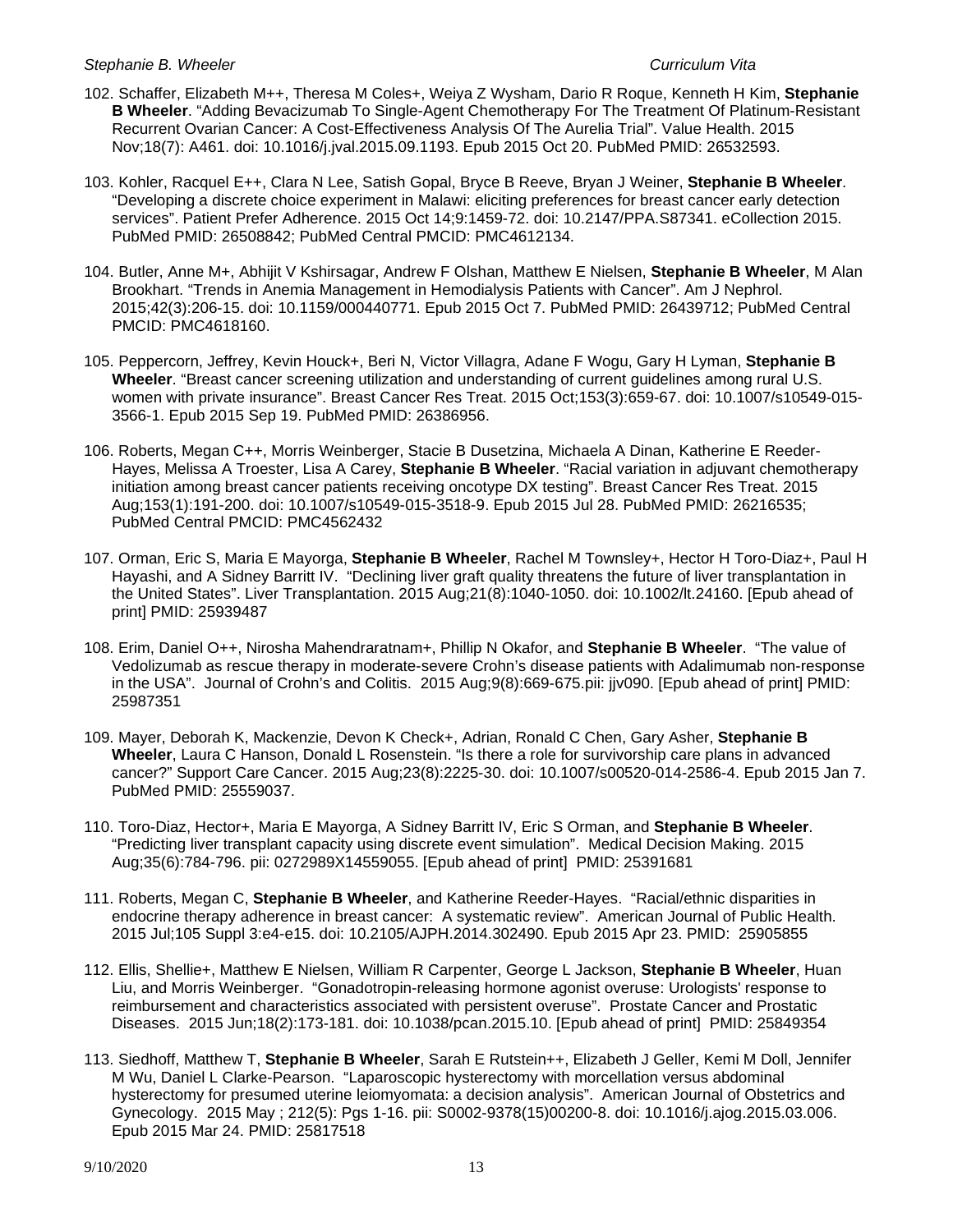102. Schaffer, Elizabeth M++, Theresa M Coles+, Weiya Z Wysham, Dario R Roque, Kenneth H Kim, **Stephanie B Wheeler**. "Adding Bevacizumab To Single-Agent Chemotherapy For The Treatment Of Platinum-Resistant Recurrent Ovarian Cancer: A Cost-Effectiveness Analysis Of The Aurelia Trial". Value Health. 2015 Nov;18(7): A461. doi: 10.1016/j.jval.2015.09.1193. Epub 2015 Oct 20. PubMed PMID: 26532593.

103. Kohler, Racquel E++, Clara N Lee, Satish Gopal, Bryce B Reeve, Bryan J Weiner, **Stephanie B Wheeler**. "Developing a discrete choice experiment in Malawi: eliciting preferences for breast cancer early detection services". Patient Prefer Adherence. 2015 Oct 14;9:1459-72. doi: 10.2147/PPA.S87341. eCollection 2015. PubMed PMID: 26508842; PubMed Central PMCID: PMC4612134.

104. Butler, Anne M+, Abhijit V Kshirsagar, Andrew F Olshan, Matthew E Nielsen, **Stephanie B Wheeler**, M Alan Brookhart. "Trends in Anemia Management in Hemodialysis Patients with Cancer". Am J Nephrol. 2015;42(3):206-15. doi: 10.1159/000440771. Epub 2015 Oct 7. PubMed PMID: 26439712; PubMed Central PMCID: PMC4618160.

105. Peppercorn, Jeffrey, Kevin Houck+, Beri N, Victor Villagra, Adane F Wogu, Gary H Lyman, **Stephanie B Wheeler**. "Breast cancer screening utilization and understanding of current guidelines among rural U.S. women with private insurance". Breast Cancer Res Treat. 2015 Oct;153(3):659-67. doi: 10.1007/s10549-015-3566-1. Epub 2015 Sep 19. PubMed PMID: 26386956.

106. Roberts, Megan C++, Morris Weinberger, Stacie B Dusetzina, Michaela A Dinan, Katherine E Reeder-Hayes, Melissa A Troester, Lisa A Carey, **Stephanie B Wheeler**. "Racial variation in adjuvant chemotherapy initiation among breast cancer patients receiving oncotype DX testing". Breast Cancer Res Treat. 2015 Aug;153(1):191-200. doi: 10.1007/s10549-015-3518-9. Epub 2015 Jul 28. PubMed PMID: 26216535; PubMed Central PMCID: PMC4562432

107. Orman, Eric S, Maria E Mayorga, **Stephanie B Wheeler**, Rachel M Townsley+, Hector H Toro-Diaz+, Paul H Hayashi, and A Sidney Barritt IV. "Declining liver graft quality threatens the future of liver transplantation in the United States". Liver Transplantation. 2015 Aug;21(8):1040-1050. doi: 10.1002/lt.24160. [Epub ahead of print] PMID: 25939487

108. Erim, Daniel O++, Nirosha Mahendraratnam+, Phillip N Okafor, and **Stephanie B Wheeler**. "The value of Vedolizumab as rescue therapy in moderate-severe Crohn's disease patients with Adalimumab non-response in the USA". Journal of Crohn's and Colitis. 2015 Aug;9(8):669-675.pii: jjv090. [Epub ahead of print] PMID: 25987351

109. Mayer, Deborah K, Mackenzie, Devon K Check+, Adrian, Ronald C Chen, Gary Asher, **Stephanie B Wheeler**, Laura C Hanson, Donald L Rosenstein. "Is there a role for survivorship care plans in advanced cancer?" Support Care Cancer. 2015 Aug;23(8):2225-30. doi: 10.1007/s00520-014-2586-4. Epub 2015 Jan 7. PubMed PMID: 25559037.

110. Toro-Diaz, Hector+, Maria E Mayorga, A Sidney Barritt IV, Eric S Orman, and **Stephanie B Wheeler**. "Predicting liver transplant capacity using discrete event simulation". Medical Decision Making. 2015 Aug;35(6):784-796. pii: 0272989X14559055. [Epub ahead of print] PMID: 25391681

111. Roberts, Megan C, **Stephanie B Wheeler**, and Katherine Reeder-Hayes. "Racial/ethnic disparities in endocrine therapy adherence in breast cancer: A systematic review". American Journal of Public Health. 2015 Jul;105 Suppl 3:e4-e15. doi: 10.2105/AJPH.2014.302490. Epub 2015 Apr 23. PMID: 25905855

112. Ellis, Shellie+, Matthew E Nielsen, William R Carpenter, George L Jackson, **Stephanie B Wheeler**, Huan Liu, and Morris Weinberger. "Gonadotropin-releasing hormone agonist overuse: Urologists' response to reimbursement and characteristics associated with persistent overuse". Prostate Cancer and Prostatic Diseases. 2015 Jun;18(2):173-181. doi: 10.1038/pcan.2015.10. [Epub ahead of print] PMID: 25849354

113. Siedhoff, Matthew T, **Stephanie B Wheeler**, Sarah E Rutstein++, Elizabeth J Geller, Kemi M Doll, Jennifer M Wu, Daniel L Clarke-Pearson. "Laparoscopic hysterectomy with morcellation versus abdominal hysterectomy for presumed uterine leiomyomata: a decision analysis". American Journal of Obstetrics and Gynecology. 2015 May ; 212(5): Pgs 1-16. pii: S0002-9378(15)00200-8. doi: 10.1016/j.ajog.2015.03.006. Epub 2015 Mar 24. PMID: 25817518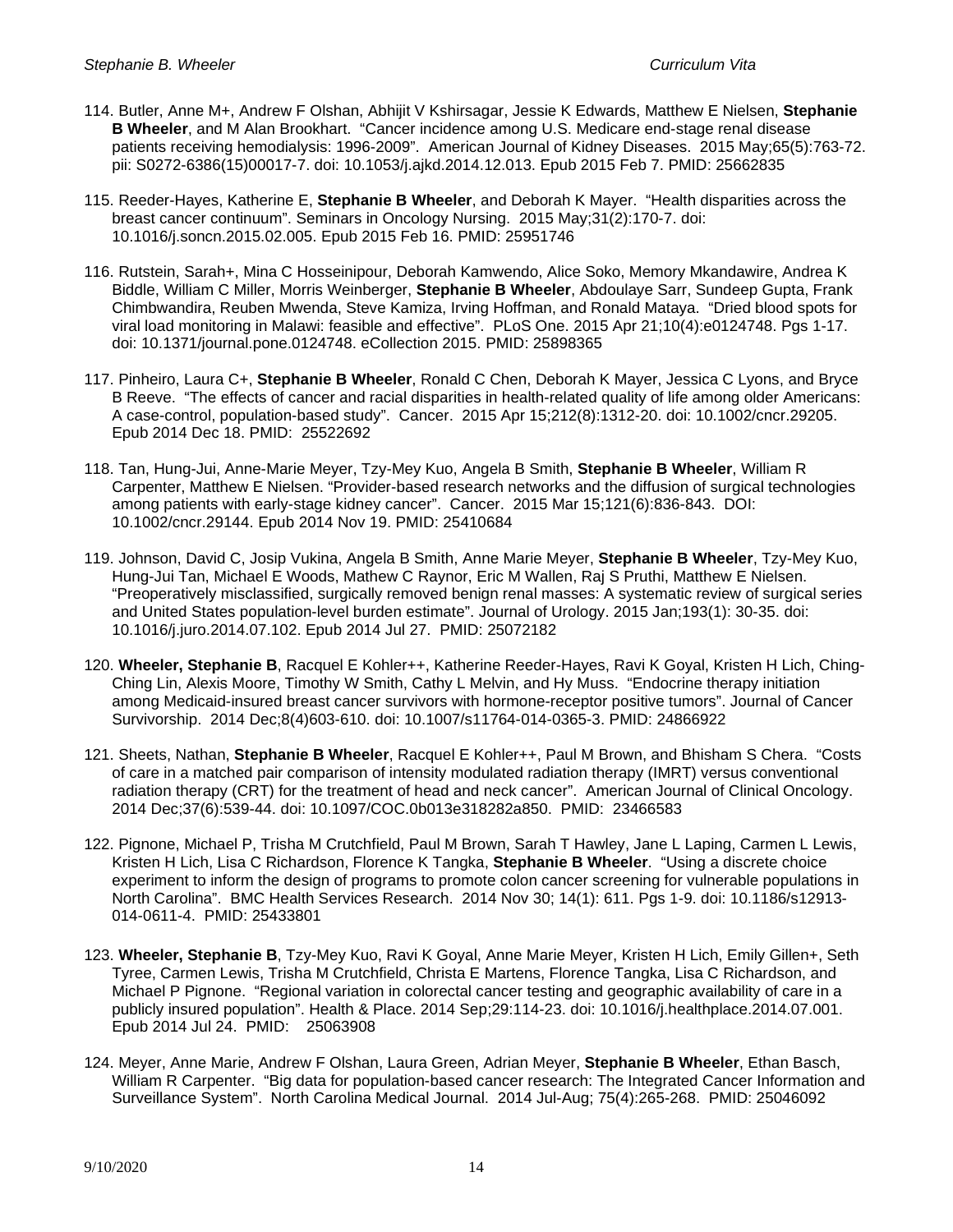114. Butler, Anne M+, Andrew F Olshan, Abhijit V Kshirsagar, Jessie K Edwards, Matthew E Nielsen, **Stephanie B Wheeler**, and M Alan Brookhart. "Cancer incidence among U.S. Medicare end-stage renal disease patients receiving hemodialysis: 1996-2009". American Journal of Kidney Diseases. 2015 May;65(5):763-72. pii: S0272-6386(15)00017-7. doi: 10.1053/j.ajkd.2014.12.013. Epub 2015 Feb 7. PMID: 25662835

115. Reeder-Hayes, Katherine E, **Stephanie B Wheeler**, and Deborah K Mayer. "Health disparities across the breast cancer continuum". Seminars in Oncology Nursing. 2015 May;31(2):170-7. doi: 10.1016/j.soncn.2015.02.005. Epub 2015 Feb 16. PMID: 25951746

116. Rutstein, Sarah+, Mina C Hosseinipour, Deborah Kamwendo, Alice Soko, Memory Mkandawire, Andrea K Biddle, William C Miller, Morris Weinberger, **Stephanie B Wheeler**, Abdoulaye Sarr, Sundeep Gupta, Frank Chimbwandira, Reuben Mwenda, Steve Kamiza, Irving Hoffman, and Ronald Mataya. "Dried blood spots for viral load monitoring in Malawi: feasible and effective". PLoS One. 2015 Apr 21;10(4):e0124748. Pgs 1-17. doi: 10.1371/journal.pone.0124748. eCollection 2015. PMID: 25898365

117. Pinheiro, Laura C+, **Stephanie B Wheeler**, Ronald C Chen, Deborah K Mayer, Jessica C Lyons, and Bryce B Reeve. "The effects of cancer and racial disparities in health-related quality of life among older Americans: A case-control, population-based study". Cancer. 2015 Apr 15;212(8):1312-20. doi: 10.1002/cncr.29205. Epub 2014 Dec 18. PMID: 25522692

118. Tan, Hung-Jui, Anne-Marie Meyer, Tzy-Mey Kuo, Angela B Smith, **Stephanie B Wheeler**, William R Carpenter, Matthew E Nielsen. "Provider-based research networks and the diffusion of surgical technologies among patients with early-stage kidney cancer". Cancer. 2015 Mar 15;121(6):836-843. DOI: 10.1002/cncr.29144. Epub 2014 Nov 19. PMID: 25410684

119. Johnson, David C, Josip Vukina, Angela B Smith, Anne Marie Meyer, **Stephanie B Wheeler**, Tzy-Mey Kuo, Hung-Jui Tan, Michael E Woods, Mathew C Raynor, Eric M Wallen, Raj S Pruthi, Matthew E Nielsen. "Preoperatively misclassified, surgically removed benign renal masses: A systematic review of surgical series and United States population-level burden estimate". Journal of Urology. 2015 Jan;193(1): 30-35. doi: 10.1016/j.juro.2014.07.102. Epub 2014 Jul 27. PMID: 25072182

120. **Wheeler, Stephanie B**, Racquel E Kohler++, Katherine Reeder-Hayes, Ravi K Goyal, Kristen H Lich, Ching-Ching Lin, Alexis Moore, Timothy W Smith, Cathy L Melvin, and Hy Muss. "Endocrine therapy initiation among Medicaid-insured breast cancer survivors with hormone-receptor positive tumors". Journal of Cancer Survivorship. 2014 Dec;8(4)603-610. doi: 10.1007/s11764-014-0365-3. PMID: 24866922

121. Sheets, Nathan, **Stephanie B Wheeler**, Racquel E Kohler++, Paul M Brown, and Bhisham S Chera. "Costs of care in a matched pair comparison of intensity modulated radiation therapy (IMRT) versus conventional radiation therapy (CRT) for the treatment of head and neck cancer". American Journal of Clinical Oncology. 2014 Dec;37(6):539-44. doi: 10.1097/COC.0b013e318282a850. PMID: 23466583

122. Pignone, Michael P, Trisha M Crutchfield, Paul M Brown, Sarah T Hawley, Jane L Laping, Carmen L Lewis, Kristen H Lich, Lisa C Richardson, Florence K Tangka, **Stephanie B Wheeler**. "Using a discrete choice experiment to inform the design of programs to promote colon cancer screening for vulnerable populations in North Carolina". BMC Health Services Research. 2014 Nov 30; 14(1): 611. Pgs 1-9. doi: 10.1186/s12913-014-0611-4. PMID: 25433801

123. **Wheeler, Stephanie B**, Tzy-Mey Kuo, Ravi K Goyal, Anne Marie Meyer, Kristen H Lich, Emily Gillen+, Seth Tyree, Carmen Lewis, Trisha M Crutchfield, Christa E Martens, Florence Tangka, Lisa C Richardson, and Michael P Pignone. "Regional variation in colorectal cancer testing and geographic availability of care in a publicly insured population". Health & Place. 2014 Sep;29:114-23. doi: 10.1016/j.healthplace.2014.07.001. Epub 2014 Jul 24. PMID: 25063908

124. Meyer, Anne Marie, Andrew F Olshan, Laura Green, Adrian Meyer, **Stephanie B Wheeler**, Ethan Basch, William R Carpenter. "Big data for population-based cancer research: The Integrated Cancer Information and Surveillance System". North Carolina Medical Journal. 2014 Jul-Aug; 75(4):265-268. PMID: 25046092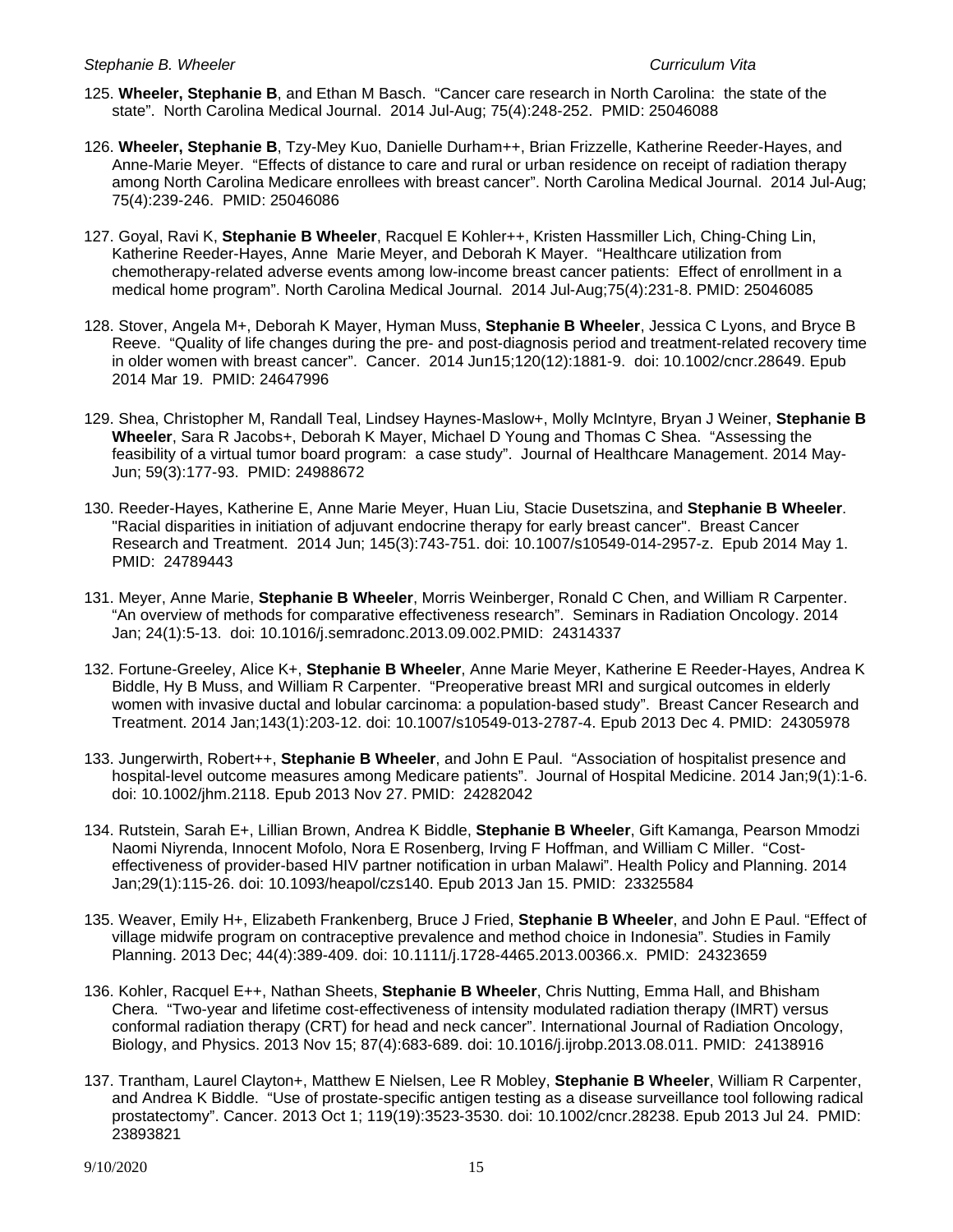125. **Wheeler, Stephanie B**, and Ethan M Basch. "Cancer care research in North Carolina: the state of the state". North Carolina Medical Journal. 2014 Jul-Aug; 75(4):248-252. PMID: 25046088

126. **Wheeler, Stephanie B**, Tzy-Mey Kuo, Danielle Durham++, Brian Frizzelle, Katherine Reeder-Hayes, and Anne-Marie Meyer. "Effects of distance to care and rural or urban residence on receipt of radiation therapy among North Carolina Medicare enrollees with breast cancer". North Carolina Medical Journal. 2014 Jul-Aug; 75(4):239-246. PMID: 25046086

127. Goyal, Ravi K, **Stephanie B Wheeler**, Racquel E Kohler++, Kristen Hassmiller Lich, Ching-Ching Lin, Katherine Reeder-Hayes, Anne Marie Meyer, and Deborah K Mayer. "Healthcare utilization from chemotherapy-related adverse events among low-income breast cancer patients: Effect of enrollment in a medical home program". North Carolina Medical Journal. 2014 Jul-Aug;75(4):231-8. PMID: 25046085

128. Stover, Angela M+, Deborah K Mayer, Hyman Muss, **Stephanie B Wheeler**, Jessica C Lyons, and Bryce B Reeve. "Quality of life changes during the pre- and post-diagnosis period and treatment-related recovery time in older women with breast cancer". Cancer. 2014 Jun15;120(12):1881-9. doi: 10.1002/cncr.28649. Epub 2014 Mar 19. PMID: 24647996

129. Shea, Christopher M, Randall Teal, Lindsey Haynes-Maslow+, Molly McIntyre, Bryan J Weiner, **Stephanie B Wheeler**, Sara R Jacobs+, Deborah K Mayer, Michael D Young and Thomas C Shea. "Assessing the feasibility of a virtual tumor board program: a case study". Journal of Healthcare Management. 2014 May-Jun; 59(3):177-93. PMID: 24988672

130. Reeder-Hayes, Katherine E, Anne Marie Meyer, Huan Liu, Stacie Dusetszina, and **Stephanie B Wheeler**. "Racial disparities in initiation of adjuvant endocrine therapy for early breast cancer". Breast Cancer Research and Treatment. 2014 Jun; 145(3):743-751. doi: 10.1007/s10549-014-2957-z. Epub 2014 May 1. PMID: 24789443

131. Meyer, Anne Marie, **Stephanie B Wheeler**, Morris Weinberger, Ronald C Chen, and William R Carpenter. "An overview of methods for comparative effectiveness research". Seminars in Radiation Oncology. 2014 Jan; 24(1):5-13. doi: 10.1016/j.semradonc.2013.09.002.PMID: 24314337

132. Fortune-Greeley, Alice K+, **Stephanie B Wheeler**, Anne Marie Meyer, Katherine E Reeder-Hayes, Andrea K Biddle, Hy B Muss, and William R Carpenter. "Preoperative breast MRI and surgical outcomes in elderly women with invasive ductal and lobular carcinoma: a population-based study". Breast Cancer Research and Treatment. 2014 Jan;143(1):203-12. doi: 10.1007/s10549-013-2787-4. Epub 2013 Dec 4. PMID: 24305978

133. Jungerwirth, Robert++, **Stephanie B Wheeler**, and John E Paul. "Association of hospitalist presence and hospital-level outcome measures among Medicare patients". Journal of Hospital Medicine. 2014 Jan;9(1):1-6. doi: 10.1002/jhm.2118. Epub 2013 Nov 27. PMID: 24282042

134. Rutstein, Sarah E+, Lillian Brown, Andrea K Biddle, **Stephanie B Wheeler**, Gift Kamanga, Pearson Mmodzi Naomi Niyrenda, Innocent Mofolo, Nora E Rosenberg, Irving F Hoffman, and William C Miller. "Cost-effectiveness of provider-based HIV partner notification in urban Malawi". Health Policy and Planning. 2014 Jan;29(1):115-26. doi: 10.1093/heapol/czs140. Epub 2013 Jan 15. PMID: 23325584

135. Weaver, Emily H+, Elizabeth Frankenberg, Bruce J Fried, **Stephanie B Wheeler**, and John E Paul. "Effect of village midwife program on contraceptive prevalence and method choice in Indonesia". Studies in Family Planning. 2013 Dec; 44(4):389-409. doi: 10.1111/j.1728-4465.2013.00366.x. PMID: 24323659

136. Kohler, Racquel E++, Nathan Sheets, **Stephanie B Wheeler**, Chris Nutting, Emma Hall, and Bhisham Chera. "Two-year and lifetime cost-effectiveness of intensity modulated radiation therapy (IMRT) versus conformal radiation therapy (CRT) for head and neck cancer". International Journal of Radiation Oncology, Biology, and Physics. 2013 Nov 15; 87(4):683-689. doi: 10.1016/j.ijrobp.2013.08.011. PMID: 24138916

137. Trantham, Laurel Clayton+, Matthew E Nielsen, Lee R Mobley, **Stephanie B Wheeler**, William R Carpenter, and Andrea K Biddle. "Use of prostate-specific antigen testing as a disease surveillance tool following radical prostatectomy". Cancer. 2013 Oct 1; 119(19):3523-3530. doi: 10.1002/cncr.28238. Epub 2013 Jul 24. PMID: 23893821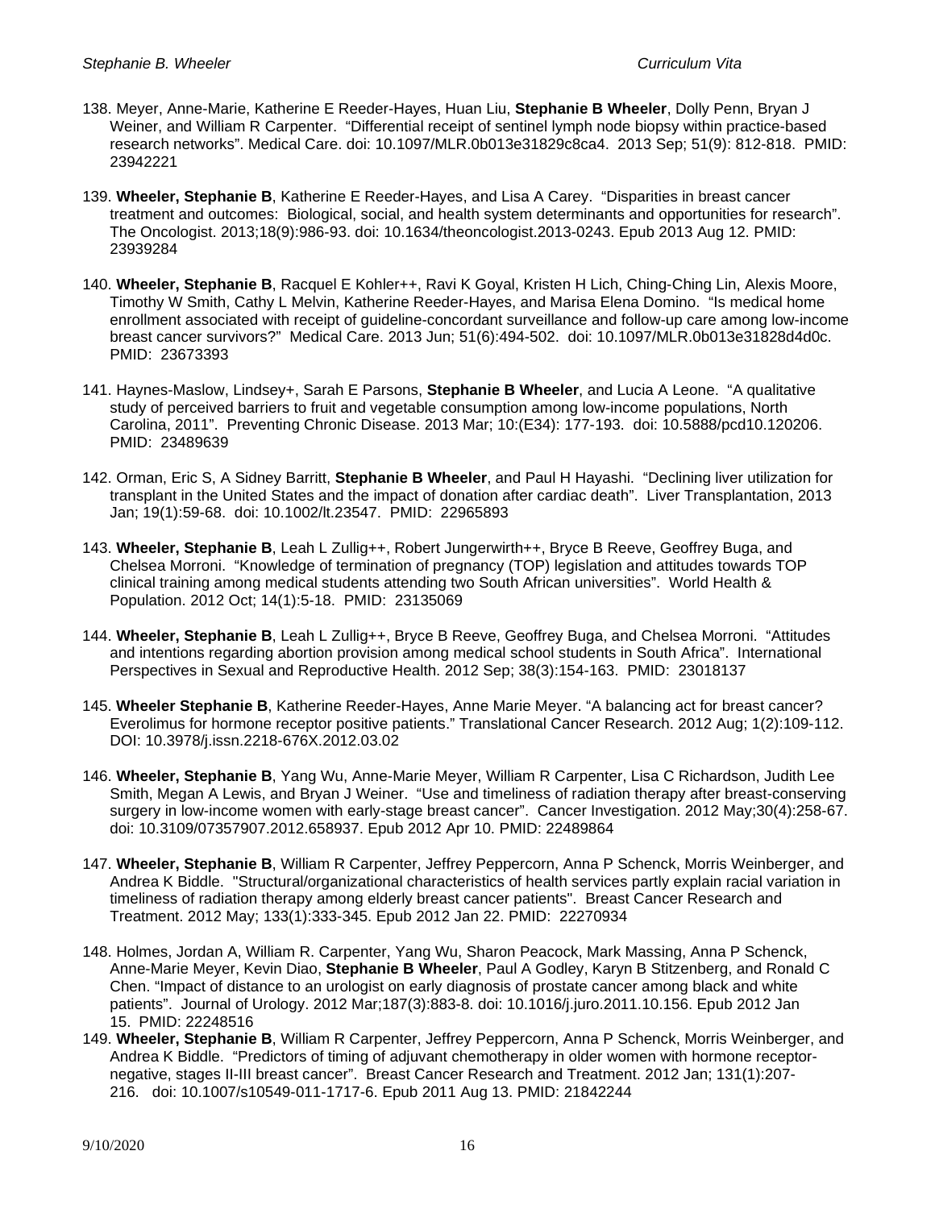138. Meyer, Anne-Marie, Katherine E Reeder-Hayes, Huan Liu, **Stephanie B Wheeler**, Dolly Penn, Bryan J Weiner, and William R Carpenter. "Differential receipt of sentinel lymph node biopsy within practice-based research networks". Medical Care. doi: 10.1097/MLR.0b013e31829c8ca4. 2013 Sep; 51(9): 812-818. PMID: 23942221

139. **Wheeler, Stephanie B**, Katherine E Reeder-Hayes, and Lisa A Carey. "Disparities in breast cancer treatment and outcomes: Biological, social, and health system determinants and opportunities for research". The Oncologist. 2013;18(9):986-93. doi: 10.1634/theoncologist.2013-0243. Epub 2013 Aug 12. PMID: 23939284

140. **Wheeler, Stephanie B**, Racquel E Kohler++, Ravi K Goyal, Kristen H Lich, Ching-Ching Lin, Alexis Moore, Timothy W Smith, Cathy L Melvin, Katherine Reeder-Hayes, and Marisa Elena Domino. "Is medical home enrollment associated with receipt of guideline-concordant surveillance and follow-up care among low-income breast cancer survivors?" Medical Care. 2013 Jun; 51(6):494-502. doi: 10.1097/MLR.0b013e31828d4d0c. PMID: 23673393

141. Haynes-Maslow, Lindsey+, Sarah E Parsons, **Stephanie B Wheeler**, and Lucia A Leone. "A qualitative study of perceived barriers to fruit and vegetable consumption among low-income populations, North Carolina, 2011". Preventing Chronic Disease. 2013 Mar; 10:(E34): 177-193. doi: 10.5888/pcd10.120206. PMID: 23489639

142. Orman, Eric S, A Sidney Barritt, **Stephanie B Wheeler**, and Paul H Hayashi. "Declining liver utilization for transplant in the United States and the impact of donation after cardiac death". Liver Transplantation, 2013 Jan; 19(1):59-68. doi: 10.1002/lt.23547. PMID: 22965893

143. **Wheeler, Stephanie B**, Leah L Zullig++, Robert Jungerwirth++, Bryce B Reeve, Geoffrey Buga, and Chelsea Morroni. "Knowledge of termination of pregnancy (TOP) legislation and attitudes towards TOP clinical training among medical students attending two South African universities". World Health & Population. 2012 Oct; 14(1):5-18. PMID: 23135069

144. **Wheeler, Stephanie B**, Leah L Zullig++, Bryce B Reeve, Geoffrey Buga, and Chelsea Morroni. "Attitudes and intentions regarding abortion provision among medical school students in South Africa". International Perspectives in Sexual and Reproductive Health. 2012 Sep; 38(3):154-163. PMID: 23018137

145. **Wheeler Stephanie B**, Katherine Reeder-Hayes, Anne Marie Meyer. "A balancing act for breast cancer? Everolimus for hormone receptor positive patients." Translational Cancer Research. 2012 Aug; 1(2):109-112. DOI: 10.3978/j.issn.2218-676X.2012.03.02

146. **Wheeler, Stephanie B**, Yang Wu, Anne-Marie Meyer, William R Carpenter, Lisa C Richardson, Judith Lee Smith, Megan A Lewis, and Bryan J Weiner. "Use and timeliness of radiation therapy after breast-conserving surgery in low-income women with early-stage breast cancer". Cancer Investigation. 2012 May;30(4):258-67. doi: 10.3109/07357907.2012.658937. Epub 2012 Apr 10. PMID: 22489864

147. **Wheeler, Stephanie B**, William R Carpenter, Jeffrey Peppercorn, Anna P Schenck, Morris Weinberger, and Andrea K Biddle. "Structural/organizational characteristics of health services partly explain racial variation in timeliness of radiation therapy among elderly breast cancer patients". Breast Cancer Research and Treatment. 2012 May; 133(1):333-345. Epub 2012 Jan 22. PMID: 22270934

148. Holmes, Jordan A, William R. Carpenter, Yang Wu, Sharon Peacock, Mark Massing, Anna P Schenck, Anne-Marie Meyer, Kevin Diao, **Stephanie B Wheeler**, Paul A Godley, Karyn B Stitzenberg, and Ronald C Chen. "Impact of distance to an urologist on early diagnosis of prostate cancer among black and white patients". Journal of Urology. 2012 Mar;187(3):883-8. doi: 10.1016/j.juro.2011.10.156. Epub 2012 Jan 15. PMID: 22248516

149. **Wheeler, Stephanie B**, William R Carpenter, Jeffrey Peppercorn, Anna P Schenck, Morris Weinberger, and Andrea K Biddle. "Predictors of timing of adjuvant chemotherapy in older women with hormone receptor-negative, stages II-III breast cancer". Breast Cancer Research and Treatment. 2012 Jan; 131(1):207-216. doi: 10.1007/s10549-011-1717-6. Epub 2011 Aug 13. PMID: 21842244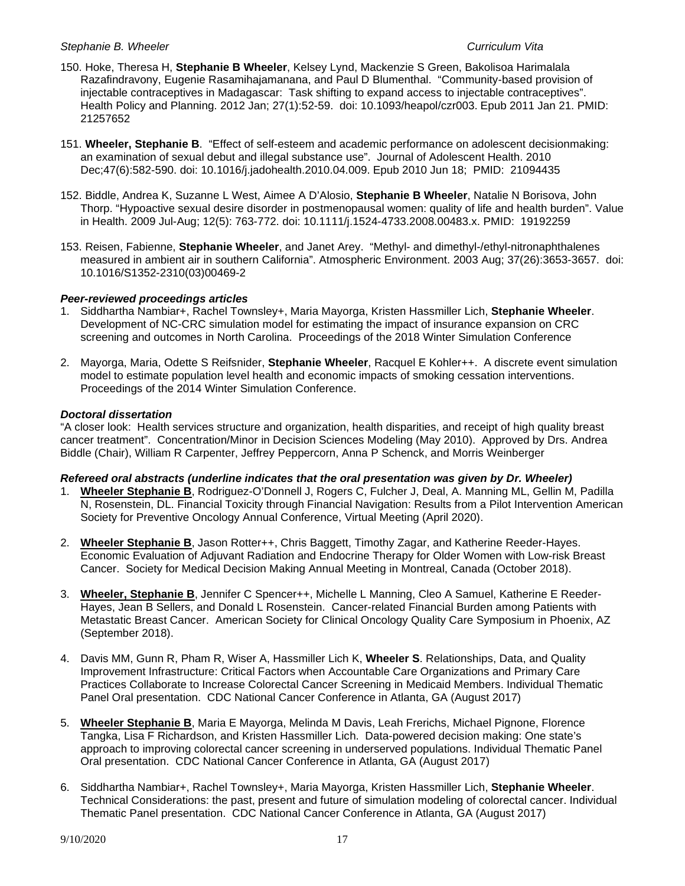150. Hoke, Theresa H, **Stephanie B Wheeler**, Kelsey Lynd, Mackenzie S Green, Bakolisoa Harimalala Razafindravony, Eugenie Rasamihajamanana, and Paul D Blumenthal. "Community-based provision of injectable contraceptives in Madagascar: Task shifting to expand access to injectable contraceptives". Health Policy and Planning. 2012 Jan; 27(1):52-59. doi: 10.1093/heapol/czr003. Epub 2011 Jan 21. PMID: 21257652

151. **Wheeler, Stephanie B**. "Effect of self-esteem and academic performance on adolescent decisionmaking: an examination of sexual debut and illegal substance use". Journal of Adolescent Health. 2010 Dec;47(6):582-590. doi: 10.1016/j.jadohealth.2010.04.009. Epub 2010 Jun 18; PMID: 21094435

152. Biddle, Andrea K, Suzanne L West, Aimee A D'Alosio, **Stephanie B Wheeler**, Natalie N Borisova, John Thorp. "Hypoactive sexual desire disorder in postmenopausal women: quality of life and health burden". Value in Health. 2009 Jul-Aug; 12(5): 763-772. doi: 10.1111/j.1524-4733.2008.00483.x. PMID: 19192259

153. Reisen, Fabienne, **Stephanie Wheeler**, and Janet Arey. "Methyl- and dimethyl-/ethyl-nitronaphthalenes measured in ambient air in southern California". Atmospheric Environment. 2003 Aug; 37(26):3653-3657. doi: 10.1016/S1352-2310(03)00469-2

***Peer-reviewed proceedings articles***

1. Siddhartha Nambiar+, Rachel Townsley+, Maria Mayorga, Kristen Hassmiller Lich, **Stephanie Wheeler**. Development of NC-CRC simulation model for estimating the impact of insurance expansion on CRC screening and outcomes in North Carolina. Proceedings of the 2018 Winter Simulation Conference

2. Mayorga, Maria, Odette S Reifsnider, **Stephanie Wheeler**, Racquel E Kohler++. A discrete event simulation model to estimate population level health and economic impacts of smoking cessation interventions. Proceedings of the 2014 Winter Simulation Conference.

***Doctoral dissertation***

"A closer look: Health services structure and organization, health disparities, and receipt of high quality breast cancer treatment". Concentration/Minor in Decision Sciences Modeling (May 2010). Approved by Drs. Andrea Biddle (Chair), William R Carpenter, Jeffrey Peppercorn, Anna P Schenck, and Morris Weinberger

***Refereed oral abstracts (underline indicates that the oral presentation was given by Dr. Wheeler)***

1. **<u>Wheeler Stephanie B</u>**, Rodriguez-O'Donnell J, Rogers C, Fulcher J, Deal, A. Manning ML, Gellin M, Padilla N, Rosenstein, DL. Financial Toxicity through Financial Navigation: Results from a Pilot Intervention American Society for Preventive Oncology Annual Conference, Virtual Meeting (April 2020).

2. **<u>Wheeler Stephanie B</u>**, Jason Rotter++, Chris Baggett, Timothy Zagar, and Katherine Reeder-Hayes. Economic Evaluation of Adjuvant Radiation and Endocrine Therapy for Older Women with Low-risk Breast Cancer. Society for Medical Decision Making Annual Meeting in Montreal, Canada (October 2018).

3. **<u>Wheeler, Stephanie B</u>**, Jennifer C Spencer++, Michelle L Manning, Cleo A Samuel, Katherine E Reeder-Hayes, Jean B Sellers, and Donald L Rosenstein. Cancer-related Financial Burden among Patients with Metastatic Breast Cancer. American Society for Clinical Oncology Quality Care Symposium in Phoenix, AZ (September 2018).

4. Davis MM, Gunn R, Pham R, Wiser A, Hassmiller Lich K, **Wheeler S**. Relationships, Data, and Quality Improvement Infrastructure: Critical Factors when Accountable Care Organizations and Primary Care Practices Collaborate to Increase Colorectal Cancer Screening in Medicaid Members. Individual Thematic Panel Oral presentation. CDC National Cancer Conference in Atlanta, GA (August 2017)

5. **<u>Wheeler Stephanie B</u>**, Maria E Mayorga, Melinda M Davis, Leah Frerichs, Michael Pignone, Florence Tangka, Lisa F Richardson, and Kristen Hassmiller Lich. Data-powered decision making: One state's approach to improving colorectal cancer screening in underserved populations. Individual Thematic Panel Oral presentation. CDC National Cancer Conference in Atlanta, GA (August 2017)

6. Siddhartha Nambiar+, Rachel Townsley+, Maria Mayorga, Kristen Hassmiller Lich, **Stephanie Wheeler**. Technical Considerations: the past, present and future of simulation modeling of colorectal cancer. Individual Thematic Panel presentation. CDC National Cancer Conference in Atlanta, GA (August 2017)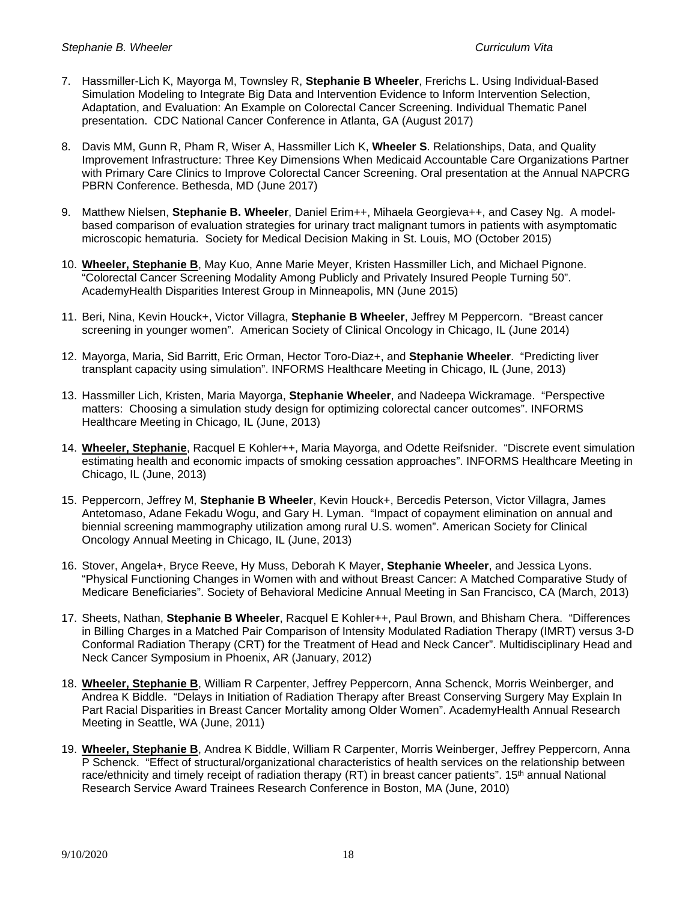7. Hassmiller-Lich K, Mayorga M, Townsley R, **Stephanie B Wheeler**, Frerichs L. Using Individual-Based Simulation Modeling to Integrate Big Data and Intervention Evidence to Inform Intervention Selection, Adaptation, and Evaluation: An Example on Colorectal Cancer Screening. Individual Thematic Panel presentation. CDC National Cancer Conference in Atlanta, GA (August 2017)

8. Davis MM, Gunn R, Pham R, Wiser A, Hassmiller Lich K, **Wheeler S**. Relationships, Data, and Quality Improvement Infrastructure: Three Key Dimensions When Medicaid Accountable Care Organizations Partner with Primary Care Clinics to Improve Colorectal Cancer Screening. Oral presentation at the Annual NAPCRG PBRN Conference. Bethesda, MD (June 2017)

9. Matthew Nielsen, **Stephanie B. Wheeler**, Daniel Erim++, Mihaela Georgieva++, and Casey Ng. A model-based comparison of evaluation strategies for urinary tract malignant tumors in patients with asymptomatic microscopic hematuria. Society for Medical Decision Making in St. Louis, MO (October 2015)

10. **Wheeler, Stephanie B**, May Kuo, Anne Marie Meyer, Kristen Hassmiller Lich, and Michael Pignone. "Colorectal Cancer Screening Modality Among Publicly and Privately Insured People Turning 50". AcademyHealth Disparities Interest Group in Minneapolis, MN (June 2015)

11. Beri, Nina, Kevin Houck+, Victor Villagra, **Stephanie B Wheeler**, Jeffrey M Peppercorn. "Breast cancer screening in younger women". American Society of Clinical Oncology in Chicago, IL (June 2014)

12. Mayorga, Maria, Sid Barritt, Eric Orman, Hector Toro-Diaz+, and **Stephanie Wheeler**. "Predicting liver transplant capacity using simulation". INFORMS Healthcare Meeting in Chicago, IL (June, 2013)

13. Hassmiller Lich, Kristen, Maria Mayorga, **Stephanie Wheeler**, and Nadeepa Wickramage. "Perspective matters: Choosing a simulation study design for optimizing colorectal cancer outcomes". INFORMS Healthcare Meeting in Chicago, IL (June, 2013)

14. **Wheeler, Stephanie**, Racquel E Kohler++, Maria Mayorga, and Odette Reifsnider. "Discrete event simulation estimating health and economic impacts of smoking cessation approaches". INFORMS Healthcare Meeting in Chicago, IL (June, 2013)

15. Peppercorn, Jeffrey M, **Stephanie B Wheeler**, Kevin Houck+, Bercedis Peterson, Victor Villagra, James Antetomaso, Adane Fekadu Wogu, and Gary H. Lyman. "Impact of copayment elimination on annual and biennial screening mammography utilization among rural U.S. women". American Society for Clinical Oncology Annual Meeting in Chicago, IL (June, 2013)

16. Stover, Angela+, Bryce Reeve, Hy Muss, Deborah K Mayer, **Stephanie Wheeler**, and Jessica Lyons. "Physical Functioning Changes in Women with and without Breast Cancer: A Matched Comparative Study of Medicare Beneficiaries". Society of Behavioral Medicine Annual Meeting in San Francisco, CA (March, 2013)

17. Sheets, Nathan, **Stephanie B Wheeler**, Racquel E Kohler++, Paul Brown, and Bhisham Chera. "Differences in Billing Charges in a Matched Pair Comparison of Intensity Modulated Radiation Therapy (IMRT) versus 3-D Conformal Radiation Therapy (CRT) for the Treatment of Head and Neck Cancer". Multidisciplinary Head and Neck Cancer Symposium in Phoenix, AR (January, 2012)

18. **Wheeler, Stephanie B**, William R Carpenter, Jeffrey Peppercorn, Anna Schenck, Morris Weinberger, and Andrea K Biddle. "Delays in Initiation of Radiation Therapy after Breast Conserving Surgery May Explain In Part Racial Disparities in Breast Cancer Mortality among Older Women". AcademyHealth Annual Research Meeting in Seattle, WA (June, 2011)

19. **Wheeler, Stephanie B**, Andrea K Biddle, William R Carpenter, Morris Weinberger, Jeffrey Peppercorn, Anna P Schenck. "Effect of structural/organizational characteristics of health services on the relationship between race/ethnicity and timely receipt of radiation therapy (RT) in breast cancer patients". 15th annual National Research Service Award Trainees Research Conference in Boston, MA (June, 2010)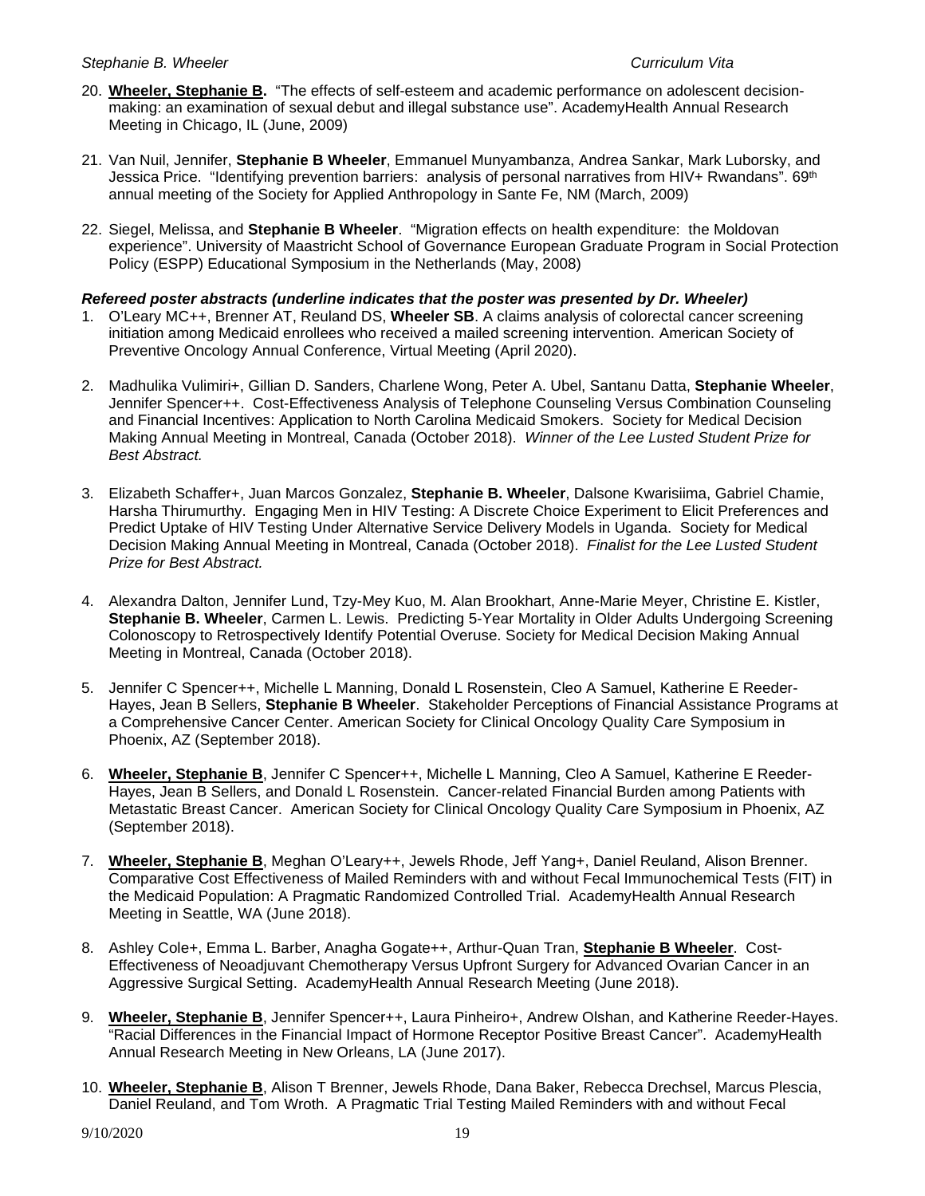20. **Wheeler, Stephanie B.** "The effects of self-esteem and academic performance on adolescent decision-making: an examination of sexual debut and illegal substance use". AcademyHealth Annual Research Meeting in Chicago, IL (June, 2009)

21. Van Nuil, Jennifer, **Stephanie B Wheeler**, Emmanuel Munyambanza, Andrea Sankar, Mark Luborsky, and Jessica Price. "Identifying prevention barriers: analysis of personal narratives from HIV+ Rwandans". 69th annual meeting of the Society for Applied Anthropology in Sante Fe, NM (March, 2009)

22. Siegel, Melissa, and **Stephanie B Wheeler**. "Migration effects on health expenditure: the Moldovan experience". University of Maastricht School of Governance European Graduate Program in Social Protection Policy (ESPP) Educational Symposium in the Netherlands (May, 2008)

***Refereed poster abstracts (underline indicates that the poster was presented by Dr. Wheeler)***

1. O'Leary MC++, Brenner AT, Reuland DS, **Wheeler SB**. A claims analysis of colorectal cancer screening initiation among Medicaid enrollees who received a mailed screening intervention. American Society of Preventive Oncology Annual Conference, Virtual Meeting (April 2020).

2. Madhulika Vulimiri+, Gillian D. Sanders, Charlene Wong, Peter A. Ubel, Santanu Datta, **Stephanie Wheeler**, Jennifer Spencer++. Cost-Effectiveness Analysis of Telephone Counseling Versus Combination Counseling and Financial Incentives: Application to North Carolina Medicaid Smokers. Society for Medical Decision Making Annual Meeting in Montreal, Canada (October 2018). *Winner of the Lee Lusted Student Prize for Best Abstract.*

3. Elizabeth Schaffer+, Juan Marcos Gonzalez, **Stephanie B. Wheeler**, Dalsone Kwarisiima, Gabriel Chamie, Harsha Thirumurthy. Engaging Men in HIV Testing: A Discrete Choice Experiment to Elicit Preferences and Predict Uptake of HIV Testing Under Alternative Service Delivery Models in Uganda. Society for Medical Decision Making Annual Meeting in Montreal, Canada (October 2018). *Finalist for the Lee Lusted Student Prize for Best Abstract.*

4. Alexandra Dalton, Jennifer Lund, Tzy-Mey Kuo, M. Alan Brookhart, Anne-Marie Meyer, Christine E. Kistler, **Stephanie B. Wheeler**, Carmen L. Lewis. Predicting 5-Year Mortality in Older Adults Undergoing Screening Colonoscopy to Retrospectively Identify Potential Overuse. Society for Medical Decision Making Annual Meeting in Montreal, Canada (October 2018).

5. Jennifer C Spencer++, Michelle L Manning, Donald L Rosenstein, Cleo A Samuel, Katherine E Reeder-Hayes, Jean B Sellers, **Stephanie B Wheeler**. Stakeholder Perceptions of Financial Assistance Programs at a Comprehensive Cancer Center. American Society for Clinical Oncology Quality Care Symposium in Phoenix, AZ (September 2018).

6. <u>**Wheeler, Stephanie B**</u>, Jennifer C Spencer++, Michelle L Manning, Cleo A Samuel, Katherine E Reeder-Hayes, Jean B Sellers, and Donald L Rosenstein. Cancer-related Financial Burden among Patients with Metastatic Breast Cancer. American Society for Clinical Oncology Quality Care Symposium in Phoenix, AZ (September 2018).

7. <u>**Wheeler, Stephanie B**</u>, Meghan O'Leary++, Jewels Rhode, Jeff Yang+, Daniel Reuland, Alison Brenner. Comparative Cost Effectiveness of Mailed Reminders with and without Fecal Immunochemical Tests (FIT) in the Medicaid Population: A Pragmatic Randomized Controlled Trial. AcademyHealth Annual Research Meeting in Seattle, WA (June 2018).

8. Ashley Cole+, Emma L. Barber, Anagha Gogate++, Arthur-Quan Tran, <u>**Stephanie B Wheeler**</u>. Cost-Effectiveness of Neoadjuvant Chemotherapy Versus Upfront Surgery for Advanced Ovarian Cancer in an Aggressive Surgical Setting. AcademyHealth Annual Research Meeting (June 2018).

9. <u>**Wheeler, Stephanie B**</u>, Jennifer Spencer++, Laura Pinheiro+, Andrew Olshan, and Katherine Reeder-Hayes. "Racial Differences in the Financial Impact of Hormone Receptor Positive Breast Cancer". AcademyHealth Annual Research Meeting in New Orleans, LA (June 2017).

10. <u>**Wheeler, Stephanie B**</u>, Alison T Brenner, Jewels Rhode, Dana Baker, Rebecca Drechsel, Marcus Plescia, Daniel Reuland, and Tom Wroth. A Pragmatic Trial Testing Mailed Reminders with and without Fecal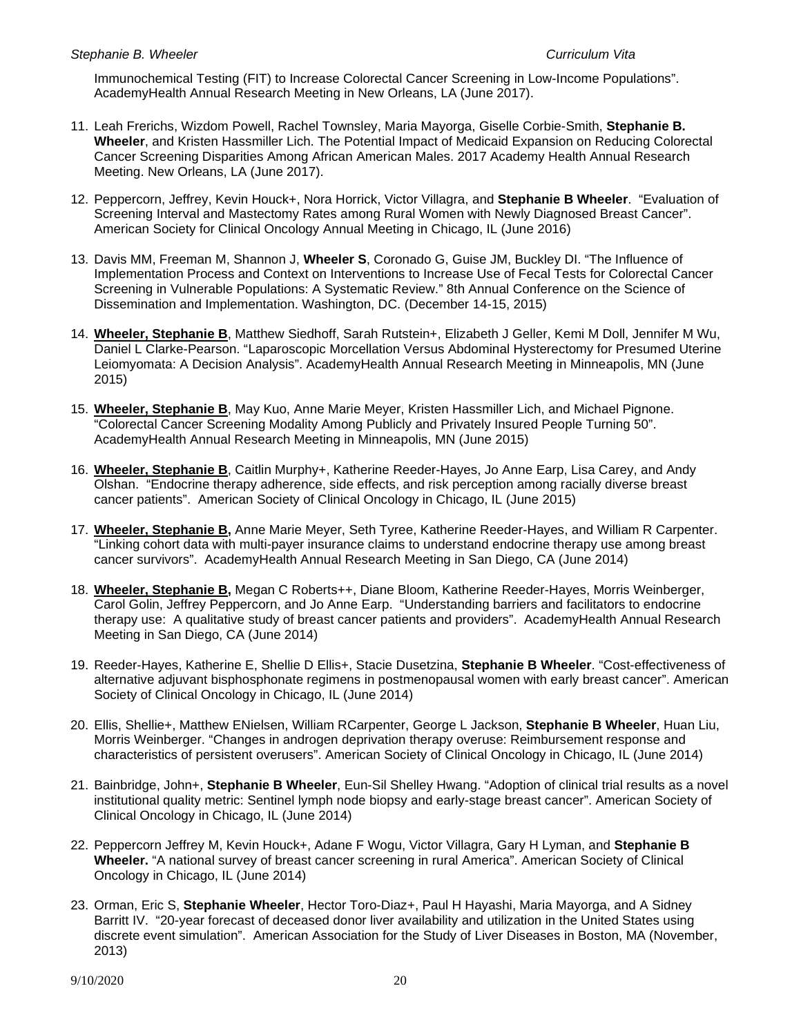Immunochemical Testing (FIT) to Increase Colorectal Cancer Screening in Low-Income Populations". AcademyHealth Annual Research Meeting in New Orleans, LA (June 2017).

11. Leah Frerichs, Wizdom Powell, Rachel Townsley, Maria Mayorga, Giselle Corbie-Smith, **Stephanie B. Wheeler**, and Kristen Hassmiller Lich. The Potential Impact of Medicaid Expansion on Reducing Colorectal Cancer Screening Disparities Among African American Males. 2017 Academy Health Annual Research Meeting. New Orleans, LA (June 2017).

12. Peppercorn, Jeffrey, Kevin Houck+, Nora Horrick, Victor Villagra, and **Stephanie B Wheeler**. "Evaluation of Screening Interval and Mastectomy Rates among Rural Women with Newly Diagnosed Breast Cancer". American Society for Clinical Oncology Annual Meeting in Chicago, IL (June 2016)

13. Davis MM, Freeman M, Shannon J, **Wheeler S**, Coronado G, Guise JM, Buckley DI. "The Influence of Implementation Process and Context on Interventions to Increase Use of Fecal Tests for Colorectal Cancer Screening in Vulnerable Populations: A Systematic Review." 8th Annual Conference on the Science of Dissemination and Implementation. Washington, DC. (December 14-15, 2015)

14. **Wheeler, Stephanie B**, Matthew Siedhoff, Sarah Rutstein+, Elizabeth J Geller, Kemi M Doll, Jennifer M Wu, Daniel L Clarke-Pearson. "Laparoscopic Morcellation Versus Abdominal Hysterectomy for Presumed Uterine Leiomyomata: A Decision Analysis". AcademyHealth Annual Research Meeting in Minneapolis, MN (June 2015)

15. **Wheeler, Stephanie B**, May Kuo, Anne Marie Meyer, Kristen Hassmiller Lich, and Michael Pignone. "Colorectal Cancer Screening Modality Among Publicly and Privately Insured People Turning 50". AcademyHealth Annual Research Meeting in Minneapolis, MN (June 2015)

16. **Wheeler, Stephanie B**, Caitlin Murphy+, Katherine Reeder-Hayes, Jo Anne Earp, Lisa Carey, and Andy Olshan. "Endocrine therapy adherence, side effects, and risk perception among racially diverse breast cancer patients". American Society of Clinical Oncology in Chicago, IL (June 2015)

17. **Wheeler, Stephanie B,** Anne Marie Meyer, Seth Tyree, Katherine Reeder-Hayes, and William R Carpenter. "Linking cohort data with multi-payer insurance claims to understand endocrine therapy use among breast cancer survivors". AcademyHealth Annual Research Meeting in San Diego, CA (June 2014)

18. **Wheeler, Stephanie B,** Megan C Roberts++, Diane Bloom, Katherine Reeder-Hayes, Morris Weinberger, Carol Golin, Jeffrey Peppercorn, and Jo Anne Earp. "Understanding barriers and facilitators to endocrine therapy use: A qualitative study of breast cancer patients and providers". AcademyHealth Annual Research Meeting in San Diego, CA (June 2014)

19. Reeder-Hayes, Katherine E, Shellie D Ellis+, Stacie Dusetzina, **Stephanie B Wheeler**. "Cost-effectiveness of alternative adjuvant bisphosphonate regimens in postmenopausal women with early breast cancer". American Society of Clinical Oncology in Chicago, IL (June 2014)

20. Ellis, Shellie+, Matthew ENielsen, William RCarpenter, George L Jackson, **Stephanie B Wheeler**, Huan Liu, Morris Weinberger. "Changes in androgen deprivation therapy overuse: Reimbursement response and characteristics of persistent overusers". American Society of Clinical Oncology in Chicago, IL (June 2014)

21. Bainbridge, John+, **Stephanie B Wheeler**, Eun-Sil Shelley Hwang. "Adoption of clinical trial results as a novel institutional quality metric: Sentinel lymph node biopsy and early-stage breast cancer". American Society of Clinical Oncology in Chicago, IL (June 2014)

22. Peppercorn Jeffrey M, Kevin Houck+, Adane F Wogu, Victor Villagra, Gary H Lyman, and **Stephanie B Wheeler.** "A national survey of breast cancer screening in rural America". American Society of Clinical Oncology in Chicago, IL (June 2014)

23. Orman, Eric S, **Stephanie Wheeler**, Hector Toro-Diaz+, Paul H Hayashi, Maria Mayorga, and A Sidney Barritt IV. "20-year forecast of deceased donor liver availability and utilization in the United States using discrete event simulation". American Association for the Study of Liver Diseases in Boston, MA (November, 2013)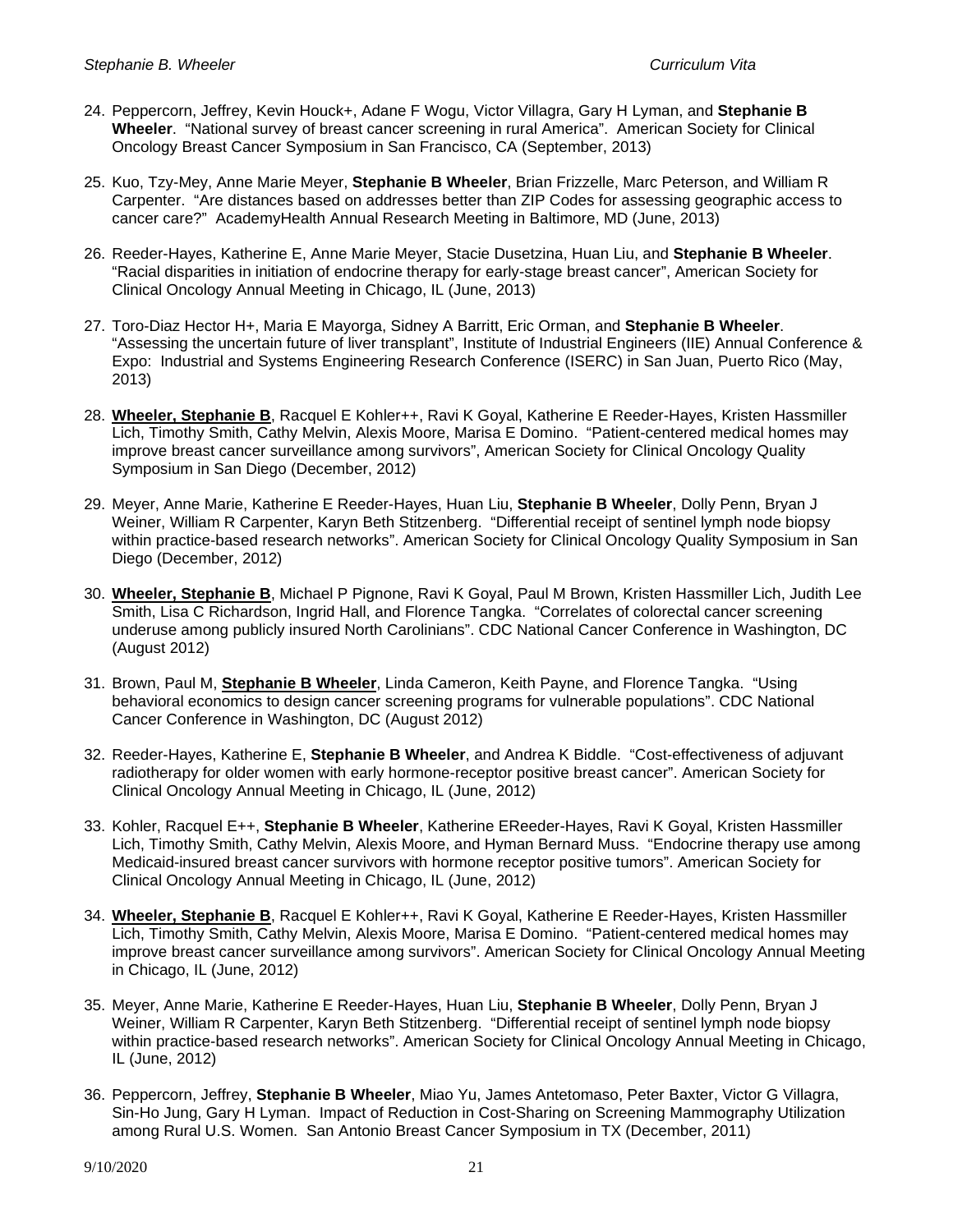24. Peppercorn, Jeffrey, Kevin Houck+, Adane F Wogu, Victor Villagra, Gary H Lyman, and **Stephanie B Wheeler**. "National survey of breast cancer screening in rural America". American Society for Clinical Oncology Breast Cancer Symposium in San Francisco, CA (September, 2013)

25. Kuo, Tzy-Mey, Anne Marie Meyer, **Stephanie B Wheeler**, Brian Frizzelle, Marc Peterson, and William R Carpenter. "Are distances based on addresses better than ZIP Codes for assessing geographic access to cancer care?" AcademyHealth Annual Research Meeting in Baltimore, MD (June, 2013)

26. Reeder-Hayes, Katherine E, Anne Marie Meyer, Stacie Dusetzina, Huan Liu, and **Stephanie B Wheeler**. "Racial disparities in initiation of endocrine therapy for early-stage breast cancer", American Society for Clinical Oncology Annual Meeting in Chicago, IL (June, 2013)

27. Toro-Diaz Hector H+, Maria E Mayorga, Sidney A Barritt, Eric Orman, and **Stephanie B Wheeler**. "Assessing the uncertain future of liver transplant", Institute of Industrial Engineers (IIE) Annual Conference & Expo: Industrial and Systems Engineering Research Conference (ISERC) in San Juan, Puerto Rico (May, 2013)

28. **Wheeler, Stephanie B**, Racquel E Kohler++, Ravi K Goyal, Katherine E Reeder-Hayes, Kristen Hassmiller Lich, Timothy Smith, Cathy Melvin, Alexis Moore, Marisa E Domino. "Patient-centered medical homes may improve breast cancer surveillance among survivors", American Society for Clinical Oncology Quality Symposium in San Diego (December, 2012)

29. Meyer, Anne Marie, Katherine E Reeder-Hayes, Huan Liu, **Stephanie B Wheeler**, Dolly Penn, Bryan J Weiner, William R Carpenter, Karyn Beth Stitzenberg. "Differential receipt of sentinel lymph node biopsy within practice-based research networks". American Society for Clinical Oncology Quality Symposium in San Diego (December, 2012)

30. **Wheeler, Stephanie B**, Michael P Pignone, Ravi K Goyal, Paul M Brown, Kristen Hassmiller Lich, Judith Lee Smith, Lisa C Richardson, Ingrid Hall, and Florence Tangka. "Correlates of colorectal cancer screening underuse among publicly insured North Carolinians". CDC National Cancer Conference in Washington, DC (August 2012)

31. Brown, Paul M, **Stephanie B Wheeler**, Linda Cameron, Keith Payne, and Florence Tangka. "Using behavioral economics to design cancer screening programs for vulnerable populations". CDC National Cancer Conference in Washington, DC (August 2012)

32. Reeder-Hayes, Katherine E, **Stephanie B Wheeler**, and Andrea K Biddle. "Cost-effectiveness of adjuvant radiotherapy for older women with early hormone-receptor positive breast cancer". American Society for Clinical Oncology Annual Meeting in Chicago, IL (June, 2012)

33. Kohler, Racquel E++, **Stephanie B Wheeler**, Katherine EReeder-Hayes, Ravi K Goyal, Kristen Hassmiller Lich, Timothy Smith, Cathy Melvin, Alexis Moore, and Hyman Bernard Muss. "Endocrine therapy use among Medicaid-insured breast cancer survivors with hormone receptor positive tumors". American Society for Clinical Oncology Annual Meeting in Chicago, IL (June, 2012)

34. **Wheeler, Stephanie B**, Racquel E Kohler++, Ravi K Goyal, Katherine E Reeder-Hayes, Kristen Hassmiller Lich, Timothy Smith, Cathy Melvin, Alexis Moore, Marisa E Domino. "Patient-centered medical homes may improve breast cancer surveillance among survivors". American Society for Clinical Oncology Annual Meeting in Chicago, IL (June, 2012)

35. Meyer, Anne Marie, Katherine E Reeder-Hayes, Huan Liu, **Stephanie B Wheeler**, Dolly Penn, Bryan J Weiner, William R Carpenter, Karyn Beth Stitzenberg. "Differential receipt of sentinel lymph node biopsy within practice-based research networks". American Society for Clinical Oncology Annual Meeting in Chicago, IL (June, 2012)

36. Peppercorn, Jeffrey, **Stephanie B Wheeler**, Miao Yu, James Antetomaso, Peter Baxter, Victor G Villagra, Sin-Ho Jung, Gary H Lyman. Impact of Reduction in Cost-Sharing on Screening Mammography Utilization among Rural U.S. Women. San Antonio Breast Cancer Symposium in TX (December, 2011)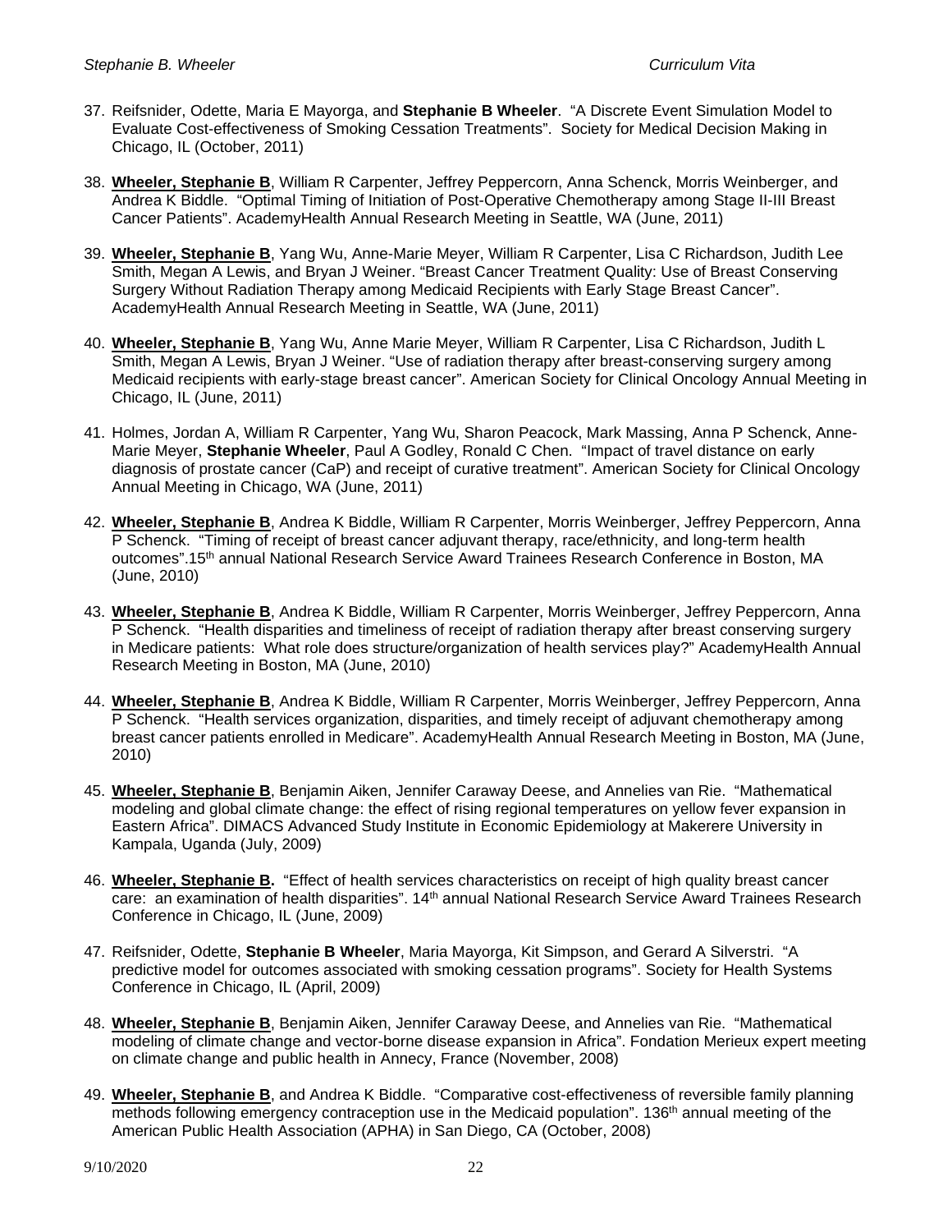37. Reifsnider, Odette, Maria E Mayorga, and **Stephanie B Wheeler**. "A Discrete Event Simulation Model to Evaluate Cost-effectiveness of Smoking Cessation Treatments". Society for Medical Decision Making in Chicago, IL (October, 2011)

38. **Wheeler, Stephanie B**, William R Carpenter, Jeffrey Peppercorn, Anna Schenck, Morris Weinberger, and Andrea K Biddle. "Optimal Timing of Initiation of Post-Operative Chemotherapy among Stage II-III Breast Cancer Patients". AcademyHealth Annual Research Meeting in Seattle, WA (June, 2011)

39. **Wheeler, Stephanie B**, Yang Wu, Anne-Marie Meyer, William R Carpenter, Lisa C Richardson, Judith Lee Smith, Megan A Lewis, and Bryan J Weiner. "Breast Cancer Treatment Quality: Use of Breast Conserving Surgery Without Radiation Therapy among Medicaid Recipients with Early Stage Breast Cancer". AcademyHealth Annual Research Meeting in Seattle, WA (June, 2011)

40. **Wheeler, Stephanie B**, Yang Wu, Anne Marie Meyer, William R Carpenter, Lisa C Richardson, Judith L Smith, Megan A Lewis, Bryan J Weiner. "Use of radiation therapy after breast-conserving surgery among Medicaid recipients with early-stage breast cancer". American Society for Clinical Oncology Annual Meeting in Chicago, IL (June, 2011)

41. Holmes, Jordan A, William R Carpenter, Yang Wu, Sharon Peacock, Mark Massing, Anna P Schenck, Anne-Marie Meyer, **Stephanie Wheeler**, Paul A Godley, Ronald C Chen. "Impact of travel distance on early diagnosis of prostate cancer (CaP) and receipt of curative treatment". American Society for Clinical Oncology Annual Meeting in Chicago, WA (June, 2011)

42. **Wheeler, Stephanie B**, Andrea K Biddle, William R Carpenter, Morris Weinberger, Jeffrey Peppercorn, Anna P Schenck. "Timing of receipt of breast cancer adjuvant therapy, race/ethnicity, and long-term health outcomes".15th annual National Research Service Award Trainees Research Conference in Boston, MA (June, 2010)

43. **Wheeler, Stephanie B**, Andrea K Biddle, William R Carpenter, Morris Weinberger, Jeffrey Peppercorn, Anna P Schenck. "Health disparities and timeliness of receipt of radiation therapy after breast conserving surgery in Medicare patients: What role does structure/organization of health services play?" AcademyHealth Annual Research Meeting in Boston, MA (June, 2010)

44. **Wheeler, Stephanie B**, Andrea K Biddle, William R Carpenter, Morris Weinberger, Jeffrey Peppercorn, Anna P Schenck. "Health services organization, disparities, and timely receipt of adjuvant chemotherapy among breast cancer patients enrolled in Medicare". AcademyHealth Annual Research Meeting in Boston, MA (June, 2010)

45. **Wheeler, Stephanie B**, Benjamin Aiken, Jennifer Caraway Deese, and Annelies van Rie. "Mathematical modeling and global climate change: the effect of rising regional temperatures on yellow fever expansion in Eastern Africa". DIMACS Advanced Study Institute in Economic Epidemiology at Makerere University in Kampala, Uganda (July, 2009)

46. **Wheeler, Stephanie B.** "Effect of health services characteristics on receipt of high quality breast cancer care: an examination of health disparities". 14th annual National Research Service Award Trainees Research Conference in Chicago, IL (June, 2009)

47. Reifsnider, Odette, **Stephanie B Wheeler**, Maria Mayorga, Kit Simpson, and Gerard A Silverstri. "A predictive model for outcomes associated with smoking cessation programs". Society for Health Systems Conference in Chicago, IL (April, 2009)

48. **Wheeler, Stephanie B**, Benjamin Aiken, Jennifer Caraway Deese, and Annelies van Rie. "Mathematical modeling of climate change and vector-borne disease expansion in Africa". Fondation Merieux expert meeting on climate change and public health in Annecy, France (November, 2008)

49. **Wheeler, Stephanie B**, and Andrea K Biddle. "Comparative cost-effectiveness of reversible family planning methods following emergency contraception use in the Medicaid population". 136th annual meeting of the American Public Health Association (APHA) in San Diego, CA (October, 2008)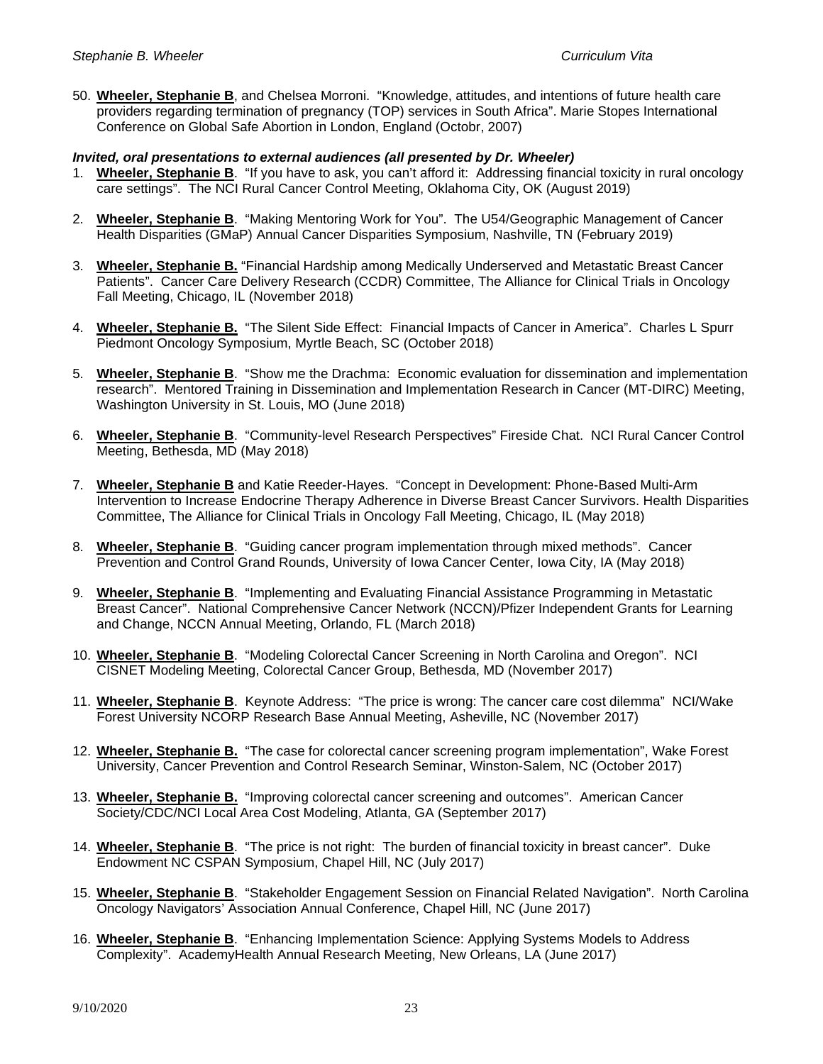50. **Wheeler, Stephanie B**, and Chelsea Morroni. "Knowledge, attitudes, and intentions of future health care providers regarding termination of pregnancy (TOP) services in South Africa". Marie Stopes International Conference on Global Safe Abortion in London, England (Octobr, 2007)

***Invited, oral presentations to external audiences (all presented by Dr. Wheeler)***

1. **Wheeler, Stephanie B**. "If you have to ask, you can't afford it: Addressing financial toxicity in rural oncology care settings". The NCI Rural Cancer Control Meeting, Oklahoma City, OK (August 2019)

2. **Wheeler, Stephanie B**. "Making Mentoring Work for You". The U54/Geographic Management of Cancer Health Disparities (GMaP) Annual Cancer Disparities Symposium, Nashville, TN (February 2019)

3. **Wheeler, Stephanie B.** "Financial Hardship among Medically Underserved and Metastatic Breast Cancer Patients". Cancer Care Delivery Research (CCDR) Committee, The Alliance for Clinical Trials in Oncology Fall Meeting, Chicago, IL (November 2018)

4. **Wheeler, Stephanie B.** "The Silent Side Effect: Financial Impacts of Cancer in America". Charles L Spurr Piedmont Oncology Symposium, Myrtle Beach, SC (October 2018)

5. **Wheeler, Stephanie B**. "Show me the Drachma: Economic evaluation for dissemination and implementation research". Mentored Training in Dissemination and Implementation Research in Cancer (MT-DIRC) Meeting, Washington University in St. Louis, MO (June 2018)

6. **Wheeler, Stephanie B**. "Community-level Research Perspectives" Fireside Chat. NCI Rural Cancer Control Meeting, Bethesda, MD (May 2018)

7. **Wheeler, Stephanie B** and Katie Reeder-Hayes. "Concept in Development: Phone-Based Multi-Arm Intervention to Increase Endocrine Therapy Adherence in Diverse Breast Cancer Survivors. Health Disparities Committee, The Alliance for Clinical Trials in Oncology Fall Meeting, Chicago, IL (May 2018)

8. **Wheeler, Stephanie B**. "Guiding cancer program implementation through mixed methods". Cancer Prevention and Control Grand Rounds, University of Iowa Cancer Center, Iowa City, IA (May 2018)

9. **Wheeler, Stephanie B**. "Implementing and Evaluating Financial Assistance Programming in Metastatic Breast Cancer". National Comprehensive Cancer Network (NCCN)/Pfizer Independent Grants for Learning and Change, NCCN Annual Meeting, Orlando, FL (March 2018)

10. **Wheeler, Stephanie B**. "Modeling Colorectal Cancer Screening in North Carolina and Oregon". NCI CISNET Modeling Meeting, Colorectal Cancer Group, Bethesda, MD (November 2017)

11. **Wheeler, Stephanie B**. Keynote Address: "The price is wrong: The cancer care cost dilemma" NCI/Wake Forest University NCORP Research Base Annual Meeting, Asheville, NC (November 2017)

12. **Wheeler, Stephanie B.** "The case for colorectal cancer screening program implementation", Wake Forest University, Cancer Prevention and Control Research Seminar, Winston-Salem, NC (October 2017)

13. **Wheeler, Stephanie B.** "Improving colorectal cancer screening and outcomes". American Cancer Society/CDC/NCI Local Area Cost Modeling, Atlanta, GA (September 2017)

14. **Wheeler, Stephanie B**. "The price is not right: The burden of financial toxicity in breast cancer". Duke Endowment NC CSPAN Symposium, Chapel Hill, NC (July 2017)

15. **Wheeler, Stephanie B**. "Stakeholder Engagement Session on Financial Related Navigation". North Carolina Oncology Navigators' Association Annual Conference, Chapel Hill, NC (June 2017)

16. **Wheeler, Stephanie B**. "Enhancing Implementation Science: Applying Systems Models to Address Complexity". AcademyHealth Annual Research Meeting, New Orleans, LA (June 2017)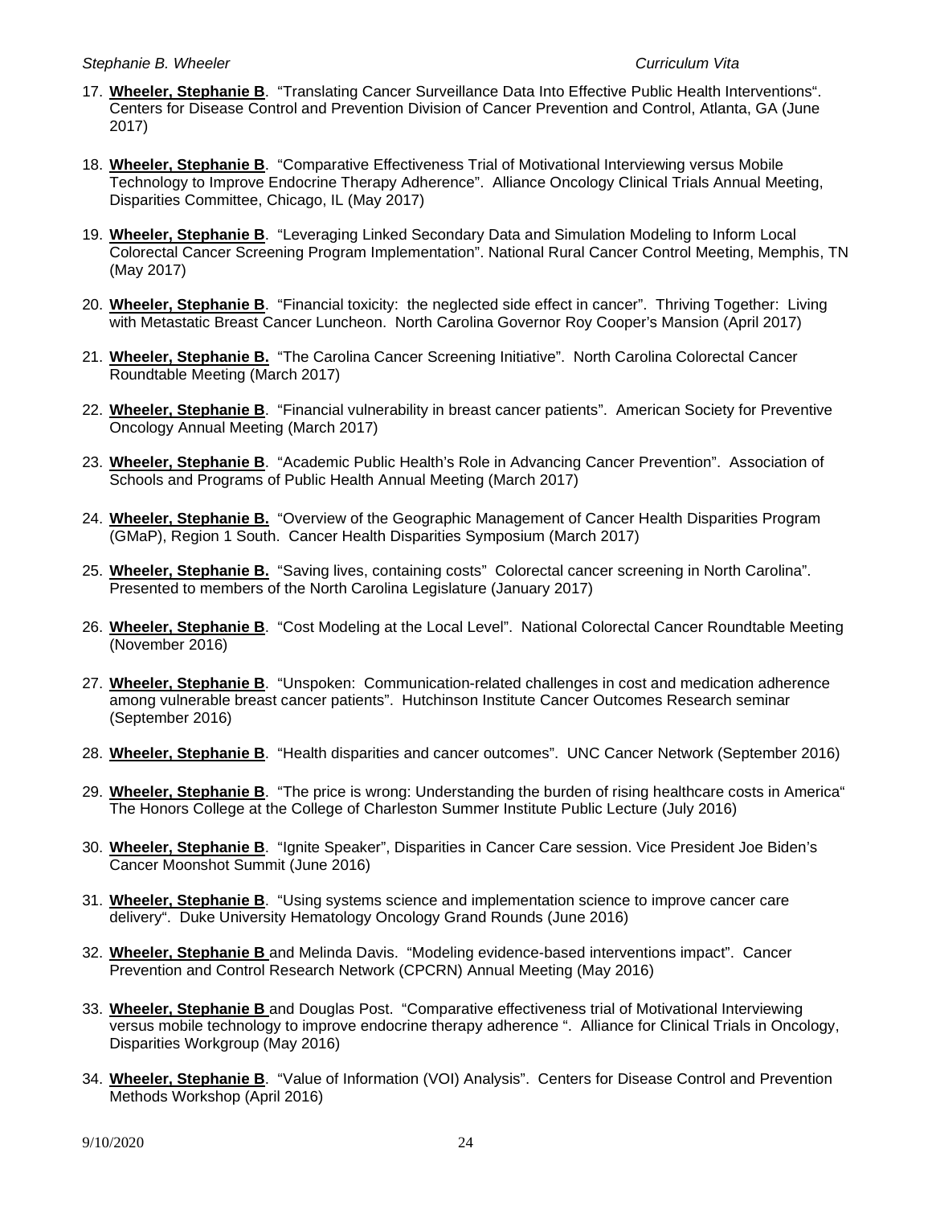17. **Wheeler, Stephanie B**. "Translating Cancer Surveillance Data Into Effective Public Health Interventions". Centers for Disease Control and Prevention Division of Cancer Prevention and Control, Atlanta, GA (June 2017)

18. **Wheeler, Stephanie B**. "Comparative Effectiveness Trial of Motivational Interviewing versus Mobile Technology to Improve Endocrine Therapy Adherence". Alliance Oncology Clinical Trials Annual Meeting, Disparities Committee, Chicago, IL (May 2017)

19. **Wheeler, Stephanie B**. "Leveraging Linked Secondary Data and Simulation Modeling to Inform Local Colorectal Cancer Screening Program Implementation". National Rural Cancer Control Meeting, Memphis, TN (May 2017)

20. **Wheeler, Stephanie B**. "Financial toxicity: the neglected side effect in cancer". Thriving Together: Living with Metastatic Breast Cancer Luncheon. North Carolina Governor Roy Cooper's Mansion (April 2017)

21. **Wheeler, Stephanie B.** "The Carolina Cancer Screening Initiative". North Carolina Colorectal Cancer Roundtable Meeting (March 2017)

22. **Wheeler, Stephanie B**. "Financial vulnerability in breast cancer patients". American Society for Preventive Oncology Annual Meeting (March 2017)

23. **Wheeler, Stephanie B**. "Academic Public Health's Role in Advancing Cancer Prevention". Association of Schools and Programs of Public Health Annual Meeting (March 2017)

24. **Wheeler, Stephanie B.** "Overview of the Geographic Management of Cancer Health Disparities Program (GMaP), Region 1 South. Cancer Health Disparities Symposium (March 2017)

25. **Wheeler, Stephanie B.** "Saving lives, containing costs" Colorectal cancer screening in North Carolina". Presented to members of the North Carolina Legislature (January 2017)

26. **Wheeler, Stephanie B**. "Cost Modeling at the Local Level". National Colorectal Cancer Roundtable Meeting (November 2016)

27. **Wheeler, Stephanie B**. "Unspoken: Communication-related challenges in cost and medication adherence among vulnerable breast cancer patients". Hutchinson Institute Cancer Outcomes Research seminar (September 2016)

28. **Wheeler, Stephanie B**. "Health disparities and cancer outcomes". UNC Cancer Network (September 2016)

29. **Wheeler, Stephanie B**. "The price is wrong: Understanding the burden of rising healthcare costs in America" The Honors College at the College of Charleston Summer Institute Public Lecture (July 2016)

30. **Wheeler, Stephanie B**. "Ignite Speaker", Disparities in Cancer Care session. Vice President Joe Biden's Cancer Moonshot Summit (June 2016)

31. **Wheeler, Stephanie B**. "Using systems science and implementation science to improve cancer care delivery". Duke University Hematology Oncology Grand Rounds (June 2016)

32. **Wheeler, Stephanie B** and Melinda Davis. "Modeling evidence-based interventions impact". Cancer Prevention and Control Research Network (CPCRN) Annual Meeting (May 2016)

33. **Wheeler, Stephanie B** and Douglas Post. "Comparative effectiveness trial of Motivational Interviewing versus mobile technology to improve endocrine therapy adherence ". Alliance for Clinical Trials in Oncology, Disparities Workgroup (May 2016)

34. **Wheeler, Stephanie B**. "Value of Information (VOI) Analysis". Centers for Disease Control and Prevention Methods Workshop (April 2016)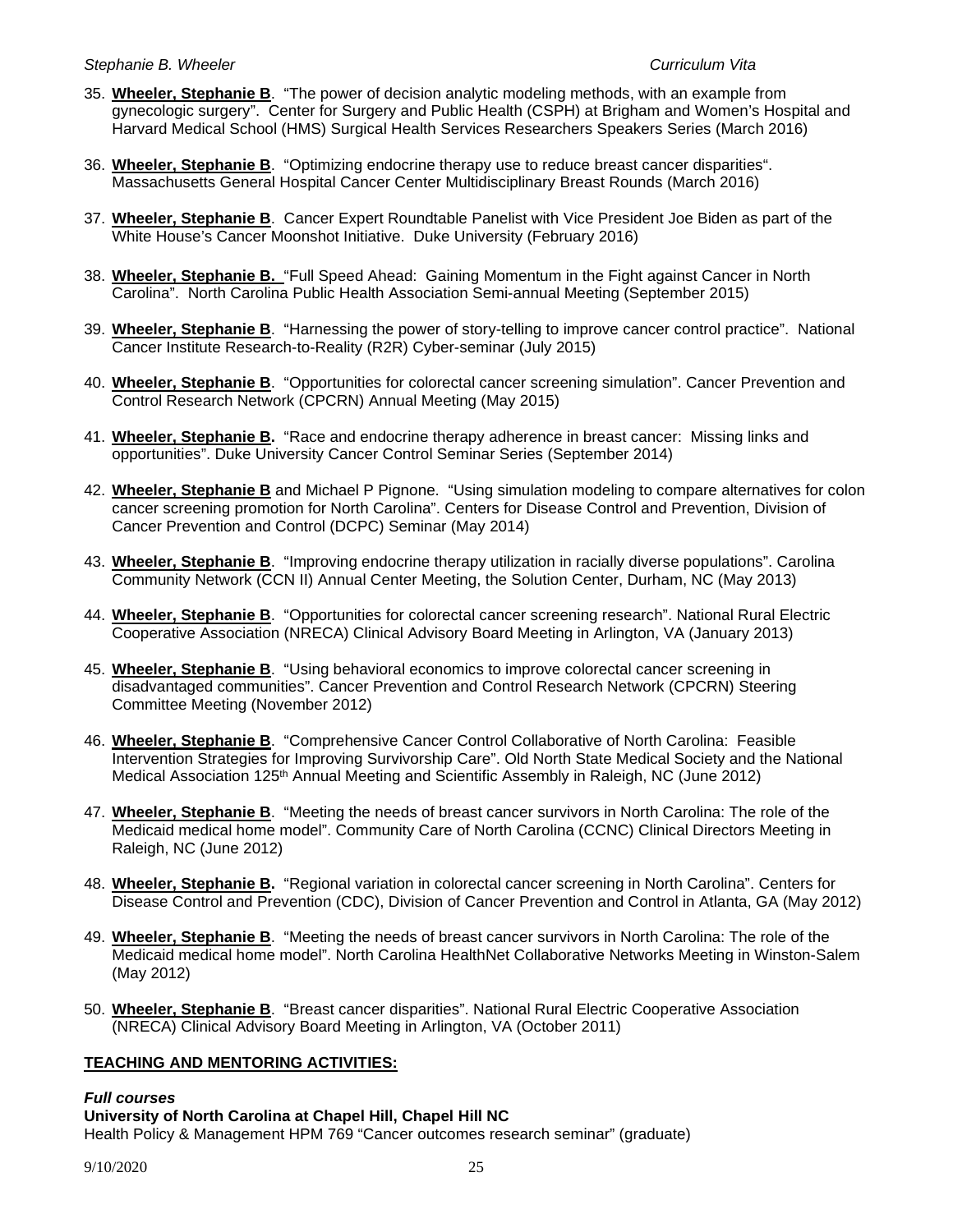35. **Wheeler, Stephanie B**.  "The power of decision analytic modeling methods, with an example from gynecologic surgery".  Center for Surgery and Public Health (CSPH) at Brigham and Women's Hospital and Harvard Medical School (HMS) Surgical Health Services Researchers Speakers Series (March 2016)

36. **Wheeler, Stephanie B**.  "Optimizing endocrine therapy use to reduce breast cancer disparities". Massachusetts General Hospital Cancer Center Multidisciplinary Breast Rounds (March 2016)

37. **Wheeler, Stephanie B**.  Cancer Expert Roundtable Panelist with Vice President Joe Biden as part of the White House's Cancer Moonshot Initiative.  Duke University (February 2016)

38. **Wheeler, Stephanie B.**  "Full Speed Ahead:  Gaining Momentum in the Fight against Cancer in North Carolina".  North Carolina Public Health Association Semi-annual Meeting (September 2015)

39. **Wheeler, Stephanie B**.  "Harnessing the power of story-telling to improve cancer control practice".  National Cancer Institute Research-to-Reality (R2R) Cyber-seminar (July 2015)

40. **Wheeler, Stephanie B**.  "Opportunities for colorectal cancer screening simulation". Cancer Prevention and Control Research Network (CPCRN) Annual Meeting (May 2015)

41. **Wheeler, Stephanie B.**  "Race and endocrine therapy adherence in breast cancer:  Missing links and opportunities". Duke University Cancer Control Seminar Series (September 2014)

42. **Wheeler, Stephanie B** and Michael P Pignone.  "Using simulation modeling to compare alternatives for colon cancer screening promotion for North Carolina". Centers for Disease Control and Prevention, Division of Cancer Prevention and Control (DCPC) Seminar (May 2014)

43. **Wheeler, Stephanie B**.  "Improving endocrine therapy utilization in racially diverse populations". Carolina Community Network (CCN II) Annual Center Meeting, the Solution Center, Durham, NC (May 2013)

44. **Wheeler, Stephanie B**.  "Opportunities for colorectal cancer screening research". National Rural Electric Cooperative Association (NRECA) Clinical Advisory Board Meeting in Arlington, VA (January 2013)

45. **Wheeler, Stephanie B**.  "Using behavioral economics to improve colorectal cancer screening in disadvantaged communities". Cancer Prevention and Control Research Network (CPCRN) Steering Committee Meeting (November 2012)

46. **Wheeler, Stephanie B**.  "Comprehensive Cancer Control Collaborative of North Carolina:  Feasible Intervention Strategies for Improving Survivorship Care". Old North State Medical Society and the National Medical Association 125th Annual Meeting and Scientific Assembly in Raleigh, NC (June 2012)

47. **Wheeler, Stephanie B**.  "Meeting the needs of breast cancer survivors in North Carolina: The role of the Medicaid medical home model". Community Care of North Carolina (CCNC) Clinical Directors Meeting in Raleigh, NC (June 2012)

48. **Wheeler, Stephanie B.**  "Regional variation in colorectal cancer screening in North Carolina". Centers for Disease Control and Prevention (CDC), Division of Cancer Prevention and Control in Atlanta, GA (May 2012)

49. **Wheeler, Stephanie B**.  "Meeting the needs of breast cancer survivors in North Carolina: The role of the Medicaid medical home model". North Carolina HealthNet Collaborative Networks Meeting in Winston-Salem (May 2012)

50. **Wheeler, Stephanie B**.  "Breast cancer disparities". National Rural Electric Cooperative Association (NRECA) Clinical Advisory Board Meeting in Arlington, VA (October 2011)

## TEACHING AND MENTORING ACTIVITIES:

***Full courses***

**University of North Carolina at Chapel Hill, Chapel Hill NC**

Health Policy & Management HPM 769 "Cancer outcomes research seminar" (graduate)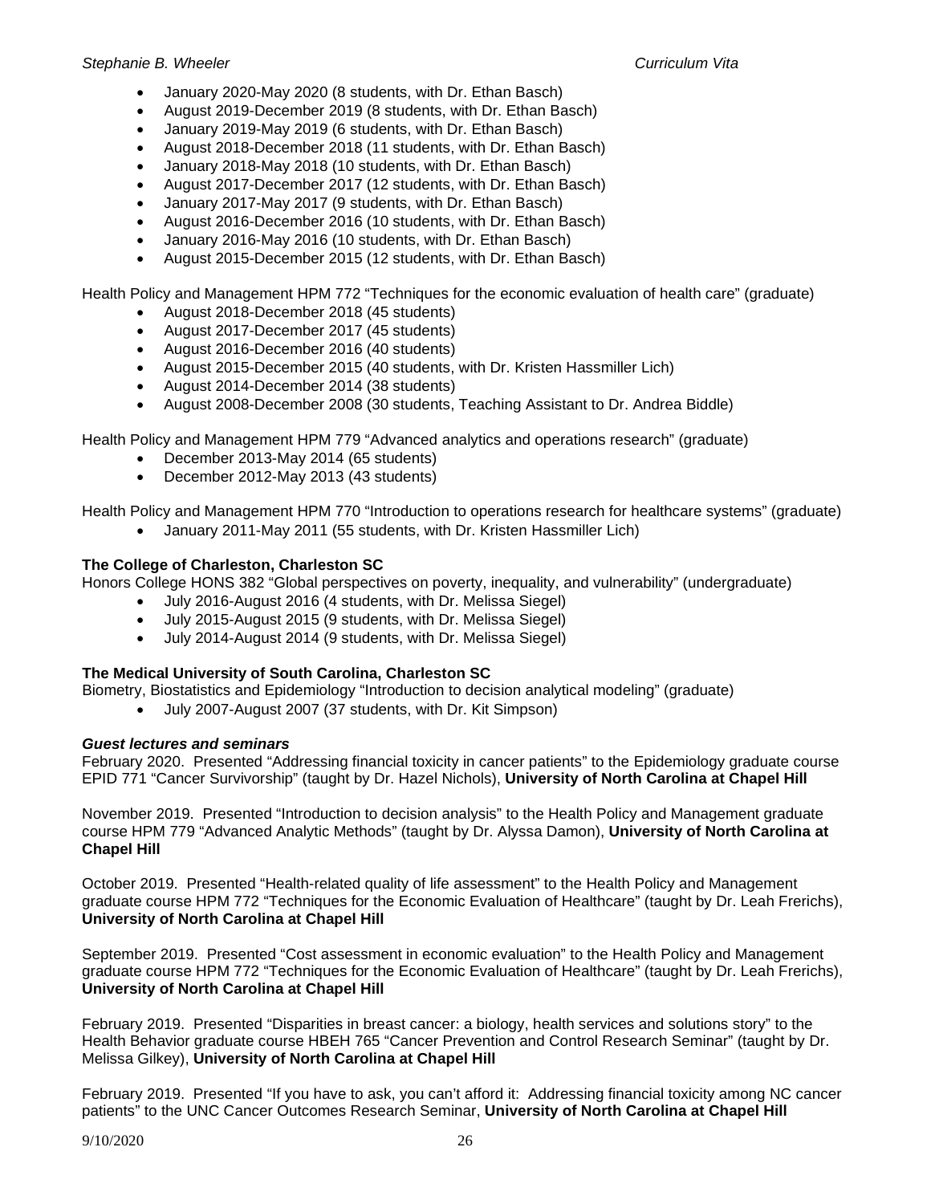- January 2020-May 2020 (8 students, with Dr. Ethan Basch)
- August 2019-December 2019 (8 students, with Dr. Ethan Basch)
- January 2019-May 2019 (6 students, with Dr. Ethan Basch)
- August 2018-December 2018 (11 students, with Dr. Ethan Basch)
- January 2018-May 2018 (10 students, with Dr. Ethan Basch)
- August 2017-December 2017 (12 students, with Dr. Ethan Basch)
- January 2017-May 2017 (9 students, with Dr. Ethan Basch)
- August 2016-December 2016 (10 students, with Dr. Ethan Basch)
- January 2016-May 2016 (10 students, with Dr. Ethan Basch)
- August 2015-December 2015 (12 students, with Dr. Ethan Basch)

Health Policy and Management HPM 772 "Techniques for the economic evaluation of health care" (graduate)

- August 2018-December 2018 (45 students)
- August 2017-December 2017 (45 students)
- August 2016-December 2016 (40 students)
- August 2015-December 2015 (40 students, with Dr. Kristen Hassmiller Lich)
- August 2014-December 2014 (38 students)
- August 2008-December 2008 (30 students, Teaching Assistant to Dr. Andrea Biddle)

Health Policy and Management HPM 779 "Advanced analytics and operations research" (graduate)

- December 2013-May 2014 (65 students)
- December 2012-May 2013 (43 students)

Health Policy and Management HPM 770 "Introduction to operations research for healthcare systems" (graduate)

- January 2011-May 2011 (55 students, with Dr. Kristen Hassmiller Lich)

**The College of Charleston, Charleston SC**

Honors College HONS 382 "Global perspectives on poverty, inequality, and vulnerability" (undergraduate)

- July 2016-August 2016 (4 students, with Dr. Melissa Siegel)
- July 2015-August 2015 (9 students, with Dr. Melissa Siegel)
- July 2014-August 2014 (9 students, with Dr. Melissa Siegel)

**The Medical University of South Carolina, Charleston SC**

Biometry, Biostatistics and Epidemiology "Introduction to decision analytical modeling" (graduate)

- July 2007-August 2007 (37 students, with Dr. Kit Simpson)

***Guest lectures and seminars***

February 2020. Presented "Addressing financial toxicity in cancer patients" to the Epidemiology graduate course EPID 771 "Cancer Survivorship" (taught by Dr. Hazel Nichols), **University of North Carolina at Chapel Hill**

November 2019. Presented "Introduction to decision analysis" to the Health Policy and Management graduate course HPM 779 "Advanced Analytic Methods" (taught by Dr. Alyssa Damon), **University of North Carolina at Chapel Hill**

October 2019. Presented "Health-related quality of life assessment" to the Health Policy and Management graduate course HPM 772 "Techniques for the Economic Evaluation of Healthcare" (taught by Dr. Leah Frerichs), **University of North Carolina at Chapel Hill**

September 2019. Presented "Cost assessment in economic evaluation" to the Health Policy and Management graduate course HPM 772 "Techniques for the Economic Evaluation of Healthcare" (taught by Dr. Leah Frerichs), **University of North Carolina at Chapel Hill**

February 2019. Presented "Disparities in breast cancer: a biology, health services and solutions story" to the Health Behavior graduate course HBEH 765 "Cancer Prevention and Control Research Seminar" (taught by Dr. Melissa Gilkey), **University of North Carolina at Chapel Hill**

February 2019. Presented "If you have to ask, you can't afford it: Addressing financial toxicity among NC cancer patients" to the UNC Cancer Outcomes Research Seminar, **University of North Carolina at Chapel Hill**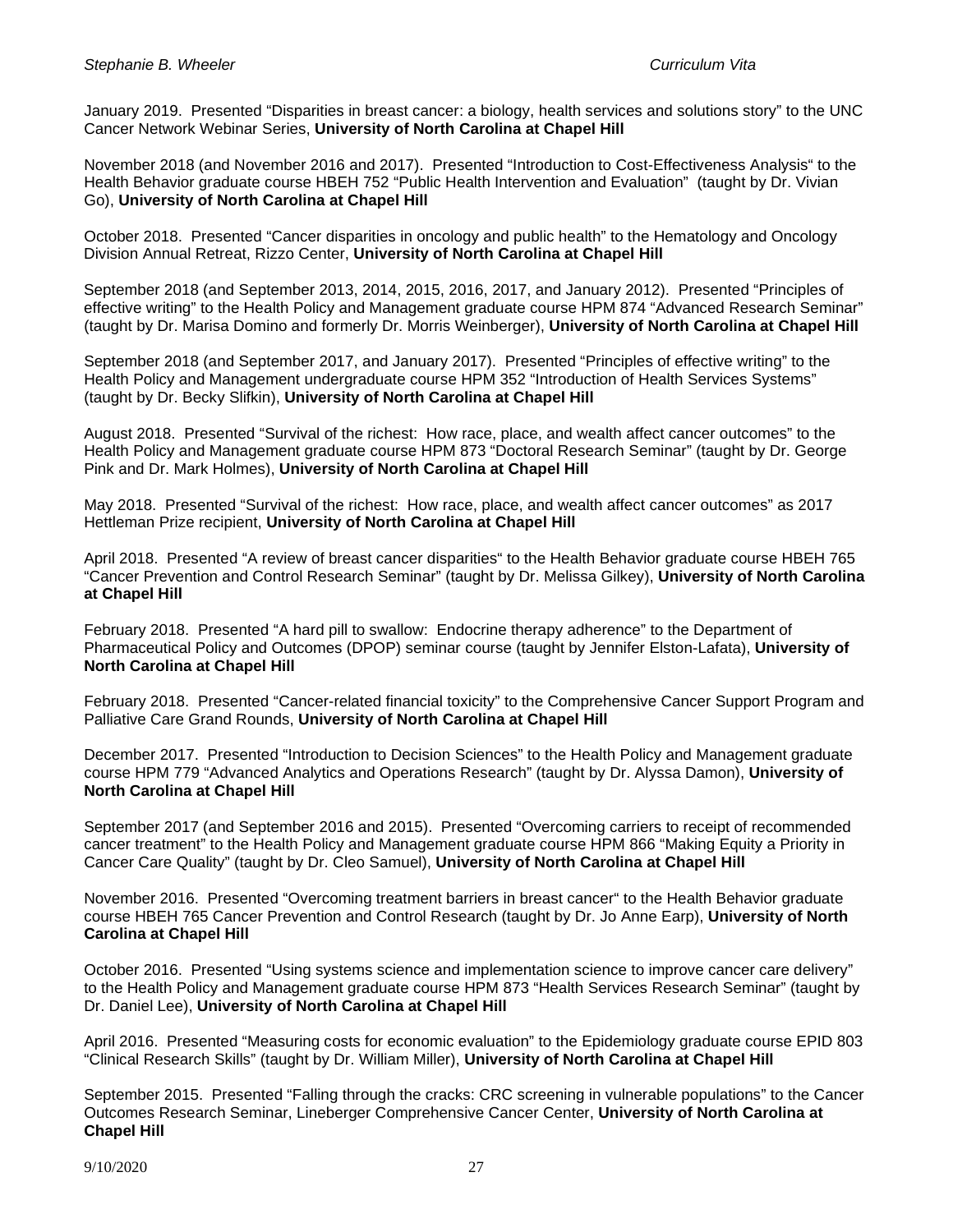January 2019. Presented “Disparities in breast cancer: a biology, health services and solutions story” to the UNC Cancer Network Webinar Series, **University of North Carolina at Chapel Hill**

November 2018 (and November 2016 and 2017). Presented “Introduction to Cost-Effectiveness Analysis“ to the Health Behavior graduate course HBEH 752 “Public Health Intervention and Evaluation” (taught by Dr. Vivian Go), **University of North Carolina at Chapel Hill**

October 2018. Presented “Cancer disparities in oncology and public health” to the Hematology and Oncology Division Annual Retreat, Rizzo Center, **University of North Carolina at Chapel Hill**

September 2018 (and September 2013, 2014, 2015, 2016, 2017, and January 2012). Presented “Principles of effective writing” to the Health Policy and Management graduate course HPM 874 “Advanced Research Seminar” (taught by Dr. Marisa Domino and formerly Dr. Morris Weinberger), **University of North Carolina at Chapel Hill**

September 2018 (and September 2017, and January 2017). Presented “Principles of effective writing” to the Health Policy and Management undergraduate course HPM 352 “Introduction of Health Services Systems” (taught by Dr. Becky Slifkin), **University of North Carolina at Chapel Hill**

August 2018. Presented “Survival of the richest: How race, place, and wealth affect cancer outcomes” to the Health Policy and Management graduate course HPM 873 “Doctoral Research Seminar” (taught by Dr. George Pink and Dr. Mark Holmes), **University of North Carolina at Chapel Hill**

May 2018. Presented “Survival of the richest: How race, place, and wealth affect cancer outcomes” as 2017 Hettleman Prize recipient, **University of North Carolina at Chapel Hill**

April 2018. Presented “A review of breast cancer disparities“ to the Health Behavior graduate course HBEH 765 “Cancer Prevention and Control Research Seminar” (taught by Dr. Melissa Gilkey), **University of North Carolina at Chapel Hill**

February 2018. Presented “A hard pill to swallow: Endocrine therapy adherence” to the Department of Pharmaceutical Policy and Outcomes (DPOP) seminar course (taught by Jennifer Elston-Lafata), **University of North Carolina at Chapel Hill**

February 2018. Presented “Cancer-related financial toxicity” to the Comprehensive Cancer Support Program and Palliative Care Grand Rounds, **University of North Carolina at Chapel Hill**

December 2017. Presented “Introduction to Decision Sciences” to the Health Policy and Management graduate course HPM 779 “Advanced Analytics and Operations Research” (taught by Dr. Alyssa Damon), **University of North Carolina at Chapel Hill**

September 2017 (and September 2016 and 2015). Presented “Overcoming carriers to receipt of recommended cancer treatment” to the Health Policy and Management graduate course HPM 866 “Making Equity a Priority in Cancer Care Quality” (taught by Dr. Cleo Samuel), **University of North Carolina at Chapel Hill**

November 2016. Presented “Overcoming treatment barriers in breast cancer“ to the Health Behavior graduate course HBEH 765 Cancer Prevention and Control Research (taught by Dr. Jo Anne Earp), **University of North Carolina at Chapel Hill**

October 2016. Presented “Using systems science and implementation science to improve cancer care delivery” to the Health Policy and Management graduate course HPM 873 “Health Services Research Seminar” (taught by Dr. Daniel Lee), **University of North Carolina at Chapel Hill**

April 2016. Presented “Measuring costs for economic evaluation” to the Epidemiology graduate course EPID 803 “Clinical Research Skills” (taught by Dr. William Miller), **University of North Carolina at Chapel Hill**

September 2015. Presented “Falling through the cracks: CRC screening in vulnerable populations” to the Cancer Outcomes Research Seminar, Lineberger Comprehensive Cancer Center, **University of North Carolina at Chapel Hill**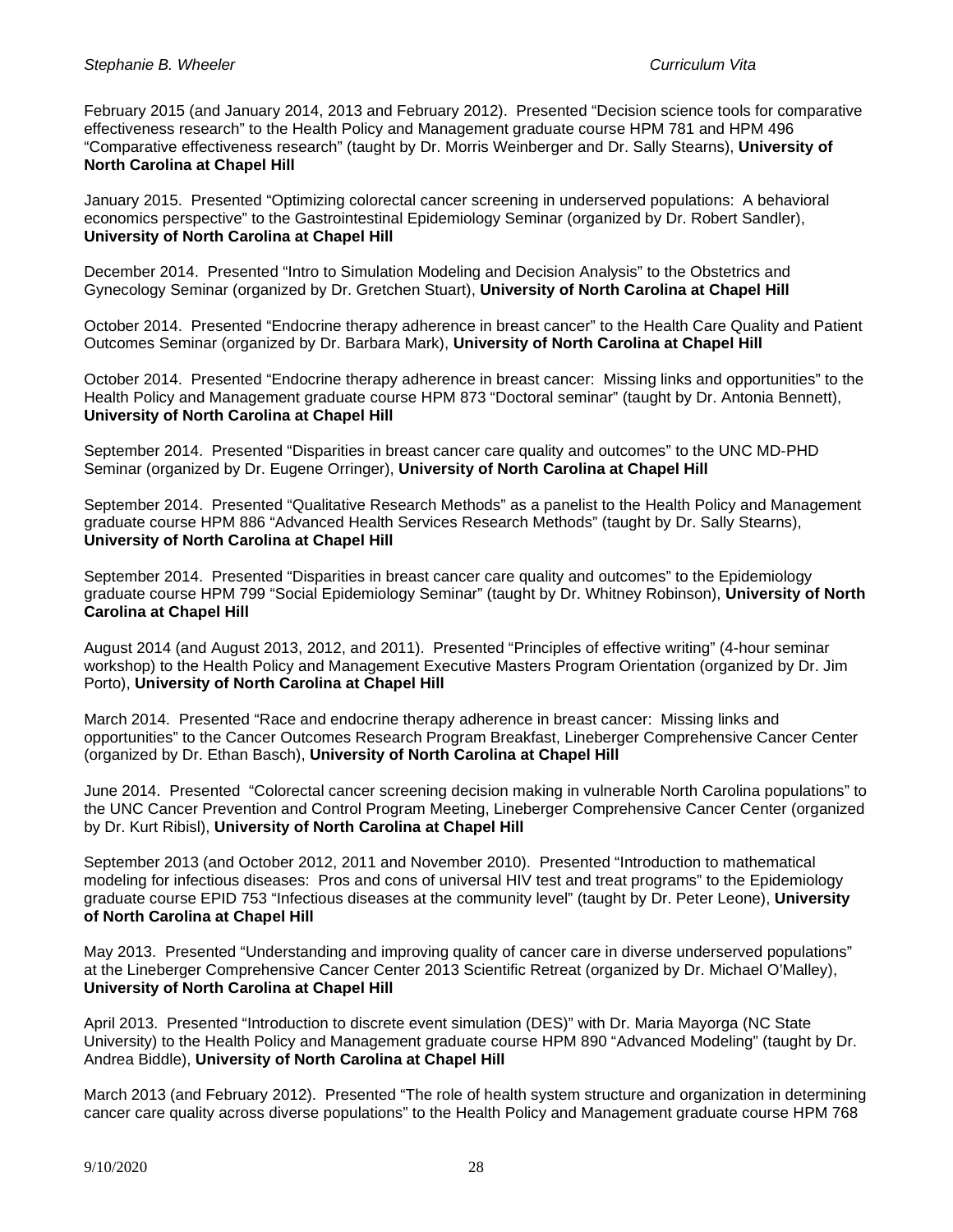February 2015 (and January 2014, 2013 and February 2012). Presented "Decision science tools for comparative effectiveness research" to the Health Policy and Management graduate course HPM 781 and HPM 496 "Comparative effectiveness research" (taught by Dr. Morris Weinberger and Dr. Sally Stearns), **University of North Carolina at Chapel Hill**

January 2015. Presented "Optimizing colorectal cancer screening in underserved populations: A behavioral economics perspective" to the Gastrointestinal Epidemiology Seminar (organized by Dr. Robert Sandler), **University of North Carolina at Chapel Hill**

December 2014. Presented "Intro to Simulation Modeling and Decision Analysis" to the Obstetrics and Gynecology Seminar (organized by Dr. Gretchen Stuart), **University of North Carolina at Chapel Hill**

October 2014. Presented "Endocrine therapy adherence in breast cancer" to the Health Care Quality and Patient Outcomes Seminar (organized by Dr. Barbara Mark), **University of North Carolina at Chapel Hill**

October 2014. Presented "Endocrine therapy adherence in breast cancer: Missing links and opportunities" to the Health Policy and Management graduate course HPM 873 "Doctoral seminar" (taught by Dr. Antonia Bennett), **University of North Carolina at Chapel Hill**

September 2014. Presented "Disparities in breast cancer care quality and outcomes" to the UNC MD-PHD Seminar (organized by Dr. Eugene Orringer), **University of North Carolina at Chapel Hill**

September 2014. Presented "Qualitative Research Methods" as a panelist to the Health Policy and Management graduate course HPM 886 "Advanced Health Services Research Methods" (taught by Dr. Sally Stearns), **University of North Carolina at Chapel Hill**

September 2014. Presented "Disparities in breast cancer care quality and outcomes" to the Epidemiology graduate course HPM 799 "Social Epidemiology Seminar" (taught by Dr. Whitney Robinson), **University of North Carolina at Chapel Hill**

August 2014 (and August 2013, 2012, and 2011). Presented "Principles of effective writing" (4-hour seminar workshop) to the Health Policy and Management Executive Masters Program Orientation (organized by Dr. Jim Porto), **University of North Carolina at Chapel Hill**

March 2014. Presented "Race and endocrine therapy adherence in breast cancer: Missing links and opportunities" to the Cancer Outcomes Research Program Breakfast, Lineberger Comprehensive Cancer Center (organized by Dr. Ethan Basch), **University of North Carolina at Chapel Hill**

June 2014. Presented "Colorectal cancer screening decision making in vulnerable North Carolina populations" to the UNC Cancer Prevention and Control Program Meeting, Lineberger Comprehensive Cancer Center (organized by Dr. Kurt Ribisl), **University of North Carolina at Chapel Hill**

September 2013 (and October 2012, 2011 and November 2010). Presented "Introduction to mathematical modeling for infectious diseases: Pros and cons of universal HIV test and treat programs" to the Epidemiology graduate course EPID 753 "Infectious diseases at the community level" (taught by Dr. Peter Leone), **University of North Carolina at Chapel Hill**

May 2013. Presented "Understanding and improving quality of cancer care in diverse underserved populations" at the Lineberger Comprehensive Cancer Center 2013 Scientific Retreat (organized by Dr. Michael O'Malley), **University of North Carolina at Chapel Hill**

April 2013. Presented "Introduction to discrete event simulation (DES)" with Dr. Maria Mayorga (NC State University) to the Health Policy and Management graduate course HPM 890 "Advanced Modeling" (taught by Dr. Andrea Biddle), **University of North Carolina at Chapel Hill**

March 2013 (and February 2012). Presented "The role of health system structure and organization in determining cancer care quality across diverse populations" to the Health Policy and Management graduate course HPM 768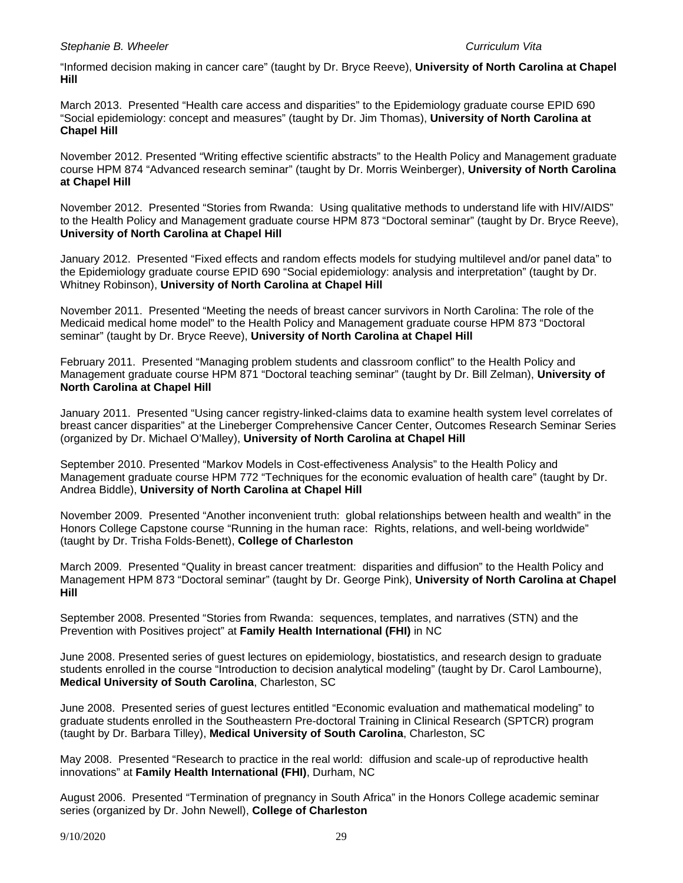"Informed decision making in cancer care" (taught by Dr. Bryce Reeve), **University of North Carolina at Chapel Hill**

March 2013. Presented "Health care access and disparities" to the Epidemiology graduate course EPID 690 "Social epidemiology: concept and measures" (taught by Dr. Jim Thomas), **University of North Carolina at Chapel Hill**

November 2012. Presented "Writing effective scientific abstracts" to the Health Policy and Management graduate course HPM 874 "Advanced research seminar" (taught by Dr. Morris Weinberger), **University of North Carolina at Chapel Hill**

November 2012. Presented "Stories from Rwanda: Using qualitative methods to understand life with HIV/AIDS" to the Health Policy and Management graduate course HPM 873 "Doctoral seminar" (taught by Dr. Bryce Reeve), **University of North Carolina at Chapel Hill**

January 2012. Presented "Fixed effects and random effects models for studying multilevel and/or panel data" to the Epidemiology graduate course EPID 690 "Social epidemiology: analysis and interpretation" (taught by Dr. Whitney Robinson), **University of North Carolina at Chapel Hill**

November 2011. Presented "Meeting the needs of breast cancer survivors in North Carolina: The role of the Medicaid medical home model" to the Health Policy and Management graduate course HPM 873 "Doctoral seminar" (taught by Dr. Bryce Reeve), **University of North Carolina at Chapel Hill**

February 2011. Presented "Managing problem students and classroom conflict" to the Health Policy and Management graduate course HPM 871 "Doctoral teaching seminar" (taught by Dr. Bill Zelman), **University of North Carolina at Chapel Hill**

January 2011. Presented "Using cancer registry-linked-claims data to examine health system level correlates of breast cancer disparities" at the Lineberger Comprehensive Cancer Center, Outcomes Research Seminar Series (organized by Dr. Michael O'Malley), **University of North Carolina at Chapel Hill**

September 2010. Presented "Markov Models in Cost-effectiveness Analysis" to the Health Policy and Management graduate course HPM 772 "Techniques for the economic evaluation of health care" (taught by Dr. Andrea Biddle), **University of North Carolina at Chapel Hill**

November 2009. Presented "Another inconvenient truth: global relationships between health and wealth" in the Honors College Capstone course "Running in the human race: Rights, relations, and well-being worldwide" (taught by Dr. Trisha Folds-Benett), **College of Charleston**

March 2009. Presented "Quality in breast cancer treatment: disparities and diffusion" to the Health Policy and Management HPM 873 "Doctoral seminar" (taught by Dr. George Pink), **University of North Carolina at Chapel Hill**

September 2008. Presented "Stories from Rwanda: sequences, templates, and narratives (STN) and the Prevention with Positives project" at **Family Health International (FHI)** in NC

June 2008. Presented series of guest lectures on epidemiology, biostatistics, and research design to graduate students enrolled in the course "Introduction to decision analytical modeling" (taught by Dr. Carol Lambourne), **Medical University of South Carolina**, Charleston, SC

June 2008. Presented series of guest lectures entitled "Economic evaluation and mathematical modeling" to graduate students enrolled in the Southeastern Pre-doctoral Training in Clinical Research (SPTCR) program (taught by Dr. Barbara Tilley), **Medical University of South Carolina**, Charleston, SC

May 2008. Presented "Research to practice in the real world: diffusion and scale-up of reproductive health innovations" at **Family Health International (FHI)**, Durham, NC

August 2006. Presented "Termination of pregnancy in South Africa" in the Honors College academic seminar series (organized by Dr. John Newell), **College of Charleston**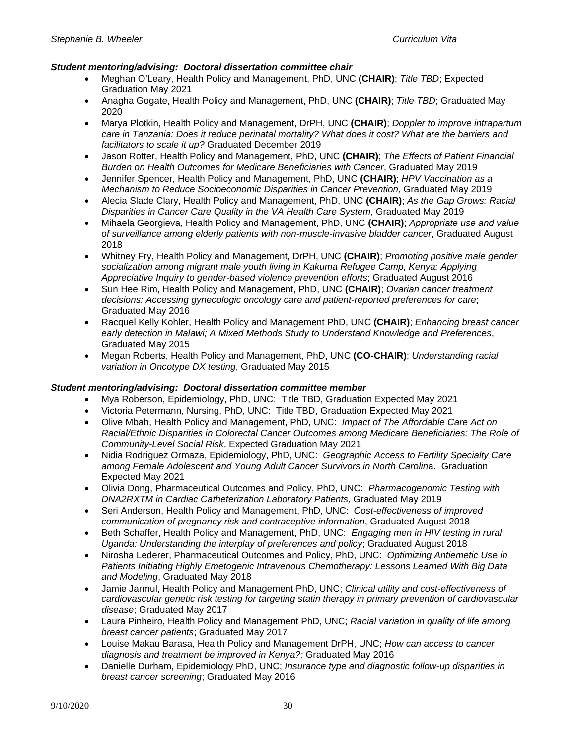***Student mentoring/advising: Doctoral dissertation committee chair***

- Meghan O'Leary, Health Policy and Management, PhD, UNC **(CHAIR)**; *Title TBD*; Expected Graduation May 2021
- Anagha Gogate, Health Policy and Management, PhD, UNC **(CHAIR)**; *Title TBD*; Graduated May 2020
- Marya Plotkin, Health Policy and Management, DrPH, UNC **(CHAIR)**; *Doppler to improve intrapartum care in Tanzania: Does it reduce perinatal mortality? What does it cost? What are the barriers and facilitators to scale it up?* Graduated December 2019
- Jason Rotter, Health Policy and Management, PhD, UNC **(CHAIR)**; *The Effects of Patient Financial Burden on Health Outcomes for Medicare Beneficiaries with Cancer*, Graduated May 2019
- Jennifer Spencer, Health Policy and Management, PhD, UNC **(CHAIR)**; *HPV Vaccination as a Mechanism to Reduce Socioeconomic Disparities in Cancer Prevention,* Graduated May 2019
- Alecia Slade Clary, Health Policy and Management, PhD, UNC **(CHAIR)**; *As the Gap Grows: Racial Disparities in Cancer Care Quality in the VA Health Care System*, Graduated May 2019
- Mihaela Georgieva, Health Policy and Management, PhD, UNC **(CHAIR)**; *Appropriate use and value of surveillance among elderly patients with non-muscle-invasive bladder cancer*, Graduated August 2018
- Whitney Fry, Health Policy and Management, DrPH, UNC **(CHAIR)**; *Promoting positive male gender socialization among migrant male youth living in Kakuma Refugee Camp, Kenya: Applying Appreciative Inquiry to gender-based violence prevention efforts*; Graduated August 2016
- Sun Hee Rim, Health Policy and Management, PhD, UNC **(CHAIR)**; *Ovarian cancer treatment decisions: Accessing gynecologic oncology care and patient-reported preferences for care*; Graduated May 2016
- Racquel Kelly Kohler, Health Policy and Management PhD, UNC **(CHAIR)**; *Enhancing breast cancer early detection in Malawi; A Mixed Methods Study to Understand Knowledge and Preferences*, Graduated May 2015
- Megan Roberts, Health Policy and Management, PhD, UNC **(CO-CHAIR)**; *Understanding racial variation in Oncotype DX testing*, Graduated May 2015

***Student mentoring/advising: Doctoral dissertation committee member***

- Mya Roberson, Epidemiology, PhD, UNC: Title TBD, Graduation Expected May 2021
- Victoria Petermann, Nursing, PhD, UNC: Title TBD, Graduation Expected May 2021
- Olive Mbah, Health Policy and Management, PhD, UNC: *Impact of The Affordable Care Act on Racial/Ethnic Disparities in Colorectal Cancer Outcomes among Medicare Beneficiaries: The Role of Community-Level Social Risk*, Expected Graduation May 2021
- Nidia Rodriguez Ormaza, Epidemiology, PhD, UNC: *Geographic Access to Fertility Specialty Care among Female Adolescent and Young Adult Cancer Survivors in North Carolin*a. Graduation Expected May 2021
- Olivia Dong, Pharmaceutical Outcomes and Policy, PhD, UNC: *Pharmacogenomic Testing with DNA2RXTM in Cardiac Catheterization Laboratory Patients,* Graduated May 2019
- Seri Anderson, Health Policy and Management, PhD, UNC: *Cost-effectiveness of improved communication of pregnancy risk and contraceptive information*, Graduated August 2018
- Beth Schaffer, Health Policy and Management, PhD, UNC: *Engaging men in HIV testing in rural Uganda: Understanding the interplay of preferences and policy*; Graduated August 2018
- Nirosha Lederer, Pharmaceutical Outcomes and Policy, PhD, UNC: *Optimizing Antiemetic Use in Patients Initiating Highly Emetogenic Intravenous Chemotherapy: Lessons Learned With Big Data and Modeling*, Graduated May 2018
- Jamie Jarmul, Health Policy and Management PhD, UNC; *Clinical utility and cost-effectiveness of cardiovascular genetic risk testing for targeting statin therapy in primary prevention of cardiovascular disease*; Graduated May 2017
- Laura Pinheiro, Health Policy and Management PhD, UNC; *Racial variation in quality of life among breast cancer patients*; Graduated May 2017
- Louise Makau Barasa, Health Policy and Management DrPH, UNC; *How can access to cancer diagnosis and treatment be improved in Kenya?;* Graduated May 2016
- Danielle Durham, Epidemiology PhD, UNC; *Insurance type and diagnostic follow-up disparities in breast cancer screening*; Graduated May 2016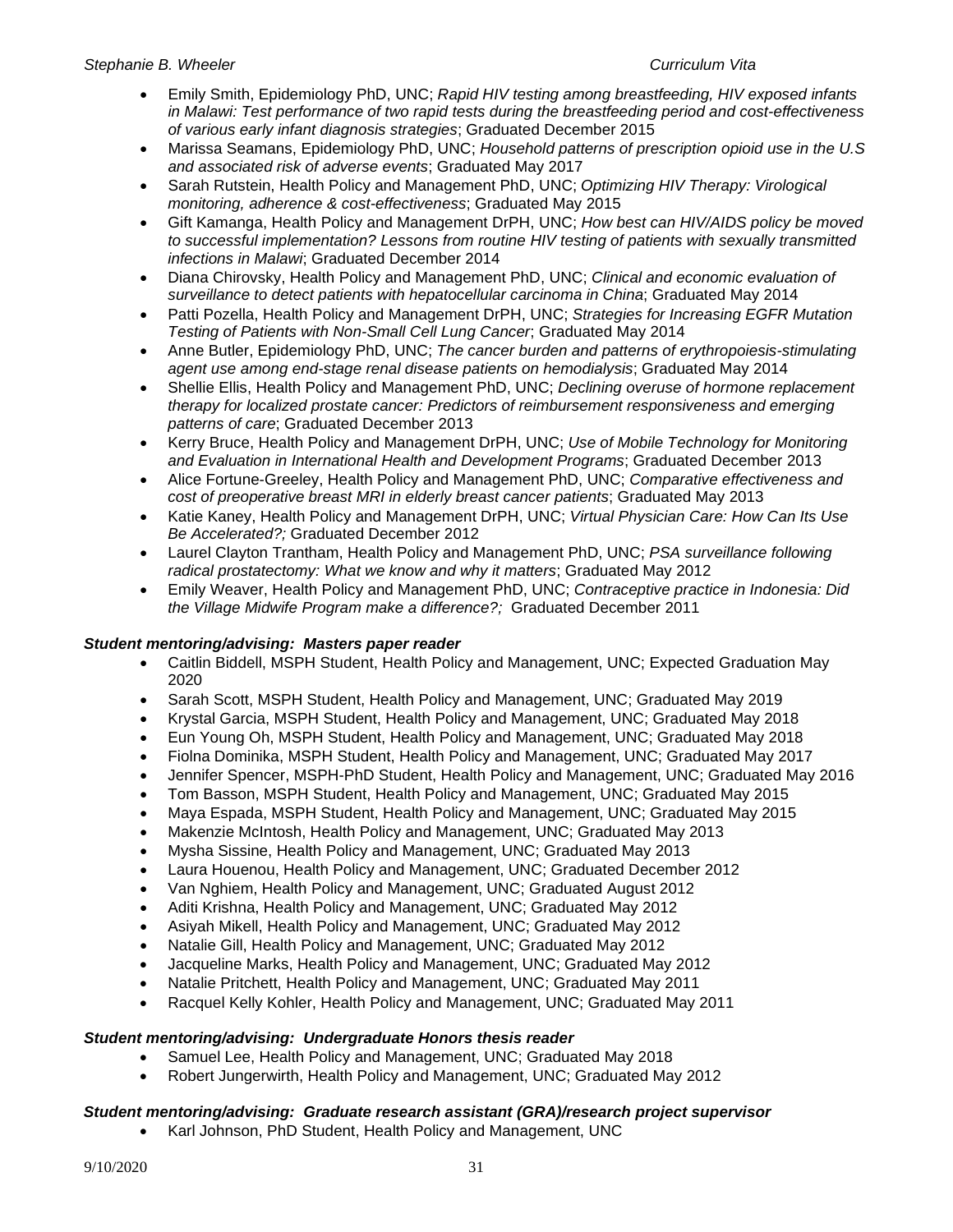- Emily Smith, Epidemiology PhD, UNC; *Rapid HIV testing among breastfeeding, HIV exposed infants in Malawi: Test performance of two rapid tests during the breastfeeding period and cost-effectiveness of various early infant diagnosis strategies*; Graduated December 2015
- Marissa Seamans, Epidemiology PhD, UNC; *Household patterns of prescription opioid use in the U.S and associated risk of adverse events*; Graduated May 2017
- Sarah Rutstein, Health Policy and Management PhD, UNC; *Optimizing HIV Therapy: Virological monitoring, adherence & cost-effectiveness*; Graduated May 2015
- Gift Kamanga, Health Policy and Management DrPH, UNC; *How best can HIV/AIDS policy be moved to successful implementation? Lessons from routine HIV testing of patients with sexually transmitted infections in Malawi*; Graduated December 2014
- Diana Chirovsky, Health Policy and Management PhD, UNC; *Clinical and economic evaluation of surveillance to detect patients with hepatocellular carcinoma in China*; Graduated May 2014
- Patti Pozella, Health Policy and Management DrPH, UNC; *Strategies for Increasing EGFR Mutation Testing of Patients with Non-Small Cell Lung Cancer*; Graduated May 2014
- Anne Butler, Epidemiology PhD, UNC; *The cancer burden and patterns of erythropoiesis-stimulating agent use among end-stage renal disease patients on hemodialysis*; Graduated May 2014
- Shellie Ellis, Health Policy and Management PhD, UNC; *Declining overuse of hormone replacement therapy for localized prostate cancer: Predictors of reimbursement responsiveness and emerging patterns of care*; Graduated December 2013
- Kerry Bruce, Health Policy and Management DrPH, UNC; *Use of Mobile Technology for Monitoring and Evaluation in International Health and Development Programs*; Graduated December 2013
- Alice Fortune-Greeley, Health Policy and Management PhD, UNC; *Comparative effectiveness and cost of preoperative breast MRI in elderly breast cancer patients*; Graduated May 2013
- Katie Kaney, Health Policy and Management DrPH, UNC; *Virtual Physician Care: How Can Its Use Be Accelerated?;* Graduated December 2012
- Laurel Clayton Trantham, Health Policy and Management PhD, UNC; *PSA surveillance following radical prostatectomy: What we know and why it matters*; Graduated May 2012
- Emily Weaver, Health Policy and Management PhD, UNC; *Contraceptive practice in Indonesia: Did the Village Midwife Program make a difference?;* Graduated December 2011

***Student mentoring/advising: Masters paper reader***

- Caitlin Biddell, MSPH Student, Health Policy and Management, UNC; Expected Graduation May 2020
- Sarah Scott, MSPH Student, Health Policy and Management, UNC; Graduated May 2019
- Krystal Garcia, MSPH Student, Health Policy and Management, UNC; Graduated May 2018
- Eun Young Oh, MSPH Student, Health Policy and Management, UNC; Graduated May 2018
- Fiolna Dominika, MSPH Student, Health Policy and Management, UNC; Graduated May 2017
- Jennifer Spencer, MSPH-PhD Student, Health Policy and Management, UNC; Graduated May 2016
- Tom Basson, MSPH Student, Health Policy and Management, UNC; Graduated May 2015
- Maya Espada, MSPH Student, Health Policy and Management, UNC; Graduated May 2015
- Makenzie McIntosh, Health Policy and Management, UNC; Graduated May 2013
- Mysha Sissine, Health Policy and Management, UNC; Graduated May 2013
- Laura Houenou, Health Policy and Management, UNC; Graduated December 2012
- Van Nghiem, Health Policy and Management, UNC; Graduated August 2012
- Aditi Krishna, Health Policy and Management, UNC; Graduated May 2012
- Asiyah Mikell, Health Policy and Management, UNC; Graduated May 2012
- Natalie Gill, Health Policy and Management, UNC; Graduated May 2012
- Jacqueline Marks, Health Policy and Management, UNC; Graduated May 2012
- Natalie Pritchett, Health Policy and Management, UNC; Graduated May 2011
- Racquel Kelly Kohler, Health Policy and Management, UNC; Graduated May 2011

***Student mentoring/advising: Undergraduate Honors thesis reader***

- Samuel Lee, Health Policy and Management, UNC; Graduated May 2018
- Robert Jungerwirth, Health Policy and Management, UNC; Graduated May 2012

***Student mentoring/advising: Graduate research assistant (GRA)/research project supervisor***

- Karl Johnson, PhD Student, Health Policy and Management, UNC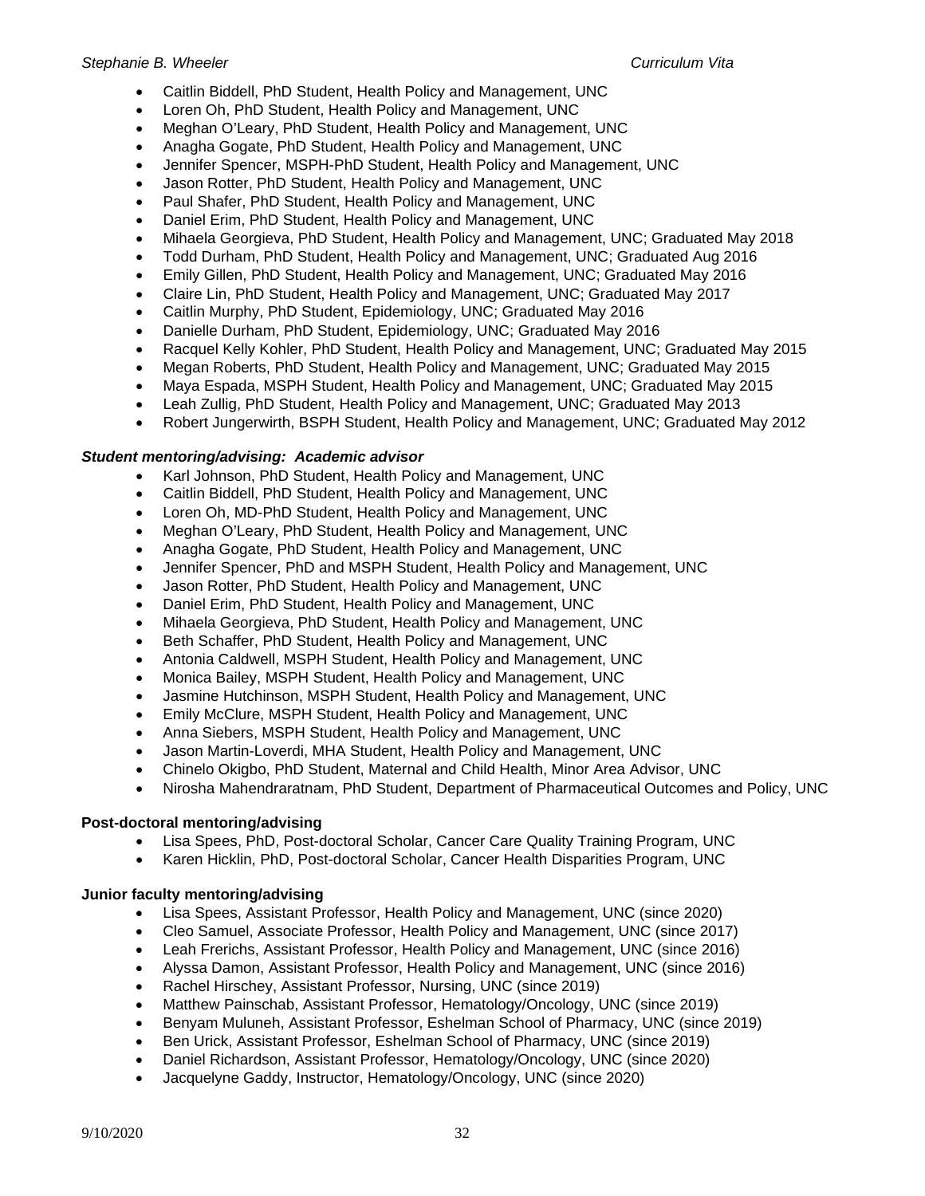- Caitlin Biddell, PhD Student, Health Policy and Management, UNC
- Loren Oh, PhD Student, Health Policy and Management, UNC
- Meghan O'Leary, PhD Student, Health Policy and Management, UNC
- Anagha Gogate, PhD Student, Health Policy and Management, UNC
- Jennifer Spencer, MSPH-PhD Student, Health Policy and Management, UNC
- Jason Rotter, PhD Student, Health Policy and Management, UNC
- Paul Shafer, PhD Student, Health Policy and Management, UNC
- Daniel Erim, PhD Student, Health Policy and Management, UNC
- Mihaela Georgieva, PhD Student, Health Policy and Management, UNC; Graduated May 2018
- Todd Durham, PhD Student, Health Policy and Management, UNC; Graduated Aug 2016
- Emily Gillen, PhD Student, Health Policy and Management, UNC; Graduated May 2016
- Claire Lin, PhD Student, Health Policy and Management, UNC; Graduated May 2017
- Caitlin Murphy, PhD Student, Epidemiology, UNC; Graduated May 2016
- Danielle Durham, PhD Student, Epidemiology, UNC; Graduated May 2016
- Racquel Kelly Kohler, PhD Student, Health Policy and Management, UNC; Graduated May 2015
- Megan Roberts, PhD Student, Health Policy and Management, UNC; Graduated May 2015
- Maya Espada, MSPH Student, Health Policy and Management, UNC; Graduated May 2015
- Leah Zullig, PhD Student, Health Policy and Management, UNC; Graduated May 2013
- Robert Jungerwirth, BSPH Student, Health Policy and Management, UNC; Graduated May 2012

***Student mentoring/advising: Academic advisor***

- Karl Johnson, PhD Student, Health Policy and Management, UNC
- Caitlin Biddell, PhD Student, Health Policy and Management, UNC
- Loren Oh, MD-PhD Student, Health Policy and Management, UNC
- Meghan O'Leary, PhD Student, Health Policy and Management, UNC
- Anagha Gogate, PhD Student, Health Policy and Management, UNC
- Jennifer Spencer, PhD and MSPH Student, Health Policy and Management, UNC
- Jason Rotter, PhD Student, Health Policy and Management, UNC
- Daniel Erim, PhD Student, Health Policy and Management, UNC
- Mihaela Georgieva, PhD Student, Health Policy and Management, UNC
- Beth Schaffer, PhD Student, Health Policy and Management, UNC
- Antonia Caldwell, MSPH Student, Health Policy and Management, UNC
- Monica Bailey, MSPH Student, Health Policy and Management, UNC
- Jasmine Hutchinson, MSPH Student, Health Policy and Management, UNC
- Emily McClure, MSPH Student, Health Policy and Management, UNC
- Anna Siebers, MSPH Student, Health Policy and Management, UNC
- Jason Martin-Loverdi, MHA Student, Health Policy and Management, UNC
- Chinelo Okigbo, PhD Student, Maternal and Child Health, Minor Area Advisor, UNC
- Nirosha Mahendraratnam, PhD Student, Department of Pharmaceutical Outcomes and Policy, UNC

**Post-doctoral mentoring/advising**

- Lisa Spees, PhD, Post-doctoral Scholar, Cancer Care Quality Training Program, UNC
- Karen Hicklin, PhD, Post-doctoral Scholar, Cancer Health Disparities Program, UNC

**Junior faculty mentoring/advising**

- Lisa Spees, Assistant Professor, Health Policy and Management, UNC (since 2020)
- Cleo Samuel, Associate Professor, Health Policy and Management, UNC (since 2017)
- Leah Frerichs, Assistant Professor, Health Policy and Management, UNC (since 2016)
- Alyssa Damon, Assistant Professor, Health Policy and Management, UNC (since 2016)
- Rachel Hirschey, Assistant Professor, Nursing, UNC (since 2019)
- Matthew Painschab, Assistant Professor, Hematology/Oncology, UNC (since 2019)
- Benyam Muluneh, Assistant Professor, Eshelman School of Pharmacy, UNC (since 2019)
- Ben Urick, Assistant Professor, Eshelman School of Pharmacy, UNC (since 2019)
- Daniel Richardson, Assistant Professor, Hematology/Oncology, UNC (since 2020)
- Jacquelyne Gaddy, Instructor, Hematology/Oncology, UNC (since 2020)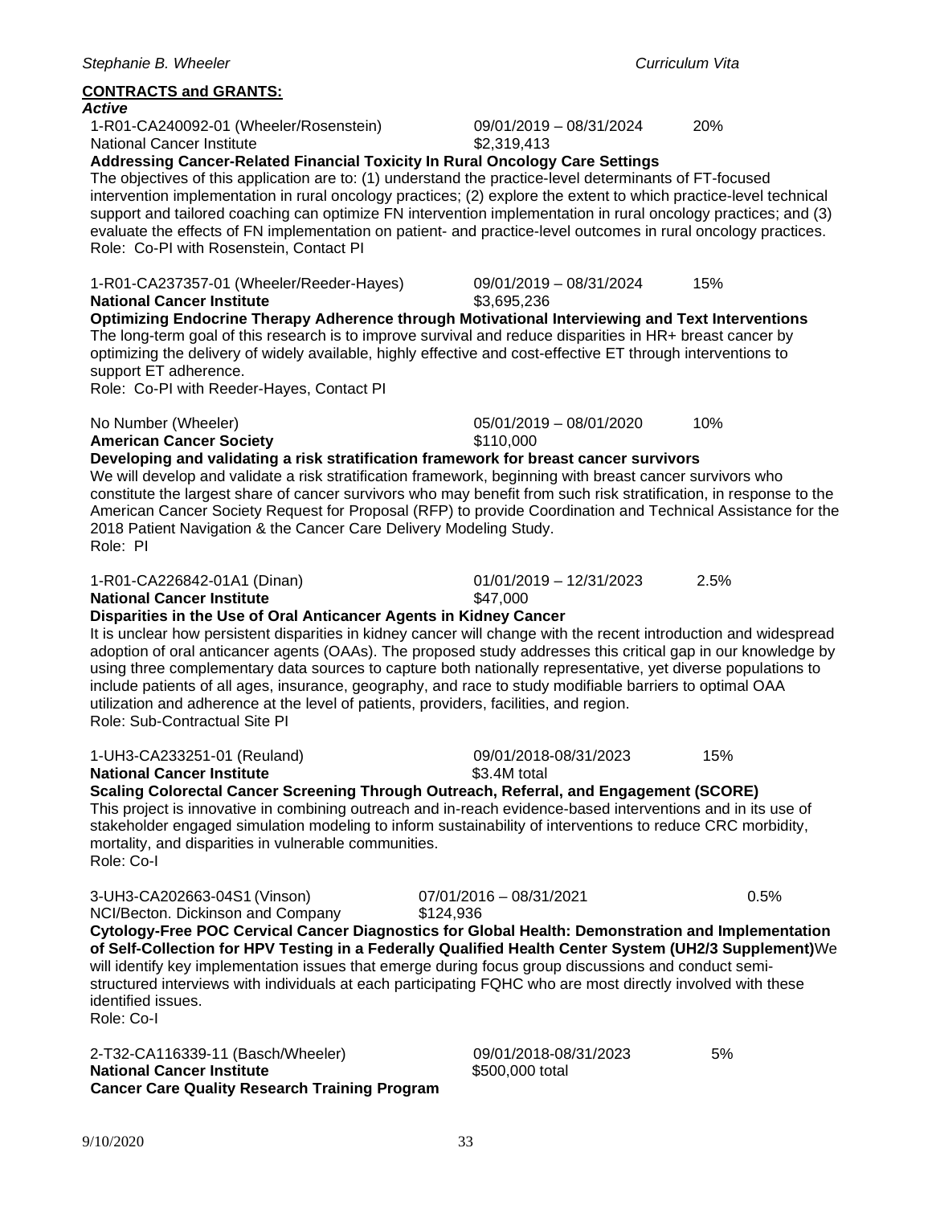**CONTRACTS and GRANTS:**

***Active***

1-R01-CA240092-01 (Wheeler/Rosenstein) 09/01/2019 – 08/31/2024 20%
National Cancer Institute $2,319,413
**Addressing Cancer-Related Financial Toxicity In Rural Oncology Care Settings**
The objectives of this application are to: (1) understand the practice-level determinants of FT-focused intervention implementation in rural oncology practices; (2) explore the extent to which practice-level technical support and tailored coaching can optimize FN intervention implementation in rural oncology practices; and (3) evaluate the effects of FN implementation on patient- and practice-level outcomes in rural oncology practices.
Role: Co-PI with Rosenstein, Contact PI

1-R01-CA237357-01 (Wheeler/Reeder-Hayes) 09/01/2019 – 08/31/2024 15%
**National Cancer Institute** $3,695,236
**Optimizing Endocrine Therapy Adherence through Motivational Interviewing and Text Interventions**
The long-term goal of this research is to improve survival and reduce disparities in HR+ breast cancer by optimizing the delivery of widely available, highly effective and cost-effective ET through interventions to support ET adherence.
Role: Co-PI with Reeder-Hayes, Contact PI

No Number (Wheeler) 05/01/2019 – 08/01/2020 10%
**American Cancer Society** $110,000
**Developing and validating a risk stratification framework for breast cancer survivors**
We will develop and validate a risk stratification framework, beginning with breast cancer survivors who constitute the largest share of cancer survivors who may benefit from such risk stratification, in response to the American Cancer Society Request for Proposal (RFP) to provide Coordination and Technical Assistance for the 2018 Patient Navigation & the Cancer Care Delivery Modeling Study.
Role: PI

1-R01-CA226842-01A1 (Dinan) 01/01/2019 – 12/31/2023 2.5%
**National Cancer Institute** $47,000
**Disparities in the Use of Oral Anticancer Agents in Kidney Cancer**
It is unclear how persistent disparities in kidney cancer will change with the recent introduction and widespread adoption of oral anticancer agents (OAAs). The proposed study addresses this critical gap in our knowledge by using three complementary data sources to capture both nationally representative, yet diverse populations to include patients of all ages, insurance, geography, and race to study modifiable barriers to optimal OAA utilization and adherence at the level of patients, providers, facilities, and region.
Role: Sub-Contractual Site PI

1-UH3-CA233251-01 (Reuland) 09/01/2018-08/31/2023 15%
**National Cancer Institute** $3.4M total
**Scaling Colorectal Cancer Screening Through Outreach, Referral, and Engagement (SCORE)**
This project is innovative in combining outreach and in-reach evidence-based interventions and in its use of stakeholder engaged simulation modeling to inform sustainability of interventions to reduce CRC morbidity, mortality, and disparities in vulnerable communities.
Role: Co-I

3-UH3-CA202663-04S1 (Vinson) 07/01/2016 – 08/31/2021 0.5%
NCI/Becton. Dickinson and Company $124,936
**Cytology-Free POC Cervical Cancer Diagnostics for Global Health: Demonstration and Implementation of Self-Collection for HPV Testing in a Federally Qualified Health Center System (UH2/3 Supplement)**We will identify key implementation issues that emerge during focus group discussions and conduct semi-structured interviews with individuals at each participating FQHC who are most directly involved with these identified issues.
Role: Co-I

2-T32-CA116339-11 (Basch/Wheeler) 09/01/2018-08/31/2023 5%
**National Cancer Institute** $500,000 total
**Cancer Care Quality Research Training Program**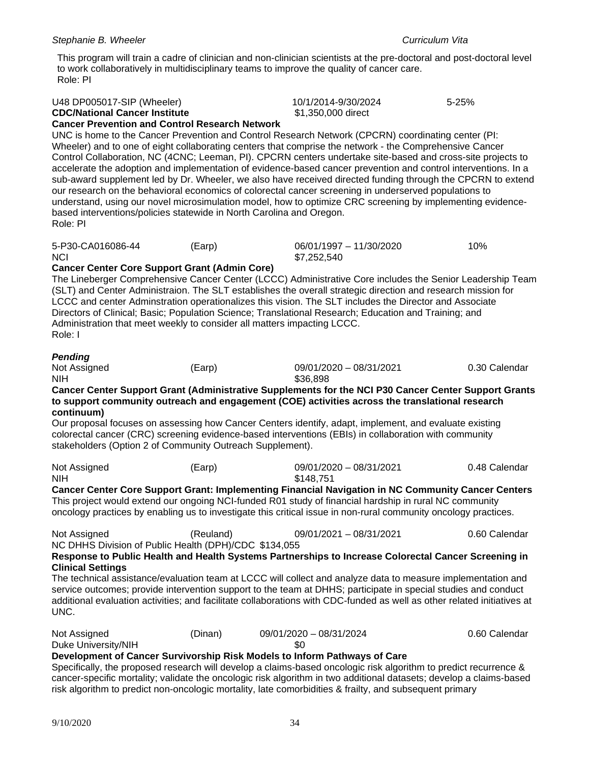This program will train a cadre of clinician and non-clinician scientists at the pre-doctoral and post-doctoral level to work collaboratively in multidisciplinary teams to improve the quality of cancer care.
Role: PI

U48 DP005017-SIP (Wheeler) 10/1/2014-9/30/2024 5-25%
**CDC/National Cancer Institute** $1,350,000 direct
**Cancer Prevention and Control Research Network**
UNC is home to the Cancer Prevention and Control Research Network (CPCRN) coordinating center (PI: Wheeler) and to one of eight collaborating centers that comprise the network - the Comprehensive Cancer Control Collaboration, NC (4CNC; Leeman, PI). CPCRN centers undertake site-based and cross-site projects to accelerate the adoption and implementation of evidence-based cancer prevention and control interventions. In a sub-award supplement led by Dr. Wheeler, we also have received directed funding through the CPCRN to extend our research on the behavioral economics of colorectal cancer screening in underserved populations to understand, using our novel microsimulation model, how to optimize CRC screening by implementing evidence-based interventions/policies statewide in North Carolina and Oregon.
Role: PI

5-P30-CA016086-44 (Earp) 06/01/1997 – 11/30/2020 10%
NCI $7,252,540
**Cancer Center Core Support Grant (Admin Core)**
The Lineberger Comprehensive Cancer Center (LCCC) Administrative Core includes the Senior Leadership Team (SLT) and Center Administraion. The SLT establishes the overall strategic direction and research mission for LCCC and center Adminstration operationalizes this vision. The SLT includes the Director and Associate Directors of Clinical; Basic; Population Science; Translational Research; Education and Training; and Administration that meet weekly to consider all matters impacting LCCC.
Role: I

***Pending***

Not Assigned (Earp) 09/01/2020 – 08/31/2021 0.30 Calendar
NIH $36,898
**Cancer Center Support Grant (Administrative Supplements for the NCI P30 Cancer Center Support Grants to support community outreach and engagement (COE) activities across the translational research continuum)**
Our proposal focuses on assessing how Cancer Centers identify, adapt, implement, and evaluate existing colorectal cancer (CRC) screening evidence-based interventions (EBIs) in collaboration with community stakeholders (Option 2 of Community Outreach Supplement).

Not Assigned (Earp) 09/01/2020 – 08/31/2021 0.48 Calendar
NIH $148,751
**Cancer Center Core Support Grant: Implementing Financial Navigation in NC Community Cancer Centers**
This project would extend our ongoing NCI-funded R01 study of financial hardship in rural NC community oncology practices by enabling us to investigate this critical issue in non-rural community oncology practices.

Not Assigned (Reuland) 09/01/2021 – 08/31/2021 0.60 Calendar
NC DHHS Division of Public Health (DPH)/CDC $134,055
**Response to Public Health and Health Systems Partnerships to Increase Colorectal Cancer Screening in Clinical Settings**
The technical assistance/evaluation team at LCCC will collect and analyze data to measure implementation and service outcomes; provide intervention support to the team at DHHS; participate in special studies and conduct additional evaluation activities; and facilitate collaborations with CDC-funded as well as other related initiatives at UNC.

Not Assigned (Dinan) 09/01/2020 – 08/31/2024 0.60 Calendar
Duke University/NIH $0
**Development of Cancer Survivorship Risk Models to Inform Pathways of Care**
Specifically, the proposed research will develop a claims-based oncologic risk algorithm to predict recurrence & cancer-specific mortality; validate the oncologic risk algorithm in two additional datasets; develop a claims-based risk algorithm to predict non-oncologic mortality, late comorbidities & frailty, and subsequent primary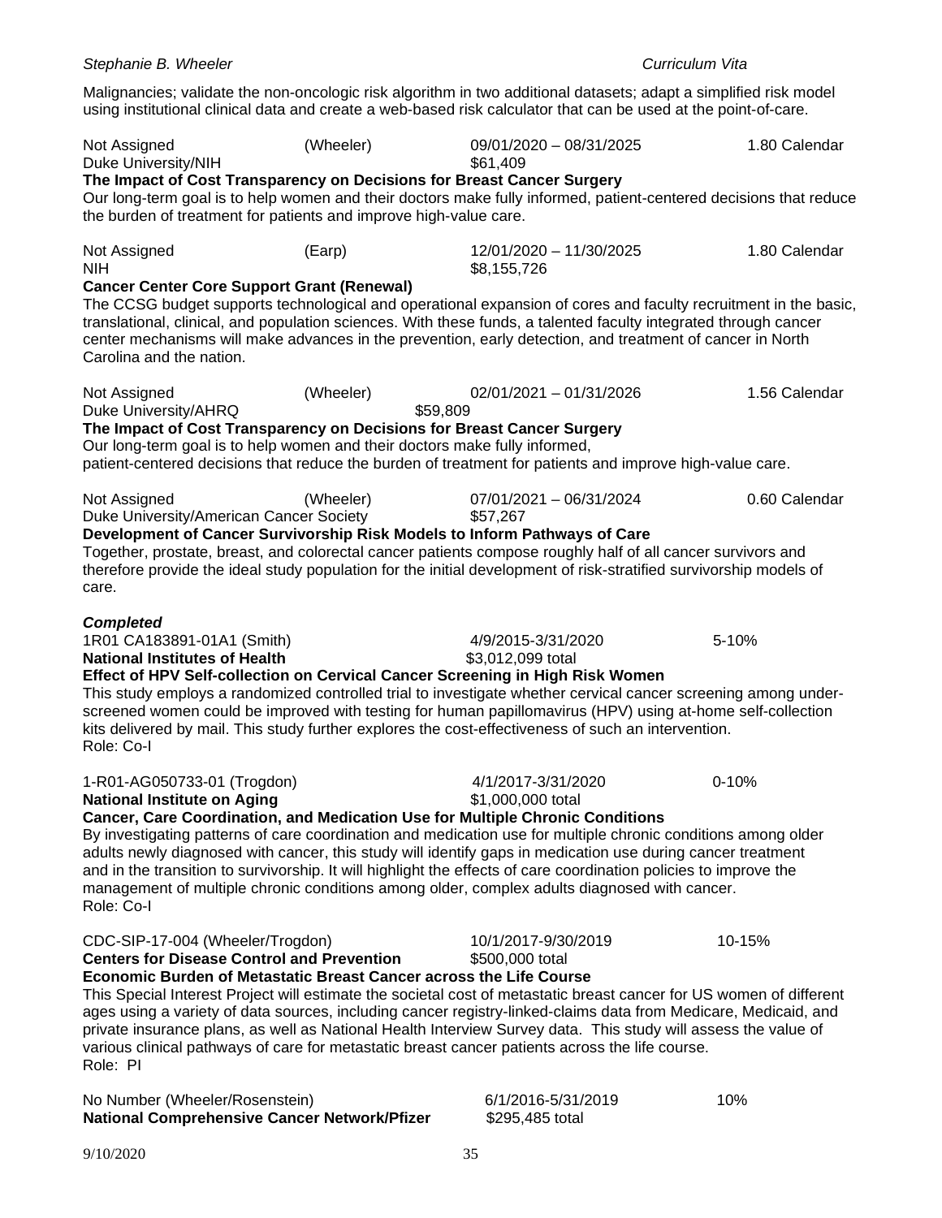Malignancies; validate the non-oncologic risk algorithm in two additional datasets; adapt a simplified risk model using institutional clinical data and create a web-based risk calculator that can be used at the point-of-care.

Not Assigned (Wheeler) 09/01/2020 – 08/31/2025 1.80 Calendar
Duke University/NIH $61,409
**The Impact of Cost Transparency on Decisions for Breast Cancer Surgery**
Our long-term goal is to help women and their doctors make fully informed, patient-centered decisions that reduce the burden of treatment for patients and improve high-value care.

Not Assigned (Earp) 12/01/2020 – 11/30/2025 1.80 Calendar
NIH $8,155,726
**Cancer Center Core Support Grant (Renewal)**
The CCSG budget supports technological and operational expansion of cores and faculty recruitment in the basic, translational, clinical, and population sciences. With these funds, a talented faculty integrated through cancer center mechanisms will make advances in the prevention, early detection, and treatment of cancer in North Carolina and the nation.

Not Assigned (Wheeler) 02/01/2021 – 01/31/2026 1.56 Calendar
Duke University/AHRQ $59,809
**The Impact of Cost Transparency on Decisions for Breast Cancer Surgery**
Our long-term goal is to help women and their doctors make fully informed, patient-centered decisions that reduce the burden of treatment for patients and improve high-value care.

Not Assigned (Wheeler) 07/01/2021 – 06/31/2024 0.60 Calendar
Duke University/American Cancer Society $57,267
**Development of Cancer Survivorship Risk Models to Inform Pathways of Care**
Together, prostate, breast, and colorectal cancer patients compose roughly half of all cancer survivors and therefore provide the ideal study population for the initial development of risk-stratified survivorship models of care.

***Completed***

1R01 CA183891-01A1 (Smith) 4/9/2015-3/31/2020 5-10%
**National Institutes of Health** $3,012,099 total
**Effect of HPV Self-collection on Cervical Cancer Screening in High Risk Women**
This study employs a randomized controlled trial to investigate whether cervical cancer screening among under-screened women could be improved with testing for human papillomavirus (HPV) using at-home self-collection kits delivered by mail. This study further explores the cost-effectiveness of such an intervention.
Role: Co-I

1-R01-AG050733-01 (Trogdon) 4/1/2017-3/31/2020 0-10%
**National Institute on Aging** $1,000,000 total
**Cancer, Care Coordination, and Medication Use for Multiple Chronic Conditions**
By investigating patterns of care coordination and medication use for multiple chronic conditions among older adults newly diagnosed with cancer, this study will identify gaps in medication use during cancer treatment and in the transition to survivorship. It will highlight the effects of care coordination policies to improve the management of multiple chronic conditions among older, complex adults diagnosed with cancer.
Role: Co-I

CDC-SIP-17-004 (Wheeler/Trogdon) 10/1/2017-9/30/2019 10-15%
**Centers for Disease Control and Prevention** $500,000 total
**Economic Burden of Metastatic Breast Cancer across the Life Course**
This Special Interest Project will estimate the societal cost of metastatic breast cancer for US women of different ages using a variety of data sources, including cancer registry-linked-claims data from Medicare, Medicaid, and private insurance plans, as well as National Health Interview Survey data. This study will assess the value of various clinical pathways of care for metastatic breast cancer patients across the life course.
Role: PI

No Number (Wheeler/Rosenstein) 6/1/2016-5/31/2019 10%
**National Comprehensive Cancer Network/Pfizer** $295,485 total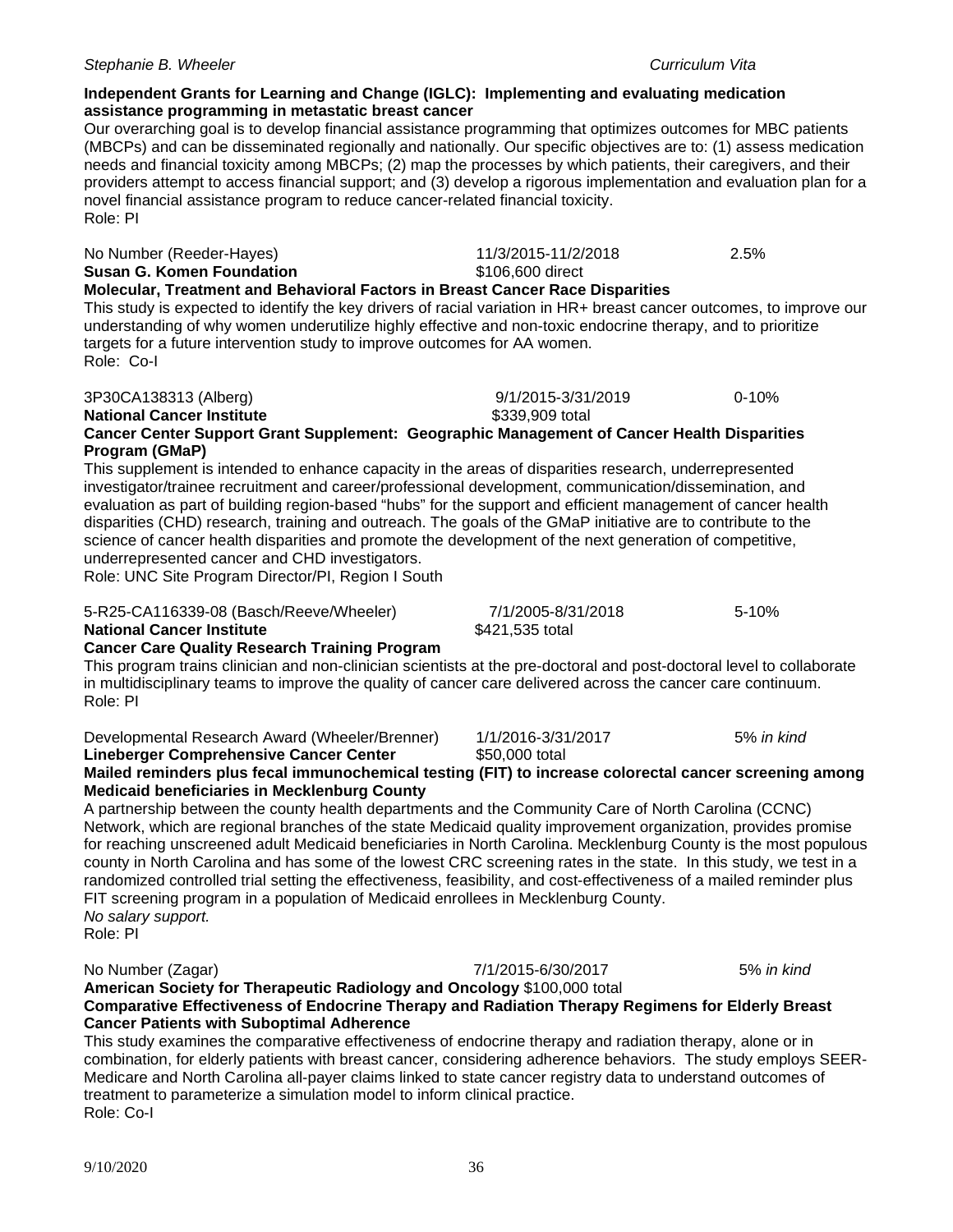**Independent Grants for Learning and Change (IGLC): Implementing and evaluating medication assistance programming in metastatic breast cancer**

Our overarching goal is to develop financial assistance programming that optimizes outcomes for MBC patients (MBCPs) and can be disseminated regionally and nationally. Our specific objectives are to: (1) assess medication needs and financial toxicity among MBCPs; (2) map the processes by which patients, their caregivers, and their providers attempt to access financial support; and (3) develop a rigorous implementation and evaluation plan for a novel financial assistance program to reduce cancer-related financial toxicity.
Role: PI

No Number (Reeder-Hayes) 11/3/2015-11/2/2018 2.5%
**Susan G. Komen Foundation** $106,600 direct
**Molecular, Treatment and Behavioral Factors in Breast Cancer Race Disparities**
This study is expected to identify the key drivers of racial variation in HR+ breast cancer outcomes, to improve our understanding of why women underutilize highly effective and non-toxic endocrine therapy, and to prioritize targets for a future intervention study to improve outcomes for AA women.
Role: Co-I

3P30CA138313 (Alberg) 9/1/2015-3/31/2019 0-10%
**National Cancer Institute** $339,909 total
**Cancer Center Support Grant Supplement: Geographic Management of Cancer Health Disparities Program (GMaP)**
This supplement is intended to enhance capacity in the areas of disparities research, underrepresented investigator/trainee recruitment and career/professional development, communication/dissemination, and evaluation as part of building region-based "hubs" for the support and efficient management of cancer health disparities (CHD) research, training and outreach. The goals of the GMaP initiative are to contribute to the science of cancer health disparities and promote the development of the next generation of competitive, underrepresented cancer and CHD investigators.
Role: UNC Site Program Director/PI, Region I South

5-R25-CA116339-08 (Basch/Reeve/Wheeler) 7/1/2005-8/31/2018 5-10%
**National Cancer Institute** $421,535 total
**Cancer Care Quality Research Training Program**
This program trains clinician and non-clinician scientists at the pre-doctoral and post-doctoral level to collaborate in multidisciplinary teams to improve the quality of cancer care delivered across the cancer care continuum.
Role: PI

Developmental Research Award (Wheeler/Brenner) 1/1/2016-3/31/2017 5% *in kind*
**Lineberger Comprehensive Cancer Center** $50,000 total
**Mailed reminders plus fecal immunochemical testing (FIT) to increase colorectal cancer screening among Medicaid beneficiaries in Mecklenburg County**
A partnership between the county health departments and the Community Care of North Carolina (CCNC) Network, which are regional branches of the state Medicaid quality improvement organization, provides promise for reaching unscreened adult Medicaid beneficiaries in North Carolina. Mecklenburg County is the most populous county in North Carolina and has some of the lowest CRC screening rates in the state. In this study, we test in a randomized controlled trial setting the effectiveness, feasibility, and cost-effectiveness of a mailed reminder plus FIT screening program in a population of Medicaid enrollees in Mecklenburg County.
*No salary support.*
Role: PI

No Number (Zagar) 7/1/2015-6/30/2017 5% *in kind*
**American Society for Therapeutic Radiology and Oncology** $100,000 total
**Comparative Effectiveness of Endocrine Therapy and Radiation Therapy Regimens for Elderly Breast Cancer Patients with Suboptimal Adherence**
This study examines the comparative effectiveness of endocrine therapy and radiation therapy, alone or in combination, for elderly patients with breast cancer, considering adherence behaviors. The study employs SEER-Medicare and North Carolina all-payer claims linked to state cancer registry data to understand outcomes of treatment to parameterize a simulation model to inform clinical practice.
Role: Co-I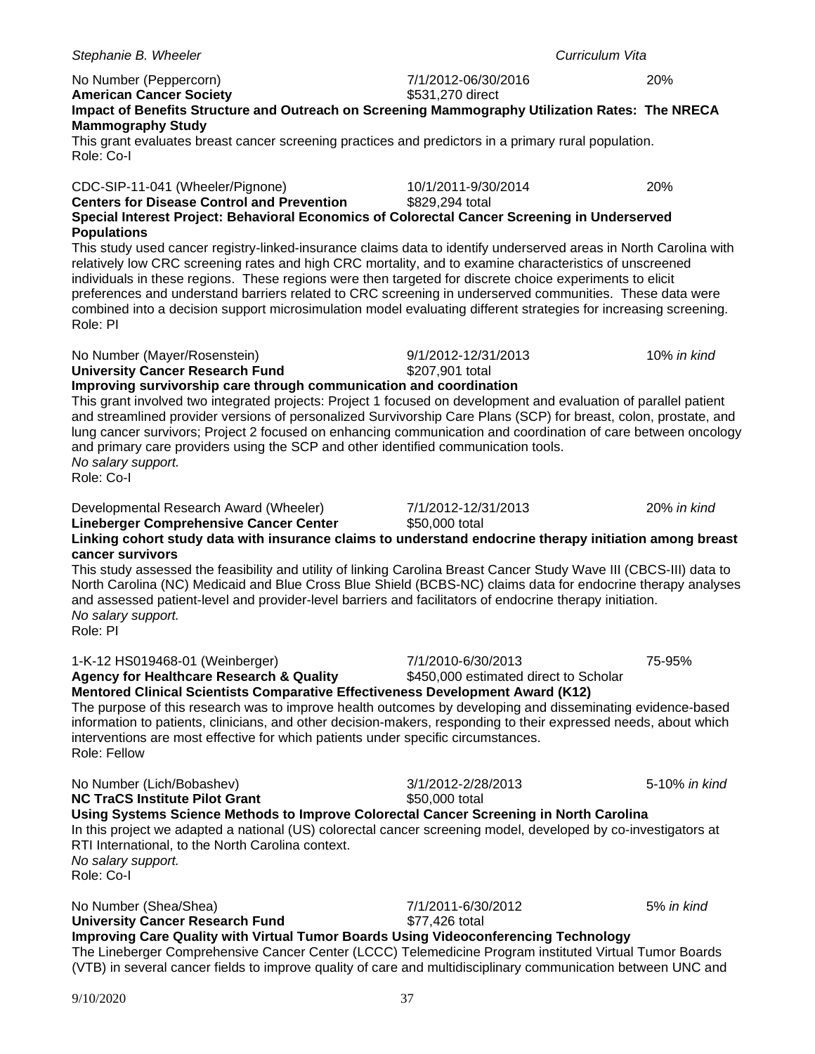No Number (Peppercorn) 7/1/2012-06/30/2016 20%
**American Cancer Society** $531,270 direct
**Impact of Benefits Structure and Outreach on Screening Mammography Utilization Rates: The NRECA Mammography Study**
This grant evaluates breast cancer screening practices and predictors in a primary rural population.
Role: Co-I

CDC-SIP-11-041 (Wheeler/Pignone) 10/1/2011-9/30/2014 20%
**Centers for Disease Control and Prevention** $829,294 total
**Special Interest Project: Behavioral Economics of Colorectal Cancer Screening in Underserved Populations**
This study used cancer registry-linked-insurance claims data to identify underserved areas in North Carolina with relatively low CRC screening rates and high CRC mortality, and to examine characteristics of unscreened individuals in these regions. These regions were then targeted for discrete choice experiments to elicit preferences and understand barriers related to CRC screening in underserved communities. These data were combined into a decision support microsimulation model evaluating different strategies for increasing screening.
Role: PI

No Number (Mayer/Rosenstein) 9/1/2012-12/31/2013 10% *in kind*
**University Cancer Research Fund** $207,901 total
**Improving survivorship care through communication and coordination**
This grant involved two integrated projects: Project 1 focused on development and evaluation of parallel patient and streamlined provider versions of personalized Survivorship Care Plans (SCP) for breast, colon, prostate, and lung cancer survivors; Project 2 focused on enhancing communication and coordination of care between oncology and primary care providers using the SCP and other identified communication tools.
*No salary support.*
Role: Co-I

Developmental Research Award (Wheeler) 7/1/2012-12/31/2013 20% *in kind*
**Lineberger Comprehensive Cancer Center** $50,000 total
**Linking cohort study data with insurance claims to understand endocrine therapy initiation among breast cancer survivors**
This study assessed the feasibility and utility of linking Carolina Breast Cancer Study Wave III (CBCS-III) data to North Carolina (NC) Medicaid and Blue Cross Blue Shield (BCBS-NC) claims data for endocrine therapy analyses and assessed patient-level and provider-level barriers and facilitators of endocrine therapy initiation.
*No salary support.*
Role: PI

1-K-12 HS019468-01 (Weinberger) 7/1/2010-6/30/2013 75-95%
**Agency for Healthcare Research & Quality** $450,000 estimated direct to Scholar
**Mentored Clinical Scientists Comparative Effectiveness Development Award (K12)**
The purpose of this research was to improve health outcomes by developing and disseminating evidence-based information to patients, clinicians, and other decision-makers, responding to their expressed needs, about which interventions are most effective for which patients under specific circumstances.
Role: Fellow

No Number (Lich/Bobashev) 3/1/2012-2/28/2013 5-10% *in kind*
**NC TraCS Institute Pilot Grant** $50,000 total
**Using Systems Science Methods to Improve Colorectal Cancer Screening in North Carolina**
In this project we adapted a national (US) colorectal cancer screening model, developed by co-investigators at RTI International, to the North Carolina context.
*No salary support.*
Role: Co-I

No Number (Shea/Shea) 7/1/2011-6/30/2012 5% *in kind*
**University Cancer Research Fund** $77,426 total
**Improving Care Quality with Virtual Tumor Boards Using Videoconferencing Technology**
The Lineberger Comprehensive Cancer Center (LCCC) Telemedicine Program instituted Virtual Tumor Boards (VTB) in several cancer fields to improve quality of care and multidisciplinary communication between UNC and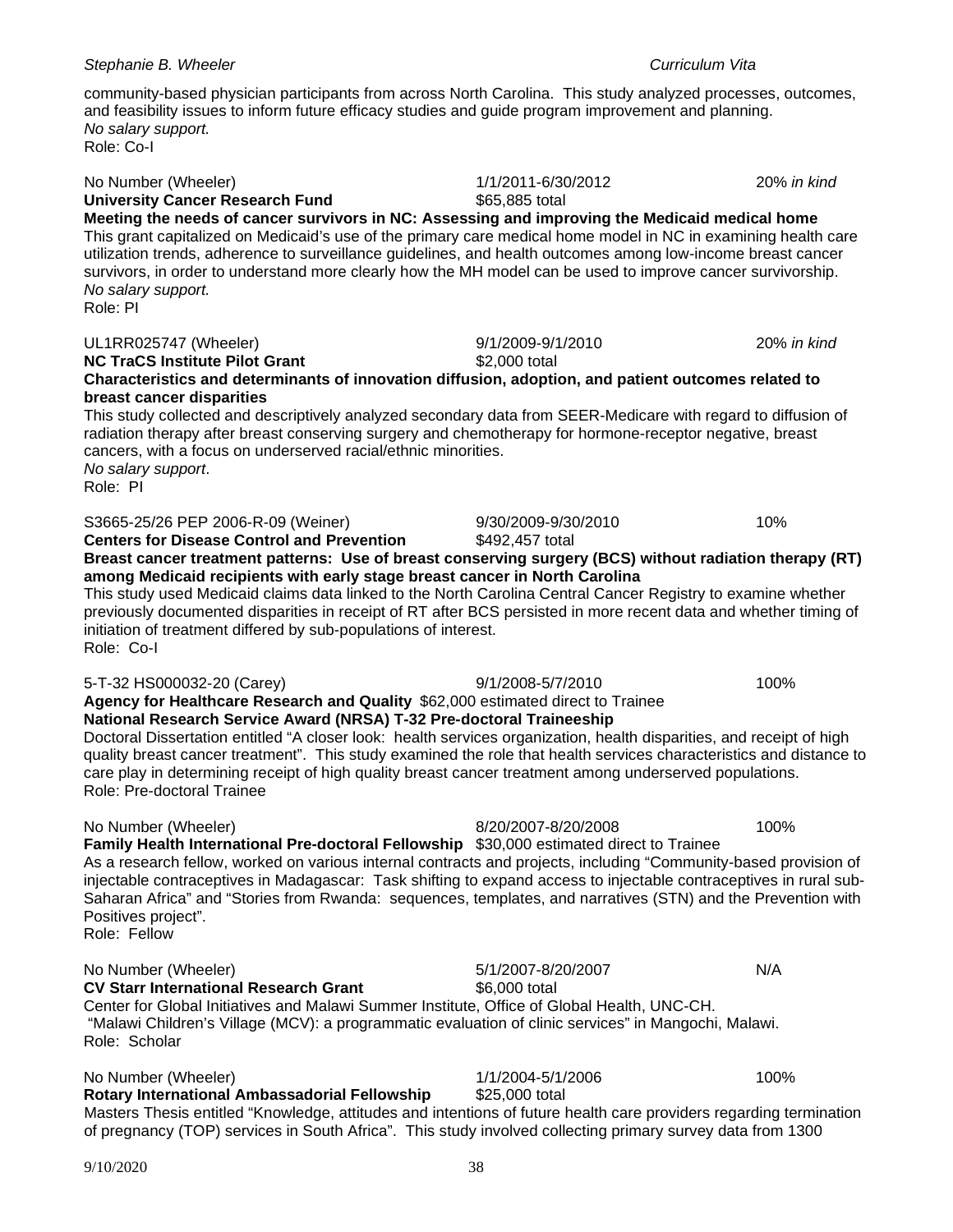community-based physician participants from across North Carolina. This study analyzed processes, outcomes, and feasibility issues to inform future efficacy studies and guide program improvement and planning.
*No salary support.*
Role: Co-I

No Number (Wheeler) 1/1/2011-6/30/2012 20% *in kind*
**University Cancer Research Fund** $65,885 total
**Meeting the needs of cancer survivors in NC: Assessing and improving the Medicaid medical home**
This grant capitalized on Medicaid's use of the primary care medical home model in NC in examining health care utilization trends, adherence to surveillance guidelines, and health outcomes among low-income breast cancer survivors, in order to understand more clearly how the MH model can be used to improve cancer survivorship.
*No salary support.*
Role: PI

UL1RR025747 (Wheeler) 9/1/2009-9/1/2010 20% *in kind*
**NC TraCS Institute Pilot Grant** $2,000 total
**Characteristics and determinants of innovation diffusion, adoption, and patient outcomes related to breast cancer disparities**
This study collected and descriptively analyzed secondary data from SEER-Medicare with regard to diffusion of radiation therapy after breast conserving surgery and chemotherapy for hormone-receptor negative, breast cancers, with a focus on underserved racial/ethnic minorities.
*No salary support*.
Role: PI

S3665-25/26 PEP 2006-R-09 (Weiner) 9/30/2009-9/30/2010 10%
**Centers for Disease Control and Prevention** $492,457 total
**Breast cancer treatment patterns: Use of breast conserving surgery (BCS) without radiation therapy (RT) among Medicaid recipients with early stage breast cancer in North Carolina**
This study used Medicaid claims data linked to the North Carolina Central Cancer Registry to examine whether previously documented disparities in receipt of RT after BCS persisted in more recent data and whether timing of initiation of treatment differed by sub-populations of interest.
Role: Co-I

5-T-32 HS000032-20 (Carey) 9/1/2008-5/7/2010 100%
**Agency for Healthcare Research and Quality** $62,000 estimated direct to Trainee
**National Research Service Award (NRSA) T-32 Pre-doctoral Traineeship**
Doctoral Dissertation entitled "A closer look: health services organization, health disparities, and receipt of high quality breast cancer treatment". This study examined the role that health services characteristics and distance to care play in determining receipt of high quality breast cancer treatment among underserved populations.
Role: Pre-doctoral Trainee

No Number (Wheeler) 8/20/2007-8/20/2008 100%
**Family Health International Pre-doctoral Fellowship** $30,000 estimated direct to Trainee
As a research fellow, worked on various internal contracts and projects, including "Community-based provision of injectable contraceptives in Madagascar: Task shifting to expand access to injectable contraceptives in rural sub-Saharan Africa" and "Stories from Rwanda: sequences, templates, and narratives (STN) and the Prevention with Positives project".
Role: Fellow

No Number (Wheeler) 5/1/2007-8/20/2007 N/A
**CV Starr International Research Grant** $6,000 total
Center for Global Initiatives and Malawi Summer Institute, Office of Global Health, UNC-CH.
"Malawi Children's Village (MCV): a programmatic evaluation of clinic services" in Mangochi, Malawi.
Role: Scholar

No Number (Wheeler) 1/1/2004-5/1/2006 100%
**Rotary International Ambassadorial Fellowship** $25,000 total
Masters Thesis entitled "Knowledge, attitudes and intentions of future health care providers regarding termination of pregnancy (TOP) services in South Africa". This study involved collecting primary survey data from 1300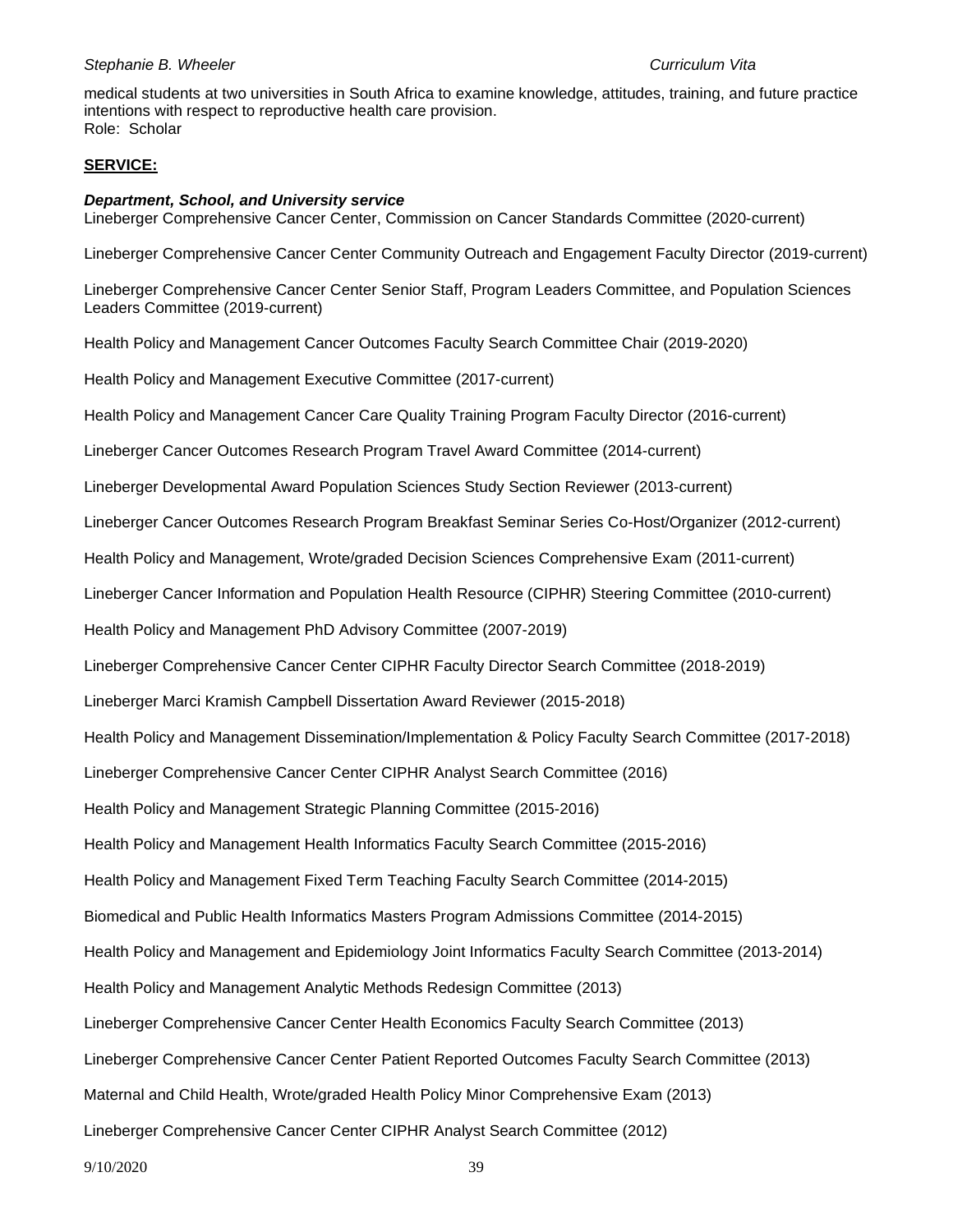medical students at two universities in South Africa to examine knowledge, attitudes, training, and future practice intentions with respect to reproductive health care provision.
Role: Scholar

## SERVICE:

### *Department, School, and University service*

Lineberger Comprehensive Cancer Center, Commission on Cancer Standards Committee (2020-current)

Lineberger Comprehensive Cancer Center Community Outreach and Engagement Faculty Director (2019-current)

Lineberger Comprehensive Cancer Center Senior Staff, Program Leaders Committee, and Population Sciences Leaders Committee (2019-current)

Health Policy and Management Cancer Outcomes Faculty Search Committee Chair (2019-2020)

Health Policy and Management Executive Committee (2017-current)

Health Policy and Management Cancer Care Quality Training Program Faculty Director (2016-current)

Lineberger Cancer Outcomes Research Program Travel Award Committee (2014-current)

Lineberger Developmental Award Population Sciences Study Section Reviewer (2013-current)

Lineberger Cancer Outcomes Research Program Breakfast Seminar Series Co-Host/Organizer (2012-current)

Health Policy and Management, Wrote/graded Decision Sciences Comprehensive Exam (2011-current)

Lineberger Cancer Information and Population Health Resource (CIPHR) Steering Committee (2010-current)

Health Policy and Management PhD Advisory Committee (2007-2019)

Lineberger Comprehensive Cancer Center CIPHR Faculty Director Search Committee (2018-2019)

Lineberger Marci Kramish Campbell Dissertation Award Reviewer (2015-2018)

Health Policy and Management Dissemination/Implementation & Policy Faculty Search Committee (2017-2018)

Lineberger Comprehensive Cancer Center CIPHR Analyst Search Committee (2016)

Health Policy and Management Strategic Planning Committee (2015-2016)

Health Policy and Management Health Informatics Faculty Search Committee (2015-2016)

Health Policy and Management Fixed Term Teaching Faculty Search Committee (2014-2015)

Biomedical and Public Health Informatics Masters Program Admissions Committee (2014-2015)

Health Policy and Management and Epidemiology Joint Informatics Faculty Search Committee (2013-2014)

Health Policy and Management Analytic Methods Redesign Committee (2013)

Lineberger Comprehensive Cancer Center Health Economics Faculty Search Committee (2013)

Lineberger Comprehensive Cancer Center Patient Reported Outcomes Faculty Search Committee (2013)

Maternal and Child Health, Wrote/graded Health Policy Minor Comprehensive Exam (2013)

Lineberger Comprehensive Cancer Center CIPHR Analyst Search Committee (2012)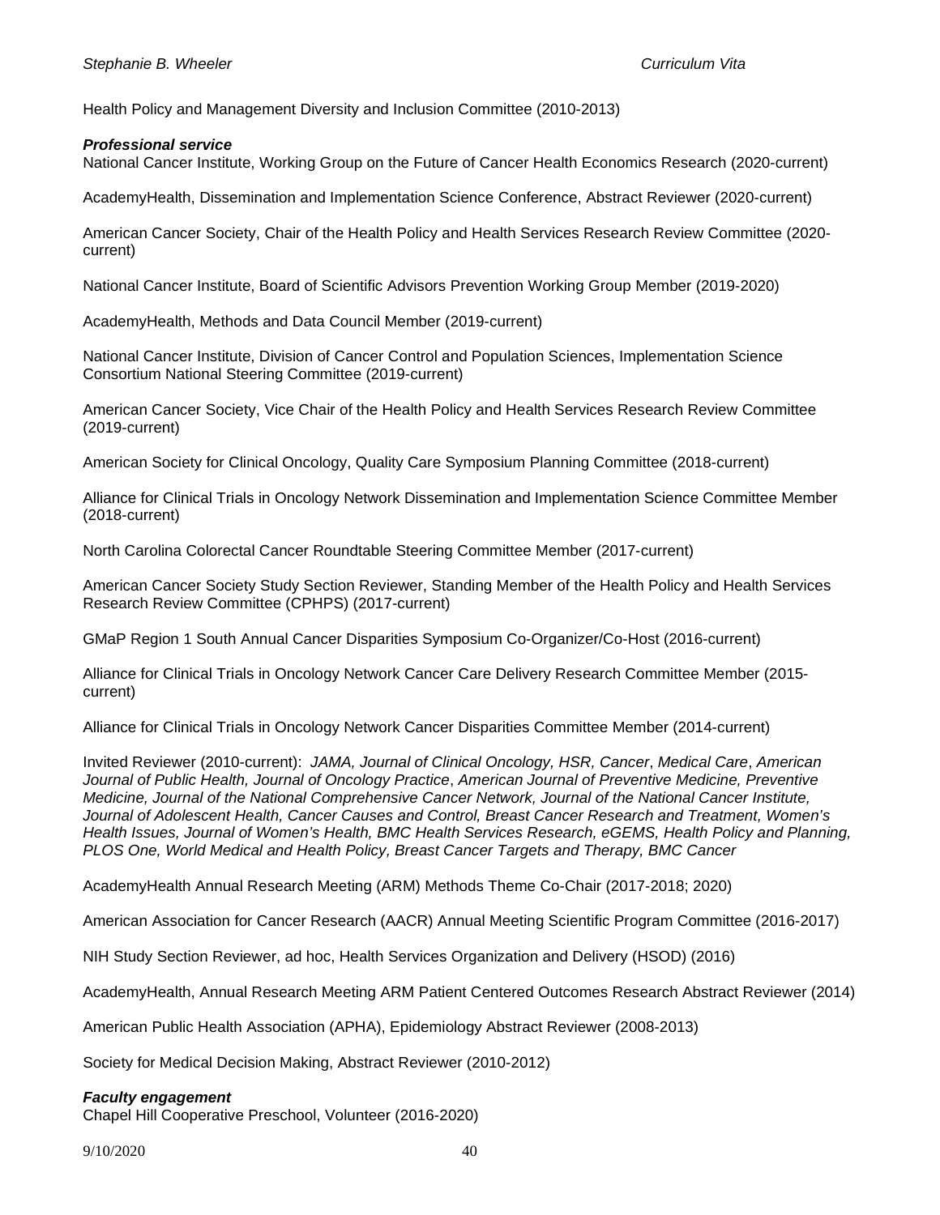Health Policy and Management Diversity and Inclusion Committee (2010-2013)

***Professional service***

National Cancer Institute, Working Group on the Future of Cancer Health Economics Research (2020-current)

AcademyHealth, Dissemination and Implementation Science Conference, Abstract Reviewer (2020-current)

American Cancer Society, Chair of the Health Policy and Health Services Research Review Committee (2020-current)

National Cancer Institute, Board of Scientific Advisors Prevention Working Group Member (2019-2020)

AcademyHealth, Methods and Data Council Member (2019-current)

National Cancer Institute, Division of Cancer Control and Population Sciences, Implementation Science Consortium National Steering Committee (2019-current)

American Cancer Society, Vice Chair of the Health Policy and Health Services Research Review Committee (2019-current)

American Society for Clinical Oncology, Quality Care Symposium Planning Committee (2018-current)

Alliance for Clinical Trials in Oncology Network Dissemination and Implementation Science Committee Member (2018-current)

North Carolina Colorectal Cancer Roundtable Steering Committee Member (2017-current)

American Cancer Society Study Section Reviewer, Standing Member of the Health Policy and Health Services Research Review Committee (CPHPS) (2017-current)

GMaP Region 1 South Annual Cancer Disparities Symposium Co-Organizer/Co-Host (2016-current)

Alliance for Clinical Trials in Oncology Network Cancer Care Delivery Research Committee Member (2015-current)

Alliance for Clinical Trials in Oncology Network Cancer Disparities Committee Member (2014-current)

Invited Reviewer (2010-current): *JAMA, Journal of Clinical Oncology, HSR, Cancer*, *Medical Care*, *American Journal of Public Health, Journal of Oncology Practice*, *American Journal of Preventive Medicine, Preventive Medicine, Journal of the National Comprehensive Cancer Network, Journal of the National Cancer Institute, Journal of Adolescent Health, Cancer Causes and Control, Breast Cancer Research and Treatment, Women's Health Issues, Journal of Women's Health, BMC Health Services Research, eGEMS, Health Policy and Planning, PLOS One, World Medical and Health Policy, Breast Cancer Targets and Therapy, BMC Cancer*

AcademyHealth Annual Research Meeting (ARM) Methods Theme Co-Chair (2017-2018; 2020)

American Association for Cancer Research (AACR) Annual Meeting Scientific Program Committee (2016-2017)

NIH Study Section Reviewer, ad hoc, Health Services Organization and Delivery (HSOD) (2016)

AcademyHealth, Annual Research Meeting ARM Patient Centered Outcomes Research Abstract Reviewer (2014)

American Public Health Association (APHA), Epidemiology Abstract Reviewer (2008-2013)

Society for Medical Decision Making, Abstract Reviewer (2010-2012)

***Faculty engagement***

Chapel Hill Cooperative Preschool, Volunteer (2016-2020)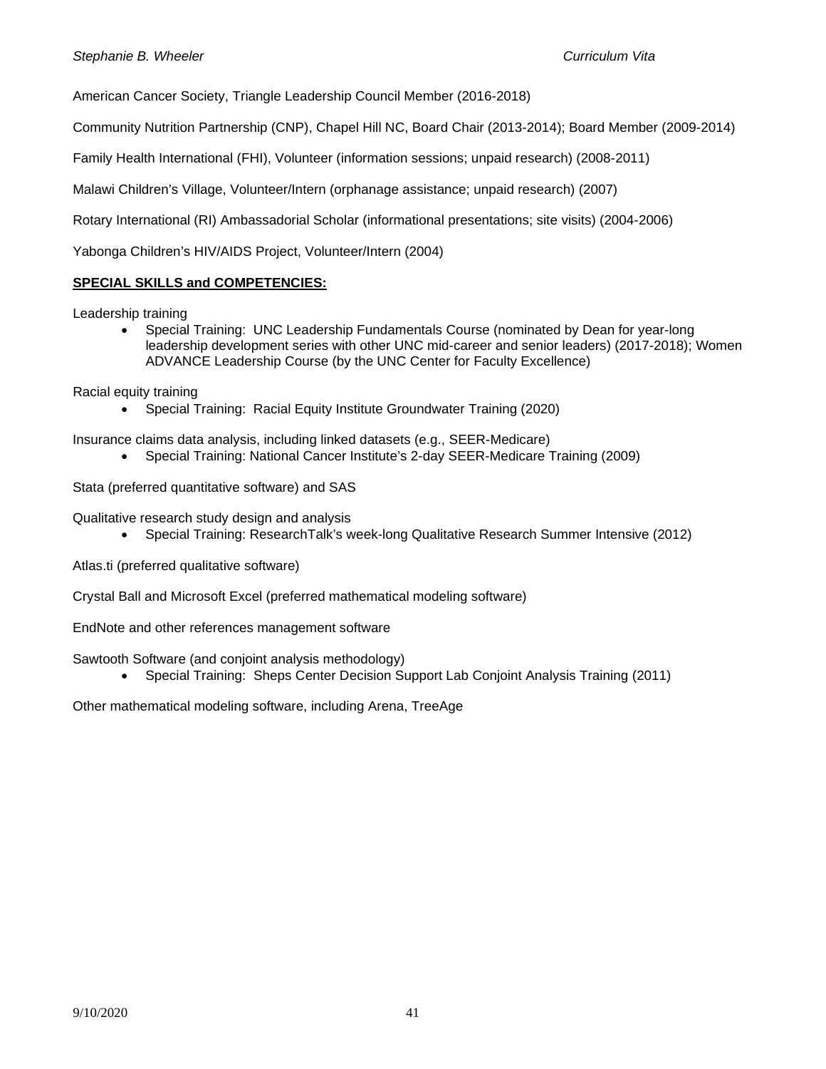American Cancer Society, Triangle Leadership Council Member (2016-2018)

Community Nutrition Partnership (CNP), Chapel Hill NC, Board Chair (2013-2014); Board Member (2009-2014)

Family Health International (FHI), Volunteer (information sessions; unpaid research) (2008-2011)

Malawi Children's Village, Volunteer/Intern (orphanage assistance; unpaid research) (2007)

Rotary International (RI) Ambassadorial Scholar (informational presentations; site visits) (2004-2006)

Yabonga Children's HIV/AIDS Project, Volunteer/Intern (2004)

**SPECIAL SKILLS and COMPETENCIES:**

Leadership training

- Special Training: UNC Leadership Fundamentals Course (nominated by Dean for year-long leadership development series with other UNC mid-career and senior leaders) (2017-2018); Women ADVANCE Leadership Course (by the UNC Center for Faculty Excellence)

Racial equity training

- Special Training: Racial Equity Institute Groundwater Training (2020)

Insurance claims data analysis, including linked datasets (e.g., SEER-Medicare)

- Special Training: National Cancer Institute's 2-day SEER-Medicare Training (2009)

Stata (preferred quantitative software) and SAS

Qualitative research study design and analysis

- Special Training: ResearchTalk's week-long Qualitative Research Summer Intensive (2012)

Atlas.ti (preferred qualitative software)

Crystal Ball and Microsoft Excel (preferred mathematical modeling software)

EndNote and other references management software

Sawtooth Software (and conjoint analysis methodology)

- Special Training: Sheps Center Decision Support Lab Conjoint Analysis Training (2011)

Other mathematical modeling software, including Arena, TreeAge